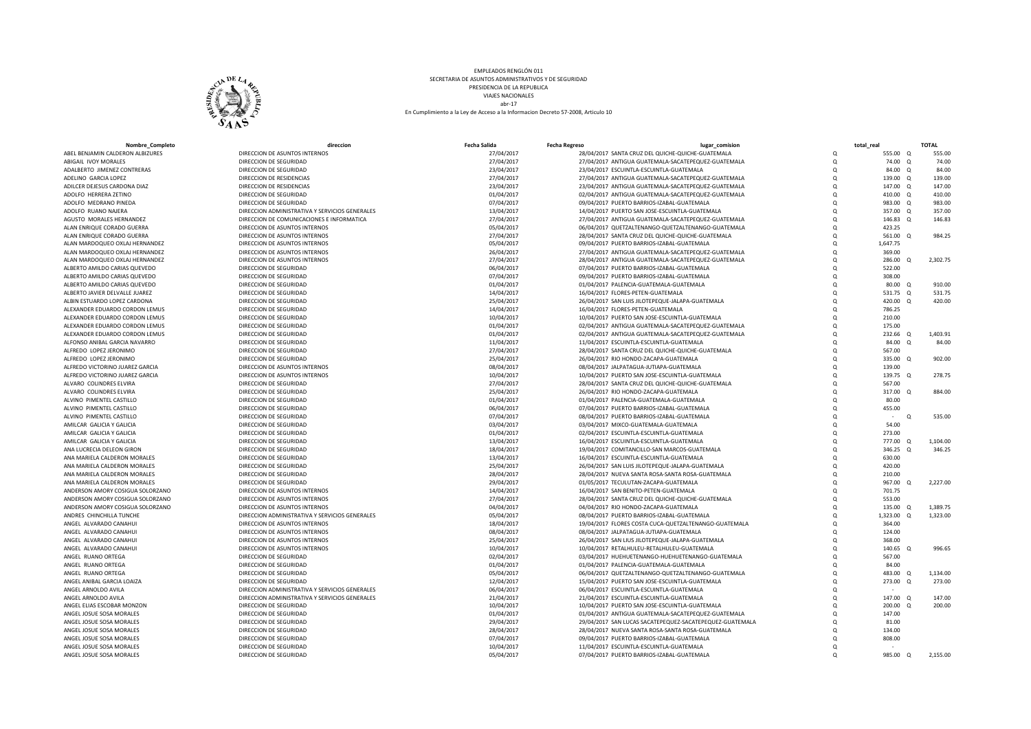EMPLEADOS RENGLÓN 011
SECRETARIA DE ASUNTOS ADMINISTRATIVOS Y DE SEGURIDAD
PRESIDENCIA DE LA REPUBLICA
VIAJES NACIONALES
abr-17
En Cumplimiento a la Ley de Acceso a la Informacion Decreto 57-2008, Articulo 10

| Nombre_Completo | direccion | Fecha Salida | Fecha Regreso | lugar_comision | | total_real | | TOTAL |
|---|---|---|---|---|---|---|---|---|
| ABEL BENJAMIN CALDERON ALBIZURES | DIRECCION DE ASUNTOS INTERNOS | 27/04/2017 | 28/04/2017 | SANTA CRUZ DEL QUICHE-QUICHE-GUATEMALA | Q | 555.00 | Q | 555.00 |
| ABIGAIL IVOY MORALES | DIRECCION DE SEGURIDAD | 27/04/2017 | 27/04/2017 | ANTIGUA GUATEMALA-SACATEPEQUEZ-GUATEMALA | Q | 74.00 | Q | 74.00 |
| ADALBERTO JIMENEZ CONTRERAS | DIRECCION DE SEGURIDAD | 23/04/2017 | 23/04/2017 | ESCUINTLA-ESCUINTLA-GUATEMALA | Q | 84.00 | Q | 84.00 |
| ADELINO GARCIA LOPEZ | DIRECCION DE RESIDENCIAS | 27/04/2017 | 27/04/2017 | ANTIGUA GUATEMALA-SACATEPEQUEZ-GUATEMALA | Q | 139.00 | Q | 139.00 |
| ADILCER DEJESUS CARDONA DIAZ | DIRECCION DE RESIDENCIAS | 23/04/2017 | 23/04/2017 | ANTIGUA GUATEMALA-SACATEPEQUEZ-GUATEMALA | Q | 147.00 | Q | 147.00 |
| ADOLFO HERRERA ZETINO | DIRECCION DE SEGURIDAD | 01/04/2017 | 02/04/2017 | ANTIGUA GUATEMALA-SACATEPEQUEZ-GUATEMALA | Q | 410.00 | Q | 410.00 |
| ADOLFO MEDRANO PINEDA | DIRECCION DE SEGURIDAD | 07/04/2017 | 09/04/2017 | PUERTO BARRIOS-IZABAL-GUATEMALA | Q | 983.00 | Q | 983.00 |
| ADOLFO RUANO NAJERA | DIRECCION ADMINISTRATIVA Y SERVICIOS GENERALES | 13/04/2017 | 14/04/2017 | PUERTO SAN JOSE-ESCUINTLA-GUATEMALA | Q | 357.00 | Q | 357.00 |
| AGUSTO MORALES HERNANDEZ | DIRECCION DE COMUNICACIONES E INFORMATICA | 27/04/2017 | 27/04/2017 | ANTIGUA GUATEMALA-SACATEPEQUEZ-GUATEMALA | Q | 146.83 | Q | 146.83 |
| ALAN ENRIQUE CORADO GUERRA | DIRECCION DE ASUNTOS INTERNOS | 05/04/2017 | 06/04/2017 | QUETZALTENANGO-QUETZALTENANGO-GUATEMALA | Q | 423.25 | | |
| ALAN ENRIQUE CORADO GUERRA | DIRECCION DE ASUNTOS INTERNOS | 27/04/2017 | 28/04/2017 | SANTA CRUZ DEL QUICHE-QUICHE-GUATEMALA | Q | 561.00 | Q | 984.25 |
| ALAN MARDOQUEO OXLAJ HERNANDEZ | DIRECCION DE ASUNTOS INTERNOS | 05/04/2017 | 09/04/2017 | PUERTO BARRIOS-IZABAL-GUATEMALA | Q | 1,647.75 | | |
| ALAN MARDOQUEO OXLAJ HERNANDEZ | DIRECCION DE ASUNTOS INTERNOS | 26/04/2017 | 27/04/2017 | ANTIGUA GUATEMALA-SACATEPEQUEZ-GUATEMALA | Q | 369.00 | | |
| ALAN MARDOQUEO OXLAJ HERNANDEZ | DIRECCION DE ASUNTOS INTERNOS | 27/04/2017 | 28/04/2017 | ANTIGUA GUATEMALA-SACATEPEQUEZ-GUATEMALA | Q | 286.00 | Q | 2,302.75 |
| ALBERTO AMILDO CARIAS QUEVEDO | DIRECCION DE SEGURIDAD | 06/04/2017 | 07/04/2017 | PUERTO BARRIOS-IZABAL-GUATEMALA | Q | 522.00 | | |
| ALBERTO AMILDO CARIAS QUEVEDO | DIRECCION DE SEGURIDAD | 07/04/2017 | 09/04/2017 | PUERTO BARRIOS-IZABAL-GUATEMALA | Q | 308.00 | | |
| ALBERTO AMILDO CARIAS QUEVEDO | DIRECCION DE SEGURIDAD | 01/04/2017 | 01/04/2017 | PALENCIA-GUATEMALA-GUATEMALA | Q | 80.00 | Q | 910.00 |
| ALBERTO JAVIER DELVALLE JUAREZ | DIRECCION DE SEGURIDAD | 14/04/2017 | 16/04/2017 | FLORES-PETEN-GUATEMALA | Q | 531.75 | Q | 531.75 |
| ALBIN ESTUARDO LOPEZ CARDONA | DIRECCION DE SEGURIDAD | 25/04/2017 | 26/04/2017 | SAN LUIS JILOTEPEQUE-JALAPA-GUATEMALA | Q | 420.00 | Q | 420.00 |
| ALEXANDER EDUARDO CORDON LEMUS | DIRECCION DE SEGURIDAD | 14/04/2017 | 16/04/2017 | FLORES-PETEN-GUATEMALA | Q | 786.25 | | |
| ALEXANDER EDUARDO CORDON LEMUS | DIRECCION DE SEGURIDAD | 10/04/2017 | 10/04/2017 | PUERTO SAN JOSE-ESCUINTLA-GUATEMALA | Q | 210.00 | | |
| ALEXANDER EDUARDO CORDON LEMUS | DIRECCION DE SEGURIDAD | 01/04/2017 | 02/04/2017 | ANTIGUA GUATEMALA-SACATEPEQUEZ-GUATEMALA | Q | 175.00 | | |
| ALEXANDER EDUARDO CORDON LEMUS | DIRECCION DE SEGURIDAD | 01/04/2017 | 02/04/2017 | ANTIGUA GUATEMALA-SACATEPEQUEZ-GUATEMALA | Q | 232.66 | Q | 1,403.91 |
| ALFONSO ANIBAL GARCIA NAVARRO | DIRECCION DE SEGURIDAD | 11/04/2017 | 11/04/2017 | ESCUINTLA-ESCUINTLA-GUATEMALA | Q | 84.00 | Q | 84.00 |
| ALFREDO LOPEZ JERONIMO | DIRECCION DE SEGURIDAD | 27/04/2017 | 28/04/2017 | SANTA CRUZ DEL QUICHE-QUICHE-GUATEMALA | Q | 567.00 | | |
| ALFREDO LOPEZ JERONIMO | DIRECCION DE SEGURIDAD | 25/04/2017 | 26/04/2017 | RIO HONDO-ZACAPA-GUATEMALA | Q | 335.00 | Q | 902.00 |
| ALFREDO VICTORINO JUAREZ GARCIA | DIRECCION DE ASUNTOS INTERNOS | 08/04/2017 | 08/04/2017 | JALPATAGUA-JUTIAPA-GUATEMALA | Q | 139.00 | | |
| ALFREDO VICTORINO JUAREZ GARCIA | DIRECCION DE ASUNTOS INTERNOS | 10/04/2017 | 10/04/2017 | PUERTO SAN JOSE-ESCUINTLA-GUATEMALA | Q | 139.75 | Q | 278.75 |
| ALVARO COLINDRES ELVIRA | DIRECCION DE SEGURIDAD | 27/04/2017 | 28/04/2017 | SANTA CRUZ DEL QUICHE-QUICHE-GUATEMALA | Q | 567.00 | | |
| ALVARO COLINDRES ELVIRA | DIRECCION DE SEGURIDAD | 25/04/2017 | 26/04/2017 | RIO HONDO-ZACAPA-GUATEMALA | Q | 317.00 | Q | 884.00 |
| ALVINO PIMENTEL CASTILLO | DIRECCION DE SEGURIDAD | 01/04/2017 | 01/04/2017 | PALENCIA-GUATEMALA-GUATEMALA | Q | 80.00 | | |
| ALVINO PIMENTEL CASTILLO | DIRECCION DE SEGURIDAD | 06/04/2017 | 07/04/2017 | PUERTO BARRIOS-IZABAL-GUATEMALA | Q | 455.00 | | |
| ALVINO PIMENTEL CASTILLO | DIRECCION DE SEGURIDAD | 07/04/2017 | 08/04/2017 | PUERTO BARRIOS-IZABAL-GUATEMALA | Q | - | Q | 535.00 |
| AMILCAR GALICIA Y GALICIA | DIRECCION DE SEGURIDAD | 03/04/2017 | 03/04/2017 | MIXCO-GUATEMALA-GUATEMALA | Q | 54.00 | | |
| AMILCAR GALICIA Y GALICIA | DIRECCION DE SEGURIDAD | 01/04/2017 | 02/04/2017 | ESCUINTLA-ESCUINTLA-GUATEMALA | Q | 273.00 | | |
| AMILCAR GALICIA Y GALICIA | DIRECCION DE SEGURIDAD | 13/04/2017 | 16/04/2017 | ESCUINTLA-ESCUINTLA-GUATEMALA | Q | 777.00 | Q | 1,104.00 |
| ANA LUCRECIA DELEON GIRON | DIRECCION DE SEGURIDAD | 18/04/2017 | 19/04/2017 | COMITANCILLO-SAN MARCOS-GUATEMALA | Q | 346.25 | Q | 346.25 |
| ANA MARIELA CALDERON MORALES | DIRECCION DE SEGURIDAD | 13/04/2017 | 16/04/2017 | ESCUINTLA-ESCUINTLA-GUATEMALA | Q | 630.00 | | |
| ANA MARIELA CALDERON MORALES | DIRECCION DE SEGURIDAD | 25/04/2017 | 26/04/2017 | SAN LUIS JILOTEPEQUE-JALAPA-GUATEMALA | Q | 420.00 | | |
| ANA MARIELA CALDERON MORALES | DIRECCION DE SEGURIDAD | 28/04/2017 | 28/04/2017 | NUEVA SANTA ROSA-SANTA ROSA-GUATEMALA | Q | 210.00 | | |
| ANA MARIELA CALDERON MORALES | DIRECCION DE SEGURIDAD | 29/04/2017 | 01/05/2017 | TECULUTAN-ZACAPA-GUATEMALA | Q | 967.00 | Q | 2,227.00 |
| ANDERSON AMORY COSIGUA SOLORZANO | DIRECCION DE ASUNTOS INTERNOS | 14/04/2017 | 16/04/2017 | SAN BENITO-PETEN-GUATEMALA | Q | 701.75 | | |
| ANDERSON AMORY COSIGUA SOLORZANO | DIRECCION DE ASUNTOS INTERNOS | 27/04/2017 | 28/04/2017 | SANTA CRUZ DEL QUICHE-QUICHE-GUATEMALA | Q | 553.00 | | |
| ANDERSON AMORY COSIGUA SOLORZANO | DIRECCION DE ASUNTOS INTERNOS | 04/04/2017 | 04/04/2017 | RIO HONDO-ZACAPA-GUATEMALA | Q | 135.00 | Q | 1,389.75 |
| ANDRES CHINCHILLA TUNCHE | DIRECCION ADMINISTRATIVA Y SERVICIOS GENERALES | 05/04/2017 | 08/04/2017 | PUERTO BARRIOS-IZABAL-GUATEMALA | Q | 1,323.00 | Q | 1,323.00 |
| ANGEL ALVARADO CANAHUI | DIRECCION DE ASUNTOS INTERNOS | 18/04/2017 | 19/04/2017 | FLORES COSTA CUCA-QUETZALTENANGO-GUATEMALA | Q | 364.00 | | |
| ANGEL ALVARADO CANAHUI | DIRECCION DE ASUNTOS INTERNOS | 08/04/2017 | 08/04/2017 | JALPATAGUA-JUTIAPA-GUATEMALA | Q | 124.00 | | |
| ANGEL ALVARADO CANAHUI | DIRECCION DE ASUNTOS INTERNOS | 25/04/2017 | 26/04/2017 | SAN LIUS JILOTEPEQUE-JALAPA-GUATEMALA | Q | 368.00 | | |
| ANGEL ALVARADO CANAHUI | DIRECCION DE ASUNTOS INTERNOS | 10/04/2017 | 10/04/2017 | RETALHULEU-RETALHULEU-GUATEMALA | Q | 140.65 | Q | 996.65 |
| ANGEL RUANO ORTEGA | DIRECCION DE SEGURIDAD | 02/04/2017 | 03/04/2017 | HUEHUETENANGO-HUEHUETENANGO-GUATEMALA | Q | 567.00 | | |
| ANGEL RUANO ORTEGA | DIRECCION DE SEGURIDAD | 01/04/2017 | 01/04/2017 | PALENCIA-GUATEMALA-GUATEMALA | Q | 84.00 | | |
| ANGEL RUANO ORTEGA | DIRECCION DE SEGURIDAD | 05/04/2017 | 06/04/2017 | QUETZALTENANGO-QUETZALTENANGO-GUATEMALA | Q | 483.00 | Q | 1,134.00 |
| ANGEL ANIBAL GARCIA LOAIZA | DIRECCION DE SEGURIDAD | 12/04/2017 | 15/04/2017 | PUERTO SAN JOSE-ESCUINTLA-GUATEMALA | Q | 273.00 | Q | 273.00 |
| ANGEL ARNOLDO AVILA | DIRECCION ADMINISTRATIVA Y SERVICIOS GENERALES | 06/04/2017 | 06/04/2017 | ESCUINTLA-ESCUINTLA-GUATEMALA | Q | - | | |
| ANGEL ARNOLDO AVILA | DIRECCION ADMINISTRATIVA Y SERVICIOS GENERALES | 21/04/2017 | 21/04/2017 | ESCUINTLA-ESCUINTLA-GUATEMALA | Q | 147.00 | Q | 147.00 |
| ANGEL ELIAS ESCOBAR MONZON | DIRECCION DE SEGURIDAD | 10/04/2017 | 10/04/2017 | PUERTO SAN JOSE-ESCUINTLA-GUATEMALA | Q | 200.00 | Q | 200.00 |
| ANGEL JOSUE SOSA MORALES | DIRECCION DE SEGURIDAD | 01/04/2017 | 01/04/2017 | ANTIGUA GUATEMALA-SACATEPEQUEZ-GUATEMALA | Q | 147.00 | | |
| ANGEL JOSUE SOSA MORALES | DIRECCION DE SEGURIDAD | 29/04/2017 | 29/04/2017 | SAN LUCAS SACATEPEQUEZ-SACATEPEQUEZ-GUATEMALA | Q | 81.00 | | |
| ANGEL JOSUE SOSA MORALES | DIRECCION DE SEGURIDAD | 28/04/2017 | 28/04/2017 | NUEVA SANTA ROSA-SANTA ROSA-GUATEMALA | Q | 134.00 | | |
| ANGEL JOSUE SOSA MORALES | DIRECCION DE SEGURIDAD | 07/04/2017 | 09/04/2017 | PUERTO BARRIOS-IZABAL-GUATEMALA | Q | 808.00 | | |
| ANGEL JOSUE SOSA MORALES | DIRECCION DE SEGURIDAD | 10/04/2017 | 11/04/2017 | ESCUINTLA-ESCUINTLA-GUATEMALA | Q | - | | |
| ANGEL JOSUE SOSA MORALES | DIRECCION DE SEGURIDAD | 05/04/2017 | 07/04/2017 | PUERTO BARRIOS-IZABAL-GUATEMALA | Q | 985.00 | Q | 2,155.00 |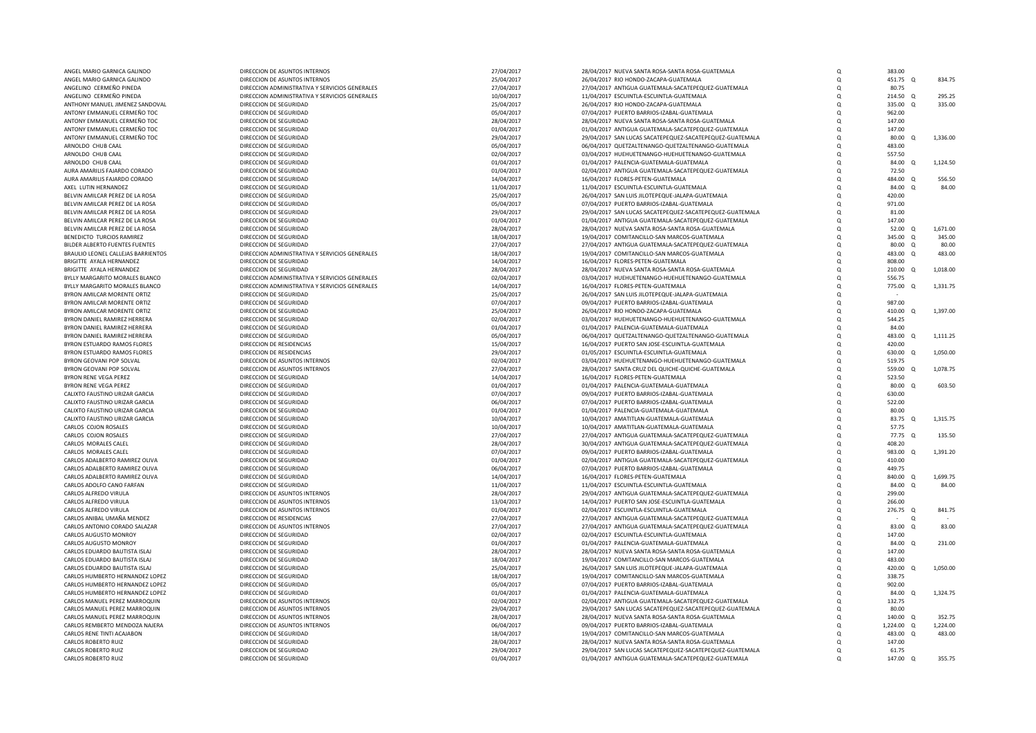| | | | | | | | | |
|---|---|---|---|---|---|---|---|---|
| ANGEL MARIO GARNICA GALINDO | DIRECCION DE ASUNTOS INTERNOS | 27/04/2017 | 28/04/2017 NUEVA SANTA ROSA-SANTA ROSA-GUATEMALA | Q | 383.00 | | | |
| ANGEL MARIO GARNICA GALINDO | DIRECCION DE ASUNTOS INTERNOS | 25/04/2017 | 26/04/2017 RIO HONDO-ZACAPA-GUATEMALA | Q | 451.75 | Q | 834.75 |
| ANGELINO CERMEÑO PINEDA | DIRECCION ADMINISTRATIVA Y SERVICIOS GENERALES | 27/04/2017 | 27/04/2017 ANTIGUA GUATEMALA-SACATEPEQUEZ-GUATEMALA | Q | 80.75 | | |
| ANGELINO CERMEÑO PINEDA | DIRECCION ADMINISTRATIVA Y SERVICIOS GENERALES | 10/04/2017 | 11/04/2017 ESCUINTLA-ESCUINTLA-GUATEMALA | Q | 214.50 | Q | 295.25 |
| ANTHONY MANUEL JIMENEZ SANDOVAL | DIRECCION DE SEGURIDAD | 25/04/2017 | 26/04/2017 RIO HONDO-ZACAPA-GUATEMALA | Q | 335.00 | Q | 335.00 |
| ANTONY EMMANUEL CERMEÑO TOC | DIRECCION DE SEGURIDAD | 05/04/2017 | 07/04/2017 PUERTO BARRIOS-IZABAL-GUATEMALA | Q | 962.00 | | |
| ANTONY EMMANUEL CERMEÑO TOC | DIRECCION DE SEGURIDAD | 28/04/2017 | 28/04/2017 NUEVA SANTA ROSA-SANTA ROSA-GUATEMALA | Q | 147.00 | | |
| ANTONY EMMANUEL CERMEÑO TOC | DIRECCION DE SEGURIDAD | 01/04/2017 | 01/04/2017 ANTIGUA GUATEMALA-SACATEPEQUEZ-GUATEMALA | Q | 147.00 | | |
| ANTONY EMMANUEL CERMEÑO TOC | DIRECCION DE SEGURIDAD | 29/04/2017 | 29/04/2017 SAN LUCAS SACATEPEQUEZ-SACATEPEQUEZ-GUATEMALA | Q | 80.00 | Q | 1,336.00 |
| ARNOLDO CHUB CAAL | DIRECCION DE SEGURIDAD | 05/04/2017 | 06/04/2017 QUETZALTENANGO-QUETZALTENANGO-GUATEMALA | Q | 483.00 | | |
| ARNOLDO CHUB CAAL | DIRECCION DE SEGURIDAD | 02/04/2017 | 03/04/2017 HUEHUETENANGO-HUEHUETENANGO-GUATEMALA | Q | 557.50 | | |
| ARNOLDO CHUB CAAL | DIRECCION DE SEGURIDAD | 01/04/2017 | 01/04/2017 PALENCIA-GUATEMALA-GUATEMALA | Q | 84.00 | Q | 1,124.50 |
| AURA AMARILIS FAJARDO CORADO | DIRECCION DE SEGURIDAD | 01/04/2017 | 02/04/2017 ANTIGUA GUATEMALA-SACATEPEQUEZ-GUATEMALA | Q | 72.50 | | |
| AURA AMARILIS FAJARDO CORADO | DIRECCION DE SEGURIDAD | 14/04/2017 | 16/04/2017 FLORES-PETEN-GUATEMALA | Q | 484.00 | Q | 556.50 |
| AXEL LUTIN HERNANDEZ | DIRECCION DE SEGURIDAD | 11/04/2017 | 11/04/2017 ESCUINTLA-ESCUINTLA-GUATEMALA | Q | 84.00 | Q | 84.00 |
| BELVIN AMILCAR PEREZ DE LA ROSA | DIRECCION DE SEGURIDAD | 25/04/2017 | 26/04/2017 SAN LUIS JILOTEPEQUE-JALAPA-GUATEMALA | Q | 420.00 | | |
| BELVIN AMILCAR PEREZ DE LA ROSA | DIRECCION DE SEGURIDAD | 05/04/2017 | 07/04/2017 PUERTO BARRIOS-IZABAL-GUATEMALA | Q | 971.00 | | |
| BELVIN AMILCAR PEREZ DE LA ROSA | DIRECCION DE SEGURIDAD | 29/04/2017 | 29/04/2017 SAN LUCAS SACATEPEQUEZ-SACATEPEQUEZ-GUATEMALA | Q | 81.00 | | |
| BELVIN AMILCAR PEREZ DE LA ROSA | DIRECCION DE SEGURIDAD | 01/04/2017 | 01/04/2017 ANTIGUA GUATEMALA-SACATEPEQUEZ-GUATEMALA | Q | 147.00 | | |
| BELVIN AMILCAR PEREZ DE LA ROSA | DIRECCION DE SEGURIDAD | 28/04/2017 | 28/04/2017 NUEVA SANTA ROSA-SANTA ROSA-GUATEMALA | Q | 52.00 | Q | 1,671.00 |
| BENEDICTO TURCIOS RAMIREZ | DIRECCION DE SEGURIDAD | 18/04/2017 | 19/04/2017 COMITANCILLO-SAN MARCOS-GUATEMALA | Q | 345.00 | Q | 345.00 |
| BILDER ALBERTO FUENTES FUENTES | DIRECCION DE SEGURIDAD | 27/04/2017 | 27/04/2017 ANTIGUA GUATEMALA-SACATEPEQUEZ-GUATEMALA | Q | 80.00 | Q | 80.00 |
| BRAULIO LEONEL CALLEJAS BARRIENTOS | DIRECCION ADMINISTRATIVA Y SERVICIOS GENERALES | 18/04/2017 | 19/04/2017 COMITANCILLO-SAN MARCOS-GUATEMALA | Q | 483.00 | Q | 483.00 |
| BRIGITTE AYALA HERNANDEZ | DIRECCION DE SEGURIDAD | 14/04/2017 | 16/04/2017 FLORES-PETEN-GUATEMALA | Q | 808.00 | | |
| BRIGITTE AYALA HERNANDEZ | DIRECCION DE SEGURIDAD | 28/04/2017 | 28/04/2017 NUEVA SANTA ROSA-SANTA ROSA-GUATEMALA | Q | 210.00 | Q | 1,018.00 |
| BYLLY MARGARITO MORALES BLANCO | DIRECCION ADMINISTRATIVA Y SERVICIOS GENERALES | 02/04/2017 | 03/04/2017 HUEHUETENANGO-HUEHUETENANGO-GUATEMALA | Q | 556.75 | | |
| BYLLY MARGARITO MORALES BLANCO | DIRECCION ADMINISTRATIVA Y SERVICIOS GENERALES | 14/04/2017 | 16/04/2017 FLORES-PETEN-GUATEMALA | Q | 775.00 | Q | 1,331.75 |
| BYRON AMILCAR MORENTE ORTIZ | DIRECCION DE SEGURIDAD | 25/04/2017 | 26/04/2017 SAN LUIS JILOTEPEQUE-JALAPA-GUATEMALA | Q | - | | |
| BYRON AMILCAR MORENTE ORTIZ | DIRECCION DE SEGURIDAD | 07/04/2017 | 09/04/2017 PUERTO BARRIOS-IZABAL-GUATEMALA | Q | 987.00 | | |
| BYRON AMILCAR MORENTE ORTIZ | DIRECCION DE SEGURIDAD | 25/04/2017 | 26/04/2017 RIO HONDO-ZACAPA-GUATEMALA | Q | 410.00 | Q | 1,397.00 |
| BYRON DANIEL RAMIREZ HERRERA | DIRECCION DE SEGURIDAD | 02/04/2017 | 03/04/2017 HUEHUETENANGO-HUEHUETENANGO-GUATEMALA | Q | 544.25 | | |
| BYRON DANIEL RAMIREZ HERRERA | DIRECCION DE SEGURIDAD | 01/04/2017 | 01/04/2017 PALENCIA-GUATEMALA-GUATEMALA | Q | 84.00 | | |
| BYRON DANIEL RAMIREZ HERRERA | DIRECCION DE SEGURIDAD | 05/04/2017 | 06/04/2017 QUETZALTENANGO-QUETZALTENANGO-GUATEMALA | Q | 483.00 | Q | 1,111.25 |
| BYRON ESTUARDO RAMOS FLORES | DIRECCION DE RESIDENCIAS | 15/04/2017 | 16/04/2017 PUERTO SAN JOSE-ESCUINTLA-GUATEMALA | Q | 420.00 | | |
| BYRON ESTUARDO RAMOS FLORES | DIRECCION DE RESIDENCIAS | 29/04/2017 | 01/05/2017 ESCUINTLA-ESCUINTLA-GUATEMALA | Q | 630.00 | Q | 1,050.00 |
| BYRON GEOVANI POP SOLVAL | DIRECCION DE ASUNTOS INTERNOS | 02/04/2017 | 03/04/2017 HUEHUETENANGO-HUEHUETENANGO-GUATEMALA | Q | 519.75 | | |
| BYRON GEOVANI POP SOLVAL | DIRECCION DE ASUNTOS INTERNOS | 27/04/2017 | 28/04/2017 SANTA CRUZ DEL QUICHE-QUICHE-GUATEMALA | Q | 559.00 | Q | 1,078.75 |
| BYRON RENE VEGA PEREZ | DIRECCION DE SEGURIDAD | 14/04/2017 | 16/04/2017 FLORES-PETEN-GUATEMALA | Q | 523.50 | | |
| BYRON RENE VEGA PEREZ | DIRECCION DE SEGURIDAD | 01/04/2017 | 01/04/2017 PALENCIA-GUATEMALA-GUATEMALA | Q | 80.00 | Q | 603.50 |
| CALIXTO FAUSTINO URIZAR GARCIA | DIRECCION DE SEGURIDAD | 07/04/2017 | 09/04/2017 PUERTO BARRIOS-IZABAL-GUATEMALA | Q | 630.00 | | |
| CALIXTO FAUSTINO URIZAR GARCIA | DIRECCION DE SEGURIDAD | 06/04/2017 | 07/04/2017 PUERTO BARRIOS-IZABAL-GUATEMALA | Q | 522.00 | | |
| CALIXTO FAUSTINO URIZAR GARCIA | DIRECCION DE SEGURIDAD | 01/04/2017 | 01/04/2017 PALENCIA-GUATEMALA-GUATEMALA | Q | 80.00 | | |
| CALIXTO FAUSTINO URIZAR GARCIA | DIRECCION DE SEGURIDAD | 10/04/2017 | 10/04/2017 AMATITLAN-GUATEMALA-GUATEMALA | Q | 83.75 | Q | 1,315.75 |
| CARLOS COJON ROSALES | DIRECCION DE SEGURIDAD | 10/04/2017 | 10/04/2017 AMATITLAN-GUATEMALA-GUATEMALA | Q | 57.75 | | |
| CARLOS COJON ROSALES | DIRECCION DE SEGURIDAD | 27/04/2017 | 27/04/2017 ANTIGUA GUATEMALA-SACATEPEQUEZ-GUATEMALA | Q | 77.75 | Q | 135.50 |
| CARLOS MORALES CALEL | DIRECCION DE SEGURIDAD | 28/04/2017 | 30/04/2017 ANTIGUA GUATEMALA-SACATEPEQUEZ-GUATEMALA | Q | 408.20 | | |
| CARLOS MORALES CALEL | DIRECCION DE SEGURIDAD | 07/04/2017 | 09/04/2017 PUERTO BARRIOS-IZABAL-GUATEMALA | Q | 983.00 | Q | 1,391.20 |
| CARLOS ADALBERTO RAMIREZ OLIVA | DIRECCION DE SEGURIDAD | 01/04/2017 | 02/04/2017 ANTIGUA GUATEMALA-SACATEPEQUEZ-GUATEMALA | Q | 410.00 | | |
| CARLOS ADALBERTO RAMIREZ OLIVA | DIRECCION DE SEGURIDAD | 06/04/2017 | 07/04/2017 PUERTO BARRIOS-IZABAL-GUATEMALA | Q | 449.75 | | |
| CARLOS ADALBERTO RAMIREZ OLIVA | DIRECCION DE SEGURIDAD | 14/04/2017 | 16/04/2017 FLORES-PETEN-GUATEMALA | Q | 840.00 | Q | 1,699.75 |
| CARLOS ADOLFO CANO FARFAN | DIRECCION DE SEGURIDAD | 11/04/2017 | 11/04/2017 ESCUINTLA-ESCUINTLA-GUATEMALA | Q | 84.00 | Q | 84.00 |
| CARLOS ALFREDO VIRULA | DIRECCION DE ASUNTOS INTERNOS | 28/04/2017 | 29/04/2017 ANTIGUA GUATEMALA-SACATEPEQUEZ-GUATEMALA | Q | 299.00 | | |
| CARLOS ALFREDO VIRULA | DIRECCION DE ASUNTOS INTERNOS | 13/04/2017 | 14/04/2017 PUERTO SAN JOSE-ESCUINTLA-GUATEMALA | Q | 266.00 | | |
| CARLOS ALFREDO VIRULA | DIRECCION DE ASUNTOS INTERNOS | 01/04/2017 | 02/04/2017 ESCUINTLA-ESCUINTLA-GUATEMALA | Q | 276.75 | Q | 841.75 |
| CARLOS ANIBAL UMAÑA MENDEZ | DIRECCION DE RESIDENCIAS | 27/04/2017 | 27/04/2017 ANTIGUA GUATEMALA-SACATEPEQUEZ-GUATEMALA | Q | - | Q | - |
| CARLOS ANTONIO CORADO SALAZAR | DIRECCION DE ASUNTOS INTERNOS | 27/04/2017 | 27/04/2017 ANTIGUA GUATEMALA-SACATEPEQUEZ-GUATEMALA | Q | 83.00 | Q | 83.00 |
| CARLOS AUGUSTO MONROY | DIRECCION DE SEGURIDAD | 02/04/2017 | 02/04/2017 ESCUINTLA-ESCUINTLA-GUATEMALA | Q | 147.00 | | |
| CARLOS AUGUSTO MONROY | DIRECCION DE SEGURIDAD | 01/04/2017 | 01/04/2017 PALENCIA-GUATEMALA-GUATEMALA | Q | 84.00 | Q | 231.00 |
| CARLOS EDUARDO BAUTISTA ISLAJ | DIRECCION DE SEGURIDAD | 28/04/2017 | 28/04/2017 NUEVA SANTA ROSA-SANTA ROSA-GUATEMALA | Q | 147.00 | | |
| CARLOS EDUARDO BAUTISTA ISLAJ | DIRECCION DE SEGURIDAD | 18/04/2017 | 19/04/2017 COMITANCILLO-SAN MARCOS-GUATEMALA | Q | 483.00 | | |
| CARLOS EDUARDO BAUTISTA ISLAJ | DIRECCION DE SEGURIDAD | 25/04/2017 | 26/04/2017 SAN LUIS JILOTEPEQUE-JALAPA-GUATEMALA | Q | 420.00 | Q | 1,050.00 |
| CARLOS HUMBERTO HERNANDEZ LOPEZ | DIRECCION DE SEGURIDAD | 18/04/2017 | 19/04/2017 COMITANCILLO-SAN MARCOS-GUATEMALA | Q | 338.75 | | |
| CARLOS HUMBERTO HERNANDEZ LOPEZ | DIRECCION DE SEGURIDAD | 05/04/2017 | 07/04/2017 PUERTO BARRIOS-IZABAL-GUATEMALA | Q | 902.00 | | |
| CARLOS HUMBERTO HERNANDEZ LOPEZ | DIRECCION DE SEGURIDAD | 01/04/2017 | 01/04/2017 PALENCIA-GUATEMALA-GUATEMALA | Q | 84.00 | Q | 1,324.75 |
| CARLOS MANUEL PEREZ MARROQUIN | DIRECCION DE ASUNTOS INTERNOS | 02/04/2017 | 02/04/2017 ANTIGUA GUATEMALA-SACATEPEQUEZ-GUATEMALA | Q | 132.75 | | |
| CARLOS MANUEL PEREZ MARROQUIN | DIRECCION DE ASUNTOS INTERNOS | 29/04/2017 | 29/04/2017 SAN LUCAS SACATEPEQUEZ-SACATEPEQUEZ-GUATEMALA | Q | 80.00 | | |
| CARLOS MANUEL PEREZ MARROQUIN | DIRECCION DE ASUNTOS INTERNOS | 28/04/2017 | 28/04/2017 NUEVA SANTA ROSA-SANTA ROSA-GUATEMALA | Q | 140.00 | Q | 352.75 |
| CARLOS REMBERTO MENDOZA NAJERA | DIRECCION DE ASUNTOS INTERNOS | 06/04/2017 | 09/04/2017 PUERTO BARRIOS-IZABAL-GUATEMALA | Q | 1,224.00 | Q | 1,224.00 |
| CARLOS RENE TINTI ACAJABON | DIRECCION DE SEGURIDAD | 18/04/2017 | 19/04/2017 COMITANCILLO-SAN MARCOS-GUATEMALA | Q | 483.00 | Q | 483.00 |
| CARLOS ROBERTO RUIZ | DIRECCION DE SEGURIDAD | 28/04/2017 | 28/04/2017 NUEVA SANTA ROSA-SANTA ROSA-GUATEMALA | Q | 147.00 | | |
| CARLOS ROBERTO RUIZ | DIRECCION DE SEGURIDAD | 29/04/2017 | 29/04/2017 SAN LUCAS SACATEPEQUEZ-SACATEPEQUEZ-GUATEMALA | Q | 61.75 | | |
| CARLOS ROBERTO RUIZ | DIRECCION DE SEGURIDAD | 01/04/2017 | 01/04/2017 ANTIGUA GUATEMALA-SACATEPEQUEZ-GUATEMALA | Q | 147.00 | Q | 355.75 |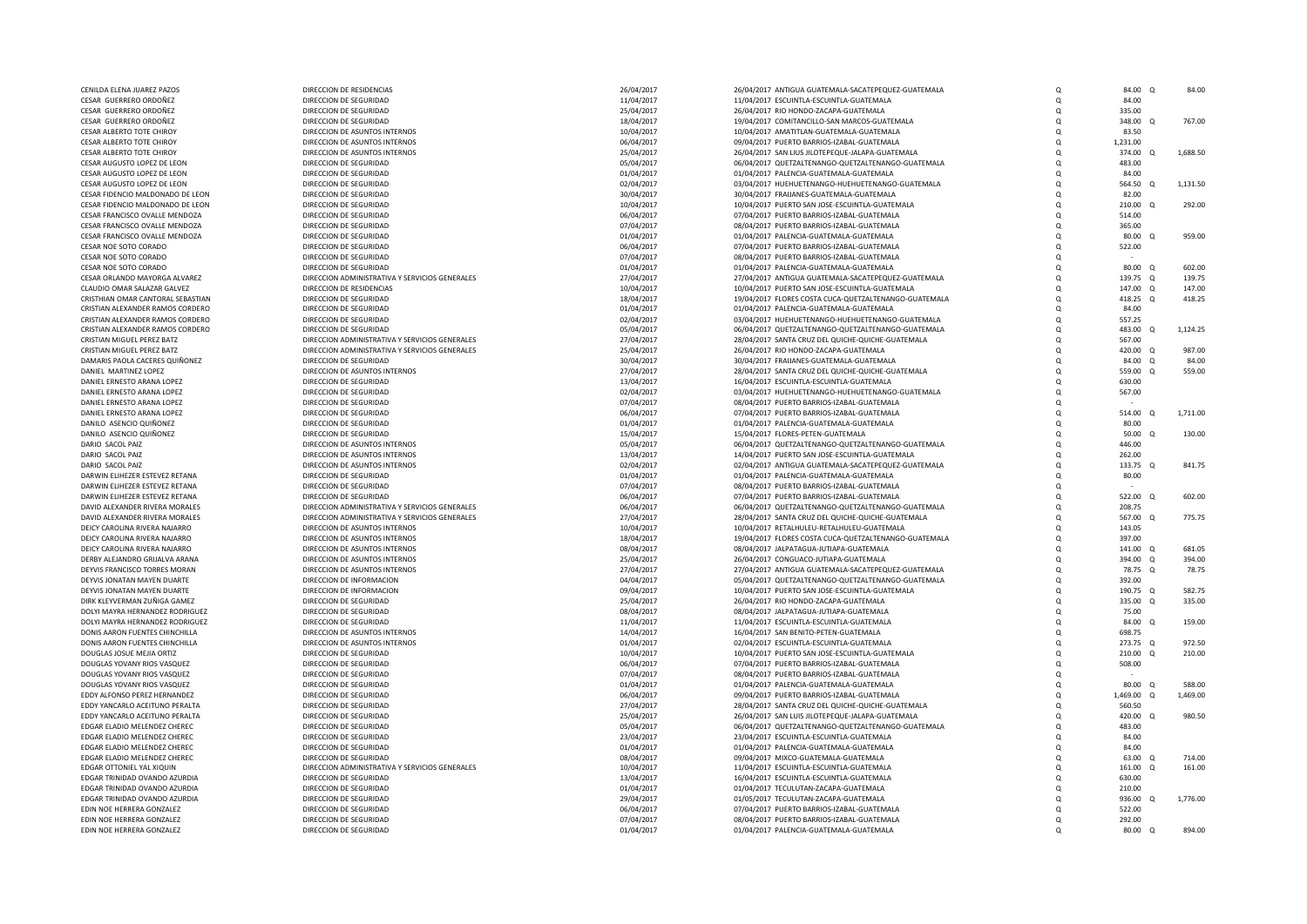| | | | | | | | |
|---|---|---|---|---|---|---|---|
| CENILDA ELENA JUAREZ PAZOS | DIRECCION DE RESIDENCIAS | 26/04/2017 | 26/04/2017 ANTIGUA GUATEMALA-SACATEPEQUEZ-GUATEMALA | Q | 84.00 | Q | 84.00 |
| CESAR GUERRERO ORDOÑEZ | DIRECCION DE SEGURIDAD | 11/04/2017 | 11/04/2017 ESCUINTLA-ESCUINTLA-GUATEMALA | Q | 84.00 | | |
| CESAR GUERRERO ORDOÑEZ | DIRECCION DE SEGURIDAD | 25/04/2017 | 26/04/2017 RIO HONDO-ZACAPA-GUATEMALA | Q | 335.00 | | |
| CESAR GUERRERO ORDOÑEZ | DIRECCION DE SEGURIDAD | 18/04/2017 | 19/04/2017 COMITANCILLO-SAN MARCOS-GUATEMALA | Q | 348.00 | Q | 767.00 |
| CESAR ALBERTO TOTE CHIROY | DIRECCION DE ASUNTOS INTERNOS | 10/04/2017 | 10/04/2017 AMATITLAN-GUATEMALA-GUATEMALA | Q | 83.50 | | |
| CESAR ALBERTO TOTE CHIROY | DIRECCION DE ASUNTOS INTERNOS | 06/04/2017 | 09/04/2017 PUERTO BARRIOS-IZABAL-GUATEMALA | Q | 1,231.00 | | |
| CESAR ALBERTO TOTE CHIROY | DIRECCION DE ASUNTOS INTERNOS | 25/04/2017 | 26/04/2017 SAN LIUS JILOTEPEQUE-JALAPA-GUATEMALA | Q | 374.00 | Q | 1,688.50 |
| CESAR AUGUSTO LOPEZ DE LEON | DIRECCION DE SEGURIDAD | 05/04/2017 | 06/04/2017 QUETZALTENANGO-QUETZALTENANGO-GUATEMALA | Q | 483.00 | | |
| CESAR AUGUSTO LOPEZ DE LEON | DIRECCION DE SEGURIDAD | 01/04/2017 | 01/04/2017 PALENCIA-GUATEMALA-GUATEMALA | Q | 84.00 | | |
| CESAR AUGUSTO LOPEZ DE LEON | DIRECCION DE SEGURIDAD | 02/04/2017 | 03/04/2017 HUEHUETENANGO-HUEHUETENANGO-GUATEMALA | Q | 564.50 | Q | 1,131.50 |
| CESAR FIDENCIO MALDONADO DE LEON | DIRECCION DE SEGURIDAD | 30/04/2017 | 30/04/2017 FRAIJANES-GUATEMALA-GUATEMALA | Q | 82.00 | | |
| CESAR FIDENCIO MALDONADO DE LEON | DIRECCION DE SEGURIDAD | 10/04/2017 | 10/04/2017 PUERTO SAN JOSE-ESCUINTLA-GUATEMALA | Q | 210.00 | Q | 292.00 |
| CESAR FRANCISCO OVALLE MENDOZA | DIRECCION DE SEGURIDAD | 06/04/2017 | 07/04/2017 PUERTO BARRIOS-IZABAL-GUATEMALA | Q | 514.00 | | |
| CESAR FRANCISCO OVALLE MENDOZA | DIRECCION DE SEGURIDAD | 07/04/2017 | 08/04/2017 PUERTO BARRIOS-IZABAL-GUATEMALA | Q | 365.00 | | |
| CESAR FRANCISCO OVALLE MENDOZA | DIRECCION DE SEGURIDAD | 01/04/2017 | 01/04/2017 PALENCIA-GUATEMALA-GUATEMALA | Q | 80.00 | Q | 959.00 |
| CESAR NOE SOTO CORADO | DIRECCION DE SEGURIDAD | 06/04/2017 | 07/04/2017 PUERTO BARRIOS-IZABAL-GUATEMALA | Q | 522.00 | | |
| CESAR NOE SOTO CORADO | DIRECCION DE SEGURIDAD | 07/04/2017 | 08/04/2017 PUERTO BARRIOS-IZABAL-GUATEMALA | Q | - | | |
| CESAR NOE SOTO CORADO | DIRECCION DE SEGURIDAD | 01/04/2017 | 01/04/2017 PALENCIA-GUATEMALA-GUATEMALA | Q | 80.00 | Q | 602.00 |
| CESAR ORLANDO MAYORGA ALVAREZ | DIRECCION ADMINISTRATIVA Y SERVICIOS GENERALES | 27/04/2017 | 27/04/2017 ANTIGUA GUATEMALA-SACATEPEQUEZ-GUATEMALA | Q | 139.75 | Q | 139.75 |
| CLAUDIO OMAR SALAZAR GALVEZ | DIRECCION DE RESIDENCIAS | 10/04/2017 | 10/04/2017 PUERTO SAN JOSE-ESCUINTLA-GUATEMALA | Q | 147.00 | Q | 147.00 |
| CRISTHIAN OMAR CANTORAL SEBASTIAN | DIRECCION DE SEGURIDAD | 18/04/2017 | 19/04/2017 FLORES COSTA CUCA-QUETZALTENANGO-GUATEMALA | Q | 418.25 | Q | 418.25 |
| CRISTIAN ALEXANDER RAMOS CORDERO | DIRECCION DE SEGURIDAD | 01/04/2017 | 01/04/2017 PALENCIA-GUATEMALA-GUATEMALA | Q | 84.00 | | |
| CRISTIAN ALEXANDER RAMOS CORDERO | DIRECCION DE SEGURIDAD | 02/04/2017 | 03/04/2017 HUEHUETENANGO-HUEHUETENANGO-GUATEMALA | Q | 557.25 | | |
| CRISTIAN ALEXANDER RAMOS CORDERO | DIRECCION DE SEGURIDAD | 05/04/2017 | 06/04/2017 QUETZALTENANGO-QUETZALTENANGO-GUATEMALA | Q | 483.00 | Q | 1,124.25 |
| CRISTIAN MIGUEL PEREZ BATZ | DIRECCION ADMINISTRATIVA Y SERVICIOS GENERALES | 27/04/2017 | 28/04/2017 SANTA CRUZ DEL QUICHE-QUICHE-GUATEMALA | Q | 567.00 | | |
| CRISTIAN MIGUEL PEREZ BATZ | DIRECCION ADMINISTRATIVA Y SERVICIOS GENERALES | 25/04/2017 | 26/04/2017 RIO HONDO-ZACAPA-GUATEMALA | Q | 420.00 | Q | 987.00 |
| DAMARIS PAOLA CACERES QUIÑONEZ | DIRECCION DE SEGURIDAD | 30/04/2017 | 30/04/2017 FRAIJANES-GUATEMALA-GUATEMALA | Q | 84.00 | Q | 84.00 |
| DANIEL MARTINEZ LOPEZ | DIRECCION DE ASUNTOS INTERNOS | 27/04/2017 | 28/04/2017 SANTA CRUZ DEL QUICHE-QUICHE-GUATEMALA | Q | 559.00 | Q | 559.00 |
| DANIEL ERNESTO ARANA LOPEZ | DIRECCION DE SEGURIDAD | 13/04/2017 | 16/04/2017 ESCUINTLA-ESCUINTLA-GUATEMALA | Q | 630.00 | | |
| DANIEL ERNESTO ARANA LOPEZ | DIRECCION DE SEGURIDAD | 02/04/2017 | 03/04/2017 HUEHUETENANGO-HUEHUETENANGO-GUATEMALA | Q | 567.00 | | |
| DANIEL ERNESTO ARANA LOPEZ | DIRECCION DE SEGURIDAD | 07/04/2017 | 08/04/2017 PUERTO BARRIOS-IZABAL-GUATEMALA | Q | - | | |
| DANIEL ERNESTO ARANA LOPEZ | DIRECCION DE SEGURIDAD | 06/04/2017 | 07/04/2017 PUERTO BARRIOS-IZABAL-GUATEMALA | Q | 514.00 | Q | 1,711.00 |
| DANILO ASENCIO QUIÑONEZ | DIRECCION DE SEGURIDAD | 01/04/2017 | 01/04/2017 PALENCIA-GUATEMALA-GUATEMALA | Q | 80.00 | | |
| DANILO ASENCIO QUIÑONEZ | DIRECCION DE SEGURIDAD | 15/04/2017 | 15/04/2017 FLORES-PETEN-GUATEMALA | Q | 50.00 | Q | 130.00 |
| DARIO SACOL PAIZ | DIRECCION DE ASUNTOS INTERNOS | 05/04/2017 | 06/04/2017 QUETZALTENANGO-QUETZALTENANGO-GUATEMALA | Q | 446.00 | | |
| DARIO SACOL PAIZ | DIRECCION DE ASUNTOS INTERNOS | 13/04/2017 | 14/04/2017 PUERTO SAN JOSE-ESCUINTLA-GUATEMALA | Q | 262.00 | | |
| DARIO SACOL PAIZ | DIRECCION DE ASUNTOS INTERNOS | 02/04/2017 | 02/04/2017 ANTIGUA GUATEMALA-SACATEPEQUEZ-GUATEMALA | Q | 133.75 | Q | 841.75 |
| DARWIN ELIHEZER ESTEVEZ RETANA | DIRECCION DE SEGURIDAD | 01/04/2017 | 01/04/2017 PALENCIA-GUATEMALA-GUATEMALA | Q | 80.00 | | |
| DARWIN ELIHEZER ESTEVEZ RETANA | DIRECCION DE SEGURIDAD | 07/04/2017 | 08/04/2017 PUERTO BARRIOS-IZABAL-GUATEMALA | Q | - | | |
| DARWIN ELIHEZER ESTEVEZ RETANA | DIRECCION DE SEGURIDAD | 06/04/2017 | 07/04/2017 PUERTO BARRIOS-IZABAL-GUATEMALA | Q | 522.00 | Q | 602.00 |
| DAVID ALEXANDER RIVERA MORALES | DIRECCION ADMINISTRATIVA Y SERVICIOS GENERALES | 06/04/2017 | 06/04/2017 QUETZALTENANGO-QUETZALTENANGO-GUATEMALA | Q | 208.75 | | |
| DAVID ALEXANDER RIVERA MORALES | DIRECCION ADMINISTRATIVA Y SERVICIOS GENERALES | 27/04/2017 | 28/04/2017 SANTA CRUZ DEL QUICHE-QUICHE-GUATEMALA | Q | 567.00 | Q | 775.75 |
| DEICY CAROLINA RIVERA NAJARRO | DIRECCION DE ASUNTOS INTERNOS | 10/04/2017 | 10/04/2017 RETALHULEU-RETALHULEU-GUATEMALA | Q | 143.05 | | |
| DEICY CAROLINA RIVERA NAJARRO | DIRECCION DE ASUNTOS INTERNOS | 18/04/2017 | 19/04/2017 FLORES COSTA CUCA-QUETZALTENANGO-GUATEMALA | Q | 397.00 | | |
| DEICY CAROLINA RIVERA NAJARRO | DIRECCION DE ASUNTOS INTERNOS | 08/04/2017 | 08/04/2017 JALPATAGUA-JUTIAPA-GUATEMALA | Q | 141.00 | Q | 681.05 |
| DERBY ALEJANDRO GRIJALVA ARANA | DIRECCION DE ASUNTOS INTERNOS | 25/04/2017 | 26/04/2017 CONGUACO-JUTIAPA-GUATEMALA | Q | 394.00 | Q | 394.00 |
| DEYVIS FRANCISCO TORRES MORAN | DIRECCION DE ASUNTOS INTERNOS | 27/04/2017 | 27/04/2017 ANTIGUA GUATEMALA-SACATEPEQUEZ-GUATEMALA | Q | 78.75 | Q | 78.75 |
| DEYVIS JONATAN MAYEN DUARTE | DIRECCION DE INFORMACION | 04/04/2017 | 05/04/2017 QUETZALTENANGO-QUETZALTENANGO-GUATEMALA | Q | 392.00 | | |
| DEYVIS JONATAN MAYEN DUARTE | DIRECCION DE INFORMACION | 09/04/2017 | 10/04/2017 PUERTO SAN JOSE-ESCUINTLA-GUATEMALA | Q | 190.75 | Q | 582.75 |
| DIRK KLEYVERMAN ZUÑIGA GAMEZ | DIRECCION DE SEGURIDAD | 25/04/2017 | 26/04/2017 RIO HONDO-ZACAPA-GUATEMALA | Q | 335.00 | Q | 335.00 |
| DOLYI MAYRA HERNANDEZ RODRIGUEZ | DIRECCION DE SEGURIDAD | 08/04/2017 | 08/04/2017 JALPATAGUA-JUTIAPA-GUATEMALA | Q | 75.00 | | |
| DOLYI MAYRA HERNANDEZ RODRIGUEZ | DIRECCION DE SEGURIDAD | 11/04/2017 | 11/04/2017 ESCUINTLA-ESCUINTLA-GUATEMALA | Q | 84.00 | Q | 159.00 |
| DONIS AARON FUENTES CHINCHILLA | DIRECCION DE ASUNTOS INTERNOS | 14/04/2017 | 16/04/2017 SAN BENITO-PETEN-GUATEMALA | Q | 698.75 | | |
| DONIS AARON FUENTES CHINCHILLA | DIRECCION DE ASUNTOS INTERNOS | 01/04/2017 | 02/04/2017 ESCUINTLA-ESCUINTLA-GUATEMALA | Q | 273.75 | Q | 972.50 |
| DOUGLAS JOSUE MEJIA ORTIZ | DIRECCION DE SEGURIDAD | 10/04/2017 | 10/04/2017 PUERTO SAN JOSE-ESCUINTLA-GUATEMALA | Q | 210.00 | Q | 210.00 |
| DOUGLAS YOVANY RIOS VASQUEZ | DIRECCION DE SEGURIDAD | 06/04/2017 | 07/04/2017 PUERTO BARRIOS-IZABAL-GUATEMALA | Q | 508.00 | | |
| DOUGLAS YOVANY RIOS VASQUEZ | DIRECCION DE SEGURIDAD | 07/04/2017 | 08/04/2017 PUERTO BARRIOS-IZABAL-GUATEMALA | Q | - | | |
| DOUGLAS YOVANY RIOS VASQUEZ | DIRECCION DE SEGURIDAD | 01/04/2017 | 01/04/2017 PALENCIA-GUATEMALA-GUATEMALA | Q | 80.00 | Q | 588.00 |
| EDDY ALFONSO PEREZ HERNANDEZ | DIRECCION DE SEGURIDAD | 06/04/2017 | 09/04/2017 PUERTO BARRIOS-IZABAL-GUATEMALA | Q | 1,469.00 | Q | 1,469.00 |
| EDDY YANCARLO ACEITUNO PERALTA | DIRECCION DE SEGURIDAD | 27/04/2017 | 28/04/2017 SANTA CRUZ DEL QUICHE-QUICHE-GUATEMALA | Q | 560.50 | | |
| EDDY YANCARLO ACEITUNO PERALTA | DIRECCION DE SEGURIDAD | 25/04/2017 | 26/04/2017 SAN LUIS JILOTEPEQUE-JALAPA-GUATEMALA | Q | 420.00 | Q | 980.50 |
| EDGAR ELADIO MELENDEZ CHEREC | DIRECCION DE SEGURIDAD | 05/04/2017 | 06/04/2017 QUETZALTENANGO-QUETZALTENANGO-GUATEMALA | Q | 483.00 | | |
| EDGAR ELADIO MELENDEZ CHEREC | DIRECCION DE SEGURIDAD | 23/04/2017 | 23/04/2017 ESCUINTLA-ESCUINTLA-GUATEMALA | Q | 84.00 | | |
| EDGAR ELADIO MELENDEZ CHEREC | DIRECCION DE SEGURIDAD | 01/04/2017 | 01/04/2017 PALENCIA-GUATEMALA-GUATEMALA | Q | 84.00 | | |
| EDGAR ELADIO MELENDEZ CHEREC | DIRECCION DE SEGURIDAD | 08/04/2017 | 09/04/2017 MIXCO-GUATEMALA-GUATEMALA | Q | 63.00 | Q | 714.00 |
| EDGAR OTTONIEL YAL XIQUIN | DIRECCION ADMINISTRATIVA Y SERVICIOS GENERALES | 10/04/2017 | 11/04/2017 ESCUINTLA-ESCUINTLA-GUATEMALA | Q | 161.00 | Q | 161.00 |
| EDGAR TRINIDAD OVANDO AZURDIA | DIRECCION DE SEGURIDAD | 13/04/2017 | 16/04/2017 ESCUINTLA-ESCUINTLA-GUATEMALA | Q | 630.00 | | |
| EDGAR TRINIDAD OVANDO AZURDIA | DIRECCION DE SEGURIDAD | 01/04/2017 | 01/04/2017 TECULUTAN-ZACAPA-GUATEMALA | Q | 210.00 | | |
| EDGAR TRINIDAD OVANDO AZURDIA | DIRECCION DE SEGURIDAD | 29/04/2017 | 01/05/2017 TECULUTAN-ZACAPA-GUATEMALA | Q | 936.00 | Q | 1,776.00 |
| EDIN NOE HERRERA GONZALEZ | DIRECCION DE SEGURIDAD | 06/04/2017 | 07/04/2017 PUERTO BARRIOS-IZABAL-GUATEMALA | Q | 522.00 | | |
| EDIN NOE HERRERA GONZALEZ | DIRECCION DE SEGURIDAD | 07/04/2017 | 08/04/2017 PUERTO BARRIOS-IZABAL-GUATEMALA | Q | 292.00 | | |
| EDIN NOE HERRERA GONZALEZ | DIRECCION DE SEGURIDAD | 01/04/2017 | 01/04/2017 PALENCIA-GUATEMALA-GUATEMALA | Q | 80.00 | Q | 894.00 |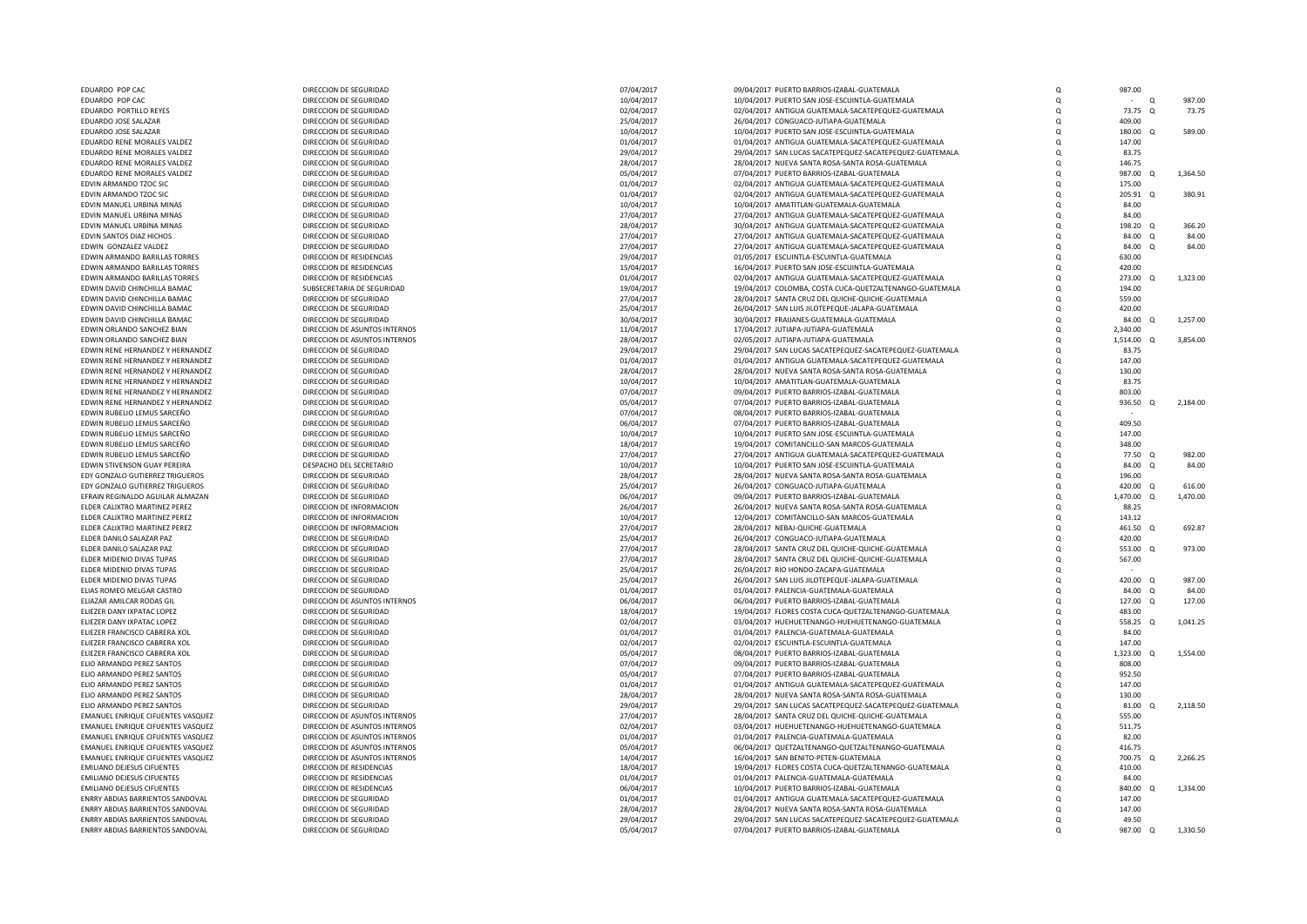| | | | | | | | |
|---|---|---|---|---|---|---|---|
| EDUARDO POP CAC | DIRECCION DE SEGURIDAD | 07/04/2017 | 09/04/2017 PUERTO BARRIOS-IZABAL-GUATEMALA | Q | 987.00 | | |
| EDUARDO POP CAC | DIRECCION DE SEGURIDAD | 10/04/2017 | 10/04/2017 PUERTO SAN JOSE-ESCUINTLA-GUATEMALA | Q | - | Q | 987.00 |
| EDUARDO PORTILLO REYES | DIRECCION DE SEGURIDAD | 02/04/2017 | 02/04/2017 ANTIGUA GUATEMALA-SACATEPEQUEZ-GUATEMALA | Q | 73.75 | Q | 73.75 |
| EDUARDO JOSE SALAZAR | DIRECCION DE SEGURIDAD | 25/04/2017 | 26/04/2017 CONGUACO-JUTIAPA-GUATEMALA | Q | 409.00 | | |
| EDUARDO JOSE SALAZAR | DIRECCION DE SEGURIDAD | 10/04/2017 | 10/04/2017 PUERTO SAN JOSE-ESCUINTLA-GUATEMALA | Q | 180.00 | Q | 589.00 |
| EDUARDO RENE MORALES VALDEZ | DIRECCION DE SEGURIDAD | 01/04/2017 | 01/04/2017 ANTIGUA GUATEMALA-SACATEPEQUEZ-GUATEMALA | Q | 147.00 | | |
| EDUARDO RENE MORALES VALDEZ | DIRECCION DE SEGURIDAD | 29/04/2017 | 29/04/2017 SAN LUCAS SACATEPEQUEZ-SACATEPEQUEZ-GUATEMALA | Q | 83.75 | | |
| EDUARDO RENE MORALES VALDEZ | DIRECCION DE SEGURIDAD | 28/04/2017 | 28/04/2017 NUEVA SANTA ROSA-SANTA ROSA-GUATEMALA | Q | 146.75 | | |
| EDUARDO RENE MORALES VALDEZ | DIRECCION DE SEGURIDAD | 05/04/2017 | 07/04/2017 PUERTO BARRIOS-IZABAL-GUATEMALA | Q | 987.00 | Q | 1,364.50 |
| EDVIN ARMANDO TZOC SIC | DIRECCION DE SEGURIDAD | 01/04/2017 | 02/04/2017 ANTIGUA GUATEMALA-SACATEPEQUEZ-GUATEMALA | Q | 175.00 | | |
| EDVIN ARMANDO TZOC SIC | DIRECCION DE SEGURIDAD | 01/04/2017 | 02/04/2017 ANTIGUA GUATEMALA-SACATEPEQUEZ-GUATEMALA | Q | 205.91 | Q | 380.91 |
| EDVIN MANUEL URBINA MINAS | DIRECCION DE SEGURIDAD | 10/04/2017 | 10/04/2017 AMATITLAN-GUATEMALA-GUATEMALA | Q | 84.00 | | |
| EDVIN MANUEL URBINA MINAS | DIRECCION DE SEGURIDAD | 27/04/2017 | 27/04/2017 ANTIGUA GUATEMALA-SACATEPEQUEZ-GUATEMALA | Q | 84.00 | | |
| EDVIN MANUEL URBINA MINAS | DIRECCION DE SEGURIDAD | 28/04/2017 | 30/04/2017 ANTIGUA GUATEMALA-SACATEPEQUEZ-GUATEMALA | Q | 198.20 | Q | 366.20 |
| EDVIN SANTOS DIAZ HICHOS | DIRECCION DE SEGURIDAD | 27/04/2017 | 27/04/2017 ANTIGUA GUATEMALA-SACATEPEQUEZ-GUATEMALA | Q | 84.00 | Q | 84.00 |
| EDWIN GONZALEZ VALDEZ | DIRECCION DE SEGURIDAD | 27/04/2017 | 27/04/2017 ANTIGUA GUATEMALA-SACATEPEQUEZ-GUATEMALA | Q | 84.00 | Q | 84.00 |
| EDWIN ARMANDO BARILLAS TORRES | DIRECCION DE RESIDENCIAS | 29/04/2017 | 01/05/2017 ESCUINTLA-ESCUINTLA-GUATEMALA | Q | 630.00 | | |
| EDWIN ARMANDO BARILLAS TORRES | DIRECCION DE RESIDENCIAS | 15/04/2017 | 16/04/2017 PUERTO SAN JOSE-ESCUINTLA-GUATEMALA | Q | 420.00 | | |
| EDWIN ARMANDO BARILLAS TORRES | DIRECCION DE RESIDENCIAS | 01/04/2017 | 02/04/2017 ANTIGUA GUATEMALA-SACATEPEQUEZ-GUATEMALA | Q | 273.00 | Q | 1,323.00 |
| EDWIN DAVID CHINCHILLA BAMAC | SUBSECRETARIA DE SEGURIDAD | 19/04/2017 | 19/04/2017 COLOMBA, COSTA CUCA-QUETZALTENANGO-GUATEMALA | Q | 194.00 | | |
| EDWIN DAVID CHINCHILLA BAMAC | DIRECCION DE SEGURIDAD | 27/04/2017 | 28/04/2017 SANTA CRUZ DEL QUICHE-QUICHE-GUATEMALA | Q | 559.00 | | |
| EDWIN DAVID CHINCHILLA BAMAC | DIRECCION DE SEGURIDAD | 25/04/2017 | 26/04/2017 SAN LUIS JILOTEPEQUE-JALAPA-GUATEMALA | Q | 420.00 | | |
| EDWIN DAVID CHINCHILLA BAMAC | DIRECCION DE SEGURIDAD | 30/04/2017 | 30/04/2017 FRAIJANES-GUATEMALA-GUATEMALA | Q | 84.00 | Q | 1,257.00 |
| EDWIN ORLANDO SANCHEZ BIAN | DIRECCION DE ASUNTOS INTERNOS | 11/04/2017 | 17/04/2017 JUTIAPA-JUTIAPA-GUATEMALA | Q | 2,340.00 | | |
| EDWIN ORLANDO SANCHEZ BIAN | DIRECCION DE ASUNTOS INTERNOS | 28/04/2017 | 02/05/2017 JUTIAPA-JUTIAPA-GUATEMALA | Q | 1,514.00 | Q | 3,854.00 |
| EDWIN RENE HERNANDEZ Y HERNANDEZ | DIRECCION DE SEGURIDAD | 29/04/2017 | 29/04/2017 SAN LUCAS SACATEPEQUEZ-SACATEPEQUEZ-GUATEMALA | Q | 83.75 | | |
| EDWIN RENE HERNANDEZ Y HERNANDEZ | DIRECCION DE SEGURIDAD | 01/04/2017 | 01/04/2017 ANTIGUA GUATEMALA-SACATEPEQUEZ-GUATEMALA | Q | 147.00 | | |
| EDWIN RENE HERNANDEZ Y HERNANDEZ | DIRECCION DE SEGURIDAD | 28/04/2017 | 28/04/2017 NUEVA SANTA ROSA-SANTA ROSA-GUATEMALA | Q | 130.00 | | |
| EDWIN RENE HERNANDEZ Y HERNANDEZ | DIRECCION DE SEGURIDAD | 10/04/2017 | 10/04/2017 AMATITLAN-GUATEMALA-GUATEMALA | Q | 83.75 | | |
| EDWIN RENE HERNANDEZ Y HERNANDEZ | DIRECCION DE SEGURIDAD | 07/04/2017 | 09/04/2017 PUERTO BARRIOS-IZABAL-GUATEMALA | Q | 803.00 | | |
| EDWIN RENE HERNANDEZ Y HERNANDEZ | DIRECCION DE SEGURIDAD | 05/04/2017 | 07/04/2017 PUERTO BARRIOS-IZABAL-GUATEMALA | Q | 936.50 | Q | 2,184.00 |
| EDWIN RUBELIO LEMUS SARCEÑO | DIRECCION DE SEGURIDAD | 07/04/2017 | 08/04/2017 PUERTO BARRIOS-IZABAL-GUATEMALA | Q | - | | |
| EDWIN RUBELIO LEMUS SARCEÑO | DIRECCION DE SEGURIDAD | 06/04/2017 | 07/04/2017 PUERTO BARRIOS-IZABAL-GUATEMALA | Q | 409.50 | | |
| EDWIN RUBELIO LEMUS SARCEÑO | DIRECCION DE SEGURIDAD | 10/04/2017 | 10/04/2017 PUERTO SAN JOSE-ESCUINTLA-GUATEMALA | Q | 147.00 | | |
| EDWIN RUBELIO LEMUS SARCEÑO | DIRECCION DE SEGURIDAD | 18/04/2017 | 19/04/2017 COMITANCILLO-SAN MARCOS-GUATEMALA | Q | 348.00 | | |
| EDWIN RUBELIO LEMUS SARCEÑO | DIRECCION DE SEGURIDAD | 27/04/2017 | 27/04/2017 ANTIGUA GUATEMALA-SACATEPEQUEZ-GUATEMALA | Q | 77.50 | Q | 982.00 |
| EDWIN STIVENSON GUAY PEREIRA | DESPACHO DEL SECRETARIO | 10/04/2017 | 10/04/2017 PUERTO SAN JOSE-ESCUINTLA-GUATEMALA | Q | 84.00 | Q | 84.00 |
| EDY GONZALO GUTIERREZ TRIGUEROS | DIRECCION DE SEGURIDAD | 28/04/2017 | 28/04/2017 NUEVA SANTA ROSA-SANTA ROSA-GUATEMALA | Q | 196.00 | | |
| EDY GONZALO GUTIERREZ TRIGUEROS | DIRECCION DE SEGURIDAD | 25/04/2017 | 26/04/2017 CONGUACO-JUTIAPA-GUATEMALA | Q | 420.00 | Q | 616.00 |
| EFRAIN REGINALDO AGUILAR ALMAZAN | DIRECCION DE SEGURIDAD | 06/04/2017 | 09/04/2017 PUERTO BARRIOS-IZABAL-GUATEMALA | Q | 1,470.00 | Q | 1,470.00 |
| ELDER CALIXTRO MARTINEZ PEREZ | DIRECCION DE INFORMACION | 26/04/2017 | 26/04/2017 NUEVA SANTA ROSA-SANTA ROSA-GUATEMALA | Q | 88.25 | | |
| ELDER CALIXTRO MARTINEZ PEREZ | DIRECCION DE INFORMACION | 10/04/2017 | 12/04/2017 COMITANCILLO-SAN MARCOS-GUATEMALA | Q | 143.12 | | |
| ELDER CALIXTRO MARTINEZ PEREZ | DIRECCION DE INFORMACION | 27/04/2017 | 28/04/2017 NEBAJ-QUICHE-GUATEMALA | Q | 461.50 | Q | 692.87 |
| ELDER DANILO SALAZAR PAZ | DIRECCION DE SEGURIDAD | 25/04/2017 | 26/04/2017 CONGUACO-JUTIAPA-GUATEMALA | Q | 420.00 | | |
| ELDER DANILO SALAZAR PAZ | DIRECCION DE SEGURIDAD | 27/04/2017 | 28/04/2017 SANTA CRUZ DEL QUICHE-QUICHE-GUATEMALA | Q | 553.00 | Q | 973.00 |
| ELDER MIDENIO DIVAS TUPAS | DIRECCION DE SEGURIDAD | 27/04/2017 | 28/04/2017 SANTA CRUZ DEL QUICHE-QUICHE-GUATEMALA | Q | 567.00 | | |
| ELDER MIDENIO DIVAS TUPAS | DIRECCION DE SEGURIDAD | 25/04/2017 | 26/04/2017 RIO HONDO-ZACAPA-GUATEMALA | Q | - | | |
| ELDER MIDENIO DIVAS TUPAS | DIRECCION DE SEGURIDAD | 25/04/2017 | 26/04/2017 SAN LUIS JILOTEPEQUE-JALAPA-GUATEMALA | Q | 420.00 | Q | 987.00 |
| ELIAS ROMEO MELGAR CASTRO | DIRECCION DE SEGURIDAD | 01/04/2017 | 01/04/2017 PALENCIA-GUATEMALA-GUATEMALA | Q | 84.00 | Q | 84.00 |
| ELIAZAR AMILCAR RODAS GIL | DIRECCION DE ASUNTOS INTERNOS | 06/04/2017 | 06/04/2017 PUERTO BARRIOS-IZABAL-GUATEMALA | Q | 127.00 | Q | 127.00 |
| ELIEZER DANY IXPATAC LOPEZ | DIRECCION DE SEGURIDAD | 18/04/2017 | 19/04/2017 FLORES COSTA CUCA-QUETZALTENANGO-GUATEMALA | Q | 483.00 | | |
| ELIEZER DANY IXPATAC LOPEZ | DIRECCION DE SEGURIDAD | 02/04/2017 | 03/04/2017 HUEHUETENANGO-HUEHUETENANGO-GUATEMALA | Q | 558.25 | Q | 1,041.25 |
| ELIEZER FRANCISCO CABRERA XOL | DIRECCION DE SEGURIDAD | 01/04/2017 | 01/04/2017 PALENCIA-GUATEMALA-GUATEMALA | Q | 84.00 | | |
| ELIEZER FRANCISCO CABRERA XOL | DIRECCION DE SEGURIDAD | 02/04/2017 | 02/04/2017 ESCUINTLA-ESCUINTLA-GUATEMALA | Q | 147.00 | | |
| ELIEZER FRANCISCO CABRERA XOL | DIRECCION DE SEGURIDAD | 05/04/2017 | 08/04/2017 PUERTO BARRIOS-IZABAL-GUATEMALA | Q | 1,323.00 | Q | 1,554.00 |
| ELIO ARMANDO PEREZ SANTOS | DIRECCION DE SEGURIDAD | 07/04/2017 | 09/04/2017 PUERTO BARRIOS-IZABAL-GUATEMALA | Q | 808.00 | | |
| ELIO ARMANDO PEREZ SANTOS | DIRECCION DE SEGURIDAD | 05/04/2017 | 07/04/2017 PUERTO BARRIOS-IZABAL-GUATEMALA | Q | 952.50 | | |
| ELIO ARMANDO PEREZ SANTOS | DIRECCION DE SEGURIDAD | 01/04/2017 | 01/04/2017 ANTIGUA GUATEMALA-SACATEPEQUEZ-GUATEMALA | Q | 147.00 | | |
| ELIO ARMANDO PEREZ SANTOS | DIRECCION DE SEGURIDAD | 28/04/2017 | 28/04/2017 NUEVA SANTA ROSA-SANTA ROSA-GUATEMALA | Q | 130.00 | | |
| ELIO ARMANDO PEREZ SANTOS | DIRECCION DE SEGURIDAD | 29/04/2017 | 29/04/2017 SAN LUCAS SACATEPEQUEZ-SACATEPEQUEZ-GUATEMALA | Q | 81.00 | Q | 2,118.50 |
| EMANUEL ENRIQUE CIFUENTES VASQUEZ | DIRECCION DE ASUNTOS INTERNOS | 27/04/2017 | 28/04/2017 SANTA CRUZ DEL QUICHE-QUICHE-GUATEMALA | Q | 555.00 | | |
| EMANUEL ENRIQUE CIFUENTES VASQUEZ | DIRECCION DE ASUNTOS INTERNOS | 02/04/2017 | 03/04/2017 HUEHUETENANGO-HUEHUETENANGO-GUATEMALA | Q | 511.75 | | |
| EMANUEL ENRIQUE CIFUENTES VASQUEZ | DIRECCION DE ASUNTOS INTERNOS | 01/04/2017 | 01/04/2017 PALENCIA-GUATEMALA-GUATEMALA | Q | 82.00 | | |
| EMANUEL ENRIQUE CIFUENTES VASQUEZ | DIRECCION DE ASUNTOS INTERNOS | 05/04/2017 | 06/04/2017 QUETZALTENANGO-QUETZALTENANGO-GUATEMALA | Q | 416.75 | | |
| EMANUEL ENRIQUE CIFUENTES VASQUEZ | DIRECCION DE ASUNTOS INTERNOS | 14/04/2017 | 16/04/2017 SAN BENITO-PETEN-GUATEMALA | Q | 700.75 | Q | 2,266.25 |
| EMILIANO DEJESUS CIFUENTES | DIRECCION DE RESIDENCIAS | 18/04/2017 | 19/04/2017 FLORES COSTA CUCA-QUETZALTENANGO-GUATEMALA | Q | 410.00 | | |
| EMILIANO DEJESUS CIFUENTES | DIRECCION DE RESIDENCIAS | 01/04/2017 | 01/04/2017 PALENCIA-GUATEMALA-GUATEMALA | Q | 84.00 | | |
| EMILIANO DEJESUS CIFUENTES | DIRECCION DE RESIDENCIAS | 06/04/2017 | 10/04/2017 PUERTO BARRIOS-IZABAL-GUATEMALA | Q | 840.00 | Q | 1,334.00 |
| ENRRY ABDIAS BARRIENTOS SANDOVAL | DIRECCION DE SEGURIDAD | 01/04/2017 | 01/04/2017 ANTIGUA GUATEMALA-SACATEPEQUEZ-GUATEMALA | Q | 147.00 | | |
| ENRRY ABDIAS BARRIENTOS SANDOVAL | DIRECCION DE SEGURIDAD | 28/04/2017 | 28/04/2017 NUEVA SANTA ROSA-SANTA ROSA-GUATEMALA | Q | 147.00 | | |
| ENRRY ABDIAS BARRIENTOS SANDOVAL | DIRECCION DE SEGURIDAD | 29/04/2017 | 29/04/2017 SAN LUCAS SACATEPEQUEZ-SACATEPEQUEZ-GUATEMALA | Q | 49.50 | | |
| ENRRY ABDIAS BARRIENTOS SANDOVAL | DIRECCION DE SEGURIDAD | 05/04/2017 | 07/04/2017 PUERTO BARRIOS-IZABAL-GUATEMALA | Q | 987.00 | Q | 1,330.50 |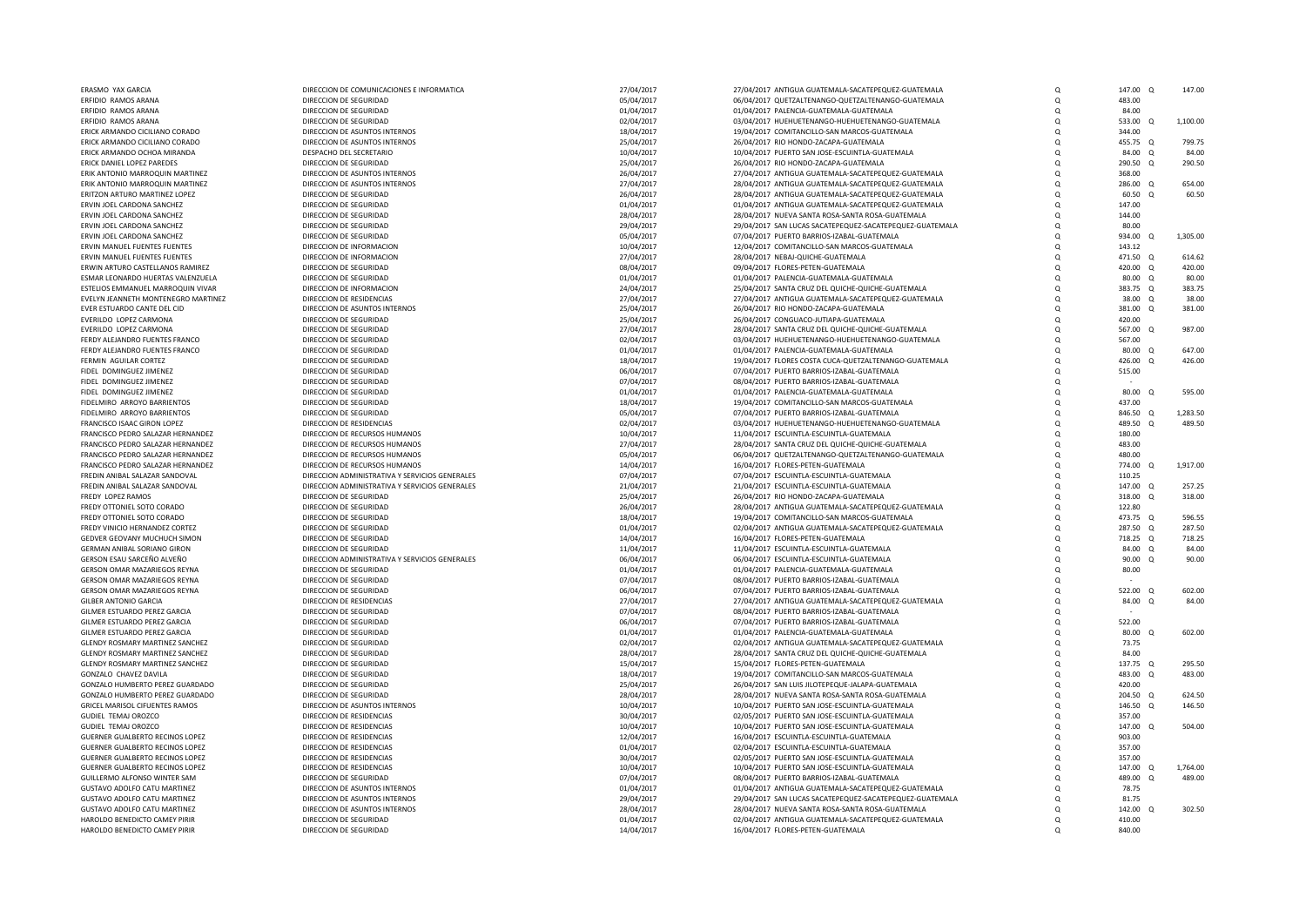| | | | | | | | |
|---|---|---|---|---|---|---|---|
| ERASMO YAX GARCIA | DIRECCION DE COMUNICACIONES E INFORMATICA | 27/04/2017 | 27/04/2017 ANTIGUA GUATEMALA-SACATEPEQUEZ-GUATEMALA | Q | 147.00 | Q | 147.00 |
| ERFIDIO RAMOS ARANA | DIRECCION DE SEGURIDAD | 05/04/2017 | 06/04/2017 QUETZALTENANGO-QUETZALTENANGO-GUATEMALA | Q | 483.00 | | |
| ERFIDIO RAMOS ARANA | DIRECCION DE SEGURIDAD | 01/04/2017 | 01/04/2017 PALENCIA-GUATEMALA-GUATEMALA | Q | 84.00 | | |
| ERFIDIO RAMOS ARANA | DIRECCION DE SEGURIDAD | 02/04/2017 | 03/04/2017 HUEHUETENANGO-HUEHUETENANGO-GUATEMALA | Q | 533.00 | Q | 1,100.00 |
| ERICK ARMANDO CICILIANO CORADO | DIRECCION DE ASUNTOS INTERNOS | 18/04/2017 | 19/04/2017 COMITANCILLO-SAN MARCOS-GUATEMALA | Q | 344.00 | | |
| ERICK ARMANDO CICILIANO CORADO | DIRECCION DE ASUNTOS INTERNOS | 25/04/2017 | 26/04/2017 RIO HONDO-ZACAPA-GUATEMALA | Q | 455.75 | Q | 799.75 |
| ERICK ARMANDO OCHOA MIRANDA | DESPACHO DEL SECRETARIO | 10/04/2017 | 10/04/2017 PUERTO SAN JOSE-ESCUINTLA-GUATEMALA | Q | 84.00 | Q | 84.00 |
| ERICK DANIEL LOPEZ PAREDES | DIRECCION DE SEGURIDAD | 25/04/2017 | 26/04/2017 RIO HONDO-ZACAPA-GUATEMALA | Q | 290.50 | Q | 290.50 |
| ERIK ANTONIO MARROQUIN MARTINEZ | DIRECCION DE ASUNTOS INTERNOS | 26/04/2017 | 27/04/2017 ANTIGUA GUATEMALA-SACATEPEQUEZ-GUATEMALA | Q | 368.00 | | |
| ERIK ANTONIO MARROQUIN MARTINEZ | DIRECCION DE ASUNTOS INTERNOS | 27/04/2017 | 28/04/2017 ANTIGUA GUATEMALA-SACATEPEQUEZ-GUATEMALA | Q | 286.00 | Q | 654.00 |
| ERITZON ARTURO MARTINEZ LOPEZ | DIRECCION DE SEGURIDAD | 26/04/2017 | 28/04/2017 ANTIGUA GUATEMALA-SACATEPEQUEZ-GUATEMALA | Q | 60.50 | Q | 60.50 |
| ERVIN JOEL CARDONA SANCHEZ | DIRECCION DE SEGURIDAD | 01/04/2017 | 01/04/2017 ANTIGUA GUATEMALA-SACATEPEQUEZ-GUATEMALA | Q | 147.00 | | |
| ERVIN JOEL CARDONA SANCHEZ | DIRECCION DE SEGURIDAD | 28/04/2017 | 28/04/2017 NUEVA SANTA ROSA-SANTA ROSA-GUATEMALA | Q | 144.00 | | |
| ERVIN JOEL CARDONA SANCHEZ | DIRECCION DE SEGURIDAD | 29/04/2017 | 29/04/2017 SAN LUCAS SACATEPEQUEZ-SACATEPEQUEZ-GUATEMALA | Q | 80.00 | | |
| ERVIN JOEL CARDONA SANCHEZ | DIRECCION DE SEGURIDAD | 05/04/2017 | 07/04/2017 PUERTO BARRIOS-IZABAL-GUATEMALA | Q | 934.00 | Q | 1,305.00 |
| ERVIN MANUEL FUENTES FUENTES | DIRECCION DE INFORMACION | 10/04/2017 | 12/04/2017 COMITANCILLO-SAN MARCOS-GUATEMALA | Q | 143.12 | | |
| ERVIN MANUEL FUENTES FUENTES | DIRECCION DE INFORMACION | 27/04/2017 | 28/04/2017 NEBAJ-QUICHE-GUATEMALA | Q | 471.50 | Q | 614.62 |
| ERWIN ARTURO CASTELLANOS RAMIREZ | DIRECCION DE SEGURIDAD | 08/04/2017 | 09/04/2017 FLORES-PETEN-GUATEMALA | Q | 420.00 | Q | 420.00 |
| ESMAR LEONARDO HUERTAS VALENZUELA | DIRECCION DE SEGURIDAD | 01/04/2017 | 01/04/2017 PALENCIA-GUATEMALA-GUATEMALA | Q | 80.00 | Q | 80.00 |
| ESTELIOS EMMANUEL MARROQUIN VIVAR | DIRECCION DE INFORMACION | 24/04/2017 | 25/04/2017 SANTA CRUZ DEL QUICHE-QUICHE-GUATEMALA | Q | 383.75 | Q | 383.75 |
| EVELYN JEANNETH MONTENEGRO MARTINEZ | DIRECCION DE RESIDENCIAS | 27/04/2017 | 27/04/2017 ANTIGUA GUATEMALA-SACATEPEQUEZ-GUATEMALA | Q | 38.00 | Q | 38.00 |
| EVER ESTUARDO CANTE DEL CID | DIRECCION DE ASUNTOS INTERNOS | 25/04/2017 | 26/04/2017 RIO HONDO-ZACAPA-GUATEMALA | Q | 381.00 | Q | 381.00 |
| EVERILDO LOPEZ CARMONA | DIRECCION DE SEGURIDAD | 25/04/2017 | 26/04/2017 CONGUACO-JUTIAPA-GUATEMALA | Q | 420.00 | | |
| EVERILDO LOPEZ CARMONA | DIRECCION DE SEGURIDAD | 27/04/2017 | 28/04/2017 SANTA CRUZ DEL QUICHE-QUICHE-GUATEMALA | Q | 567.00 | Q | 987.00 |
| FERDY ALEJANDRO FUENTES FRANCO | DIRECCION DE SEGURIDAD | 02/04/2017 | 03/04/2017 HUEHUETENANGO-HUEHUETENANGO-GUATEMALA | Q | 567.00 | | |
| FERDY ALEJANDRO FUENTES FRANCO | DIRECCION DE SEGURIDAD | 01/04/2017 | 01/04/2017 PALENCIA-GUATEMALA-GUATEMALA | Q | 80.00 | Q | 647.00 |
| FERMIN AGUILAR CORTEZ | DIRECCION DE SEGURIDAD | 18/04/2017 | 19/04/2017 FLORES COSTA CUCA-QUETZALTENANGO-GUATEMALA | Q | 426.00 | Q | 426.00 |
| FIDEL DOMINGUEZ JIMENEZ | DIRECCION DE SEGURIDAD | 06/04/2017 | 07/04/2017 PUERTO BARRIOS-IZABAL-GUATEMALA | Q | 515.00 | | |
| FIDEL DOMINGUEZ JIMENEZ | DIRECCION DE SEGURIDAD | 07/04/2017 | 08/04/2017 PUERTO BARRIOS-IZABAL-GUATEMALA | Q | - | | |
| FIDEL DOMINGUEZ JIMENEZ | DIRECCION DE SEGURIDAD | 01/04/2017 | 01/04/2017 PALENCIA-GUATEMALA-GUATEMALA | Q | 80.00 | Q | 595.00 |
| FIDELMIRO ARROYO BARRIENTOS | DIRECCION DE SEGURIDAD | 18/04/2017 | 19/04/2017 COMITANCILLO-SAN MARCOS-GUATEMALA | Q | 437.00 | | |
| FIDELMIRO ARROYO BARRIENTOS | DIRECCION DE SEGURIDAD | 05/04/2017 | 07/04/2017 PUERTO BARRIOS-IZABAL-GUATEMALA | Q | 846.50 | Q | 1,283.50 |
| FRANCISCO ISAAC GIRON LOPEZ | DIRECCION DE RESIDENCIAS | 02/04/2017 | 03/04/2017 HUEHUETENANGO-HUEHUETENANGO-GUATEMALA | Q | 489.50 | Q | 489.50 |
| FRANCISCO PEDRO SALAZAR HERNANDEZ | DIRECCION DE RECURSOS HUMANOS | 10/04/2017 | 11/04/2017 ESCUINTLA-ESCUINTLA-GUATEMALA | Q | 180.00 | | |
| FRANCISCO PEDRO SALAZAR HERNANDEZ | DIRECCION DE RECURSOS HUMANOS | 27/04/2017 | 28/04/2017 SANTA CRUZ DEL QUICHE-QUICHE-GUATEMALA | Q | 483.00 | | |
| FRANCISCO PEDRO SALAZAR HERNANDEZ | DIRECCION DE RECURSOS HUMANOS | 05/04/2017 | 06/04/2017 QUETZALTENANGO-QUETZALTENANGO-GUATEMALA | Q | 480.00 | | |
| FRANCISCO PEDRO SALAZAR HERNANDEZ | DIRECCION DE RECURSOS HUMANOS | 14/04/2017 | 16/04/2017 FLORES-PETEN-GUATEMALA | Q | 774.00 | Q | 1,917.00 |
| FREDIN ANIBAL SALAZAR SANDOVAL | DIRECCION ADMINISTRATIVA Y SERVICIOS GENERALES | 07/04/2017 | 07/04/2017 ESCUINTLA-ESCUINTLA-GUATEMALA | Q | 110.25 | | |
| FREDIN ANIBAL SALAZAR SANDOVAL | DIRECCION ADMINISTRATIVA Y SERVICIOS GENERALES | 21/04/2017 | 21/04/2017 ESCUINTLA-ESCUINTLA-GUATEMALA | Q | 147.00 | Q | 257.25 |
| FREDY LOPEZ RAMOS | DIRECCION DE SEGURIDAD | 25/04/2017 | 26/04/2017 RIO HONDO-ZACAPA-GUATEMALA | Q | 318.00 | Q | 318.00 |
| FREDY OTTONIEL SOTO CORADO | DIRECCION DE SEGURIDAD | 26/04/2017 | 28/04/2017 ANTIGUA GUATEMALA-SACATEPEQUEZ-GUATEMALA | Q | 122.80 | | |
| FREDY OTTONIEL SOTO CORADO | DIRECCION DE SEGURIDAD | 18/04/2017 | 19/04/2017 COMITANCILLO-SAN MARCOS-GUATEMALA | Q | 473.75 | Q | 596.55 |
| FREDY VINICIO HERNANDEZ CORTEZ | DIRECCION DE SEGURIDAD | 01/04/2017 | 02/04/2017 ANTIGUA GUATEMALA-SACATEPEQUEZ-GUATEMALA | Q | 287.50 | Q | 287.50 |
| GEDVER GEOVANY MUCHUCH SIMON | DIRECCION DE SEGURIDAD | 14/04/2017 | 16/04/2017 FLORES-PETEN-GUATEMALA | Q | 718.25 | Q | 718.25 |
| GERMAN ANIBAL SORIANO GIRON | DIRECCION DE SEGURIDAD | 11/04/2017 | 11/04/2017 ESCUINTLA-ESCUINTLA-GUATEMALA | Q | 84.00 | Q | 84.00 |
| GERSON ESAU SARCEÑO ALVEÑO | DIRECCION ADMINISTRATIVA Y SERVICIOS GENERALES | 06/04/2017 | 06/04/2017 ESCUINTLA-ESCUINTLA-GUATEMALA | Q | 90.00 | Q | 90.00 |
| GERSON OMAR MAZARIEGOS REYNA | DIRECCION DE SEGURIDAD | 01/04/2017 | 01/04/2017 PALENCIA-GUATEMALA-GUATEMALA | Q | 80.00 | | |
| GERSON OMAR MAZARIEGOS REYNA | DIRECCION DE SEGURIDAD | 07/04/2017 | 08/04/2017 PUERTO BARRIOS-IZABAL-GUATEMALA | Q | - | | |
| GERSON OMAR MAZARIEGOS REYNA | DIRECCION DE SEGURIDAD | 06/04/2017 | 07/04/2017 PUERTO BARRIOS-IZABAL-GUATEMALA | Q | 522.00 | Q | 602.00 |
| GILBER ANTONIO GARCIA | DIRECCION DE RESIDENCIAS | 27/04/2017 | 27/04/2017 ANTIGUA GUATEMALA-SACATEPEQUEZ-GUATEMALA | Q | 84.00 | Q | 84.00 |
| GILMER ESTUARDO PEREZ GARCIA | DIRECCION DE SEGURIDAD | 07/04/2017 | 08/04/2017 PUERTO BARRIOS-IZABAL-GUATEMALA | Q | - | | |
| GILMER ESTUARDO PEREZ GARCIA | DIRECCION DE SEGURIDAD | 06/04/2017 | 07/04/2017 PUERTO BARRIOS-IZABAL-GUATEMALA | Q | 522.00 | | |
| GILMER ESTUARDO PEREZ GARCIA | DIRECCION DE SEGURIDAD | 01/04/2017 | 01/04/2017 PALENCIA-GUATEMALA-GUATEMALA | Q | 80.00 | Q | 602.00 |
| GLENDY ROSMARY MARTINEZ SANCHEZ | DIRECCION DE SEGURIDAD | 02/04/2017 | 02/04/2017 ANTIGUA GUATEMALA-SACATEPEQUEZ-GUATEMALA | Q | 73.75 | | |
| GLENDY ROSMARY MARTINEZ SANCHEZ | DIRECCION DE SEGURIDAD | 28/04/2017 | 28/04/2017 SANTA CRUZ DEL QUICHE-QUICHE-GUATEMALA | Q | 84.00 | | |
| GLENDY ROSMARY MARTINEZ SANCHEZ | DIRECCION DE SEGURIDAD | 15/04/2017 | 15/04/2017 FLORES-PETEN-GUATEMALA | Q | 137.75 | Q | 295.50 |
| GONZALO CHAVEZ DAVILA | DIRECCION DE SEGURIDAD | 18/04/2017 | 19/04/2017 COMITANCILLO-SAN MARCOS-GUATEMALA | Q | 483.00 | Q | 483.00 |
| GONZALO HUMBERTO PEREZ GUARDADO | DIRECCION DE SEGURIDAD | 25/04/2017 | 26/04/2017 SAN LUIS JILOTEPEQUE-JALAPA-GUATEMALA | Q | 420.00 | | |
| GONZALO HUMBERTO PEREZ GUARDADO | DIRECCION DE SEGURIDAD | 28/04/2017 | 28/04/2017 NUEVA SANTA ROSA-SANTA ROSA-GUATEMALA | Q | 204.50 | Q | 624.50 |
| GRICEL MARISOL CIFUENTES RAMOS | DIRECCION DE ASUNTOS INTERNOS | 10/04/2017 | 10/04/2017 PUERTO SAN JOSE-ESCUINTLA-GUATEMALA | Q | 146.50 | Q | 146.50 |
| GUDIEL TEMAJ OROZCO | DIRECCION DE RESIDENCIAS | 30/04/2017 | 02/05/2017 PUERTO SAN JOSE-ESCUINTLA-GUATEMALA | Q | 357.00 | | |
| GUDIEL TEMAJ OROZCO | DIRECCION DE RESIDENCIAS | 10/04/2017 | 10/04/2017 PUERTO SAN JOSE-ESCUINTLA-GUATEMALA | Q | 147.00 | Q | 504.00 |
| GUERNER GUALBERTO RECINOS LOPEZ | DIRECCION DE RESIDENCIAS | 12/04/2017 | 16/04/2017 ESCUINTLA-ESCUINTLA-GUATEMALA | Q | 903.00 | | |
| GUERNER GUALBERTO RECINOS LOPEZ | DIRECCION DE RESIDENCIAS | 01/04/2017 | 02/04/2017 ESCUINTLA-ESCUINTLA-GUATEMALA | Q | 357.00 | | |
| GUERNER GUALBERTO RECINOS LOPEZ | DIRECCION DE RESIDENCIAS | 30/04/2017 | 02/05/2017 PUERTO SAN JOSE-ESCUINTLA-GUATEMALA | Q | 357.00 | | |
| GUERNER GUALBERTO RECINOS LOPEZ | DIRECCION DE RESIDENCIAS | 10/04/2017 | 10/04/2017 PUERTO SAN JOSE-ESCUINTLA-GUATEMALA | Q | 147.00 | Q | 1,764.00 |
| GUILLERMO ALFONSO WINTER SAM | DIRECCION DE SEGURIDAD | 07/04/2017 | 08/04/2017 PUERTO BARRIOS-IZABAL-GUATEMALA | Q | 489.00 | Q | 489.00 |
| GUSTAVO ADOLFO CATU MARTINEZ | DIRECCION DE ASUNTOS INTERNOS | 01/04/2017 | 01/04/2017 ANTIGUA GUATEMALA-SACATEPEQUEZ-GUATEMALA | Q | 78.75 | | |
| GUSTAVO ADOLFO CATU MARTINEZ | DIRECCION DE ASUNTOS INTERNOS | 29/04/2017 | 29/04/2017 SAN LUCAS SACATEPEQUEZ-SACATEPEQUEZ-GUATEMALA | Q | 81.75 | | |
| GUSTAVO ADOLFO CATU MARTINEZ | DIRECCION DE ASUNTOS INTERNOS | 28/04/2017 | 28/04/2017 NUEVA SANTA ROSA-SANTA ROSA-GUATEMALA | Q | 142.00 | Q | 302.50 |
| HAROLDO BENEDICTO CAMEY PIRIR | DIRECCION DE SEGURIDAD | 01/04/2017 | 02/04/2017 ANTIGUA GUATEMALA-SACATEPEQUEZ-GUATEMALA | Q | 410.00 | | |
| HAROLDO BENEDICTO CAMEY PIRIR | DIRECCION DE SEGURIDAD | 14/04/2017 | 16/04/2017 FLORES-PETEN-GUATEMALA | Q | 840.00 | | |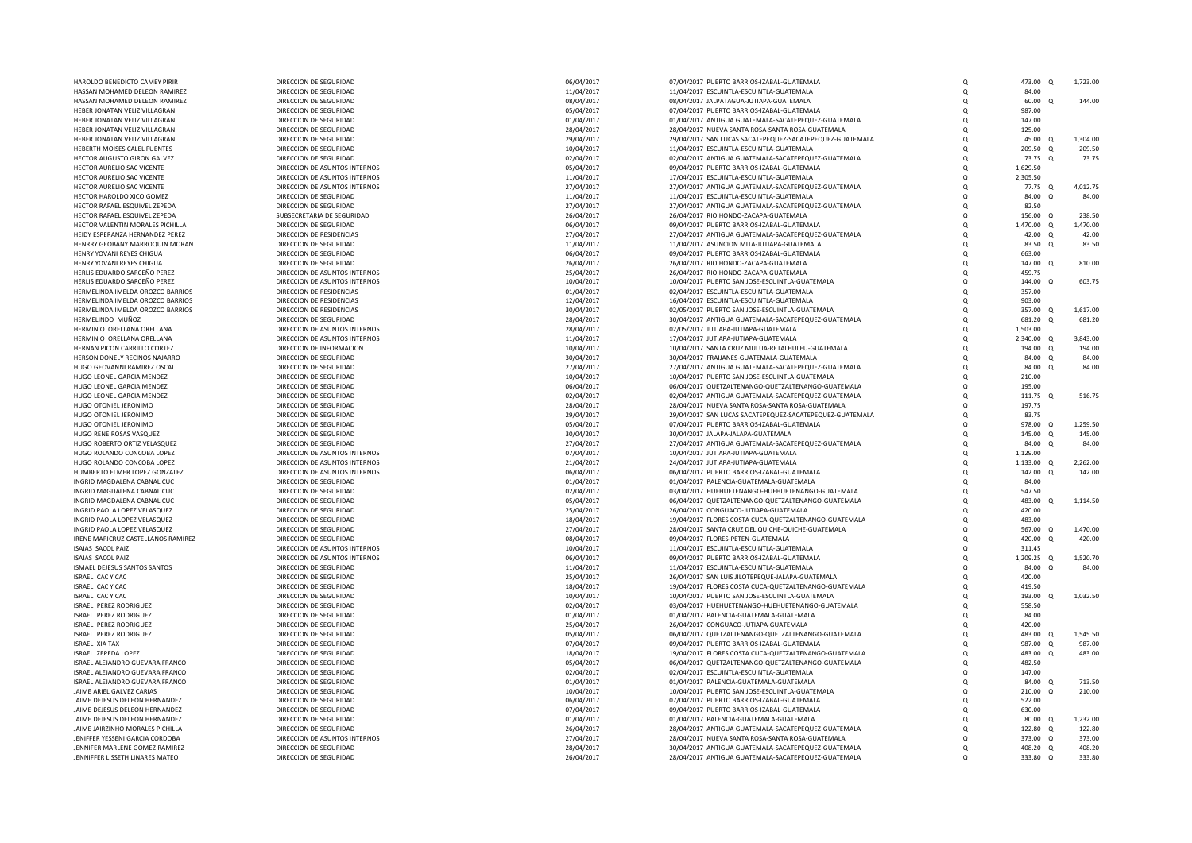| | | | | | | | |
|---|---|---|---|---|---|---|---|
| HAROLDO BENEDICTO CAMEY PIRIR | DIRECCION DE SEGURIDAD | 06/04/2017 | 07/04/2017 PUERTO BARRIOS-IZABAL-GUATEMALA | Q | 473.00 | Q | 1,723.00 |
| HASSAN MOHAMED DELEON RAMIREZ | DIRECCION DE SEGURIDAD | 11/04/2017 | 11/04/2017 ESCUINTLA-ESCUINTLA-GUATEMALA | Q | 84.00 | | |
| HASSAN MOHAMED DELEON RAMIREZ | DIRECCION DE SEGURIDAD | 08/04/2017 | 08/04/2017 JALPATAGUA-JUTIAPA-GUATEMALA | Q | 60.00 | Q | 144.00 |
| HEBER JONATAN VELIZ VILLAGRAN | DIRECCION DE SEGURIDAD | 05/04/2017 | 07/04/2017 PUERTO BARRIOS-IZABAL-GUATEMALA | Q | 987.00 | | |
| HEBER JONATAN VELIZ VILLAGRAN | DIRECCION DE SEGURIDAD | 01/04/2017 | 01/04/2017 ANTIGUA GUATEMALA-SACATEPEQUEZ-GUATEMALA | Q | 147.00 | | |
| HEBER JONATAN VELIZ VILLAGRAN | DIRECCION DE SEGURIDAD | 28/04/2017 | 28/04/2017 NUEVA SANTA ROSA-SANTA ROSA-GUATEMALA | Q | 125.00 | | |
| HEBER JONATAN VELIZ VILLAGRAN | DIRECCION DE SEGURIDAD | 29/04/2017 | 29/04/2017 SAN LUCAS SACATEPEQUEZ-SACATEPEQUEZ-GUATEMALA | Q | 45.00 | Q | 1,304.00 |
| HEBERTH MOISES CALEL FUENTES | DIRECCION DE SEGURIDAD | 10/04/2017 | 11/04/2017 ESCUINTLA-ESCUINTLA-GUATEMALA | Q | 209.50 | Q | 209.50 |
| HECTOR AUGUSTO GIRON GALVEZ | DIRECCION DE SEGURIDAD | 02/04/2017 | 02/04/2017 ANTIGUA GUATEMALA-SACATEPEQUEZ-GUATEMALA | Q | 73.75 | Q | 73.75 |
| HECTOR AURELIO SAC VICENTE | DIRECCION DE ASUNTOS INTERNOS | 05/04/2017 | 09/04/2017 PUERTO BARRIOS-IZABAL-GUATEMALA | Q | 1,629.50 | | |
| HECTOR AURELIO SAC VICENTE | DIRECCION DE ASUNTOS INTERNOS | 11/04/2017 | 17/04/2017 ESCUINTLA-ESCUINTLA-GUATEMALA | Q | 2,305.50 | | |
| HECTOR AURELIO SAC VICENTE | DIRECCION DE ASUNTOS INTERNOS | 27/04/2017 | 27/04/2017 ANTIGUA GUATEMALA-SACATEPEQUEZ-GUATEMALA | Q | 77.75 | Q | 4,012.75 |
| HECTOR HAROLDO XICO GOMEZ | DIRECCION DE SEGURIDAD | 11/04/2017 | 11/04/2017 ESCUINTLA-ESCUINTLA-GUATEMALA | Q | 84.00 | Q | 84.00 |
| HECTOR RAFAEL ESQUIVEL ZEPEDA | DIRECCION DE SEGURIDAD | 27/04/2017 | 27/04/2017 ANTIGUA GUATEMALA-SACATEPEQUEZ-GUATEMALA | Q | 82.50 | | |
| HECTOR RAFAEL ESQUIVEL ZEPEDA | SUBSECRETARIA DE SEGURIDAD | 26/04/2017 | 26/04/2017 RIO HONDO-ZACAPA-GUATEMALA | Q | 156.00 | Q | 238.50 |
| HECTOR VALENTIN MORALES PICHILLA | DIRECCION DE SEGURIDAD | 06/04/2017 | 09/04/2017 PUERTO BARRIOS-IZABAL-GUATEMALA | Q | 1,470.00 | Q | 1,470.00 |
| HEIDY ESPERANZA HERNANDEZ PEREZ | DIRECCION DE RESIDENCIAS | 27/04/2017 | 27/04/2017 ANTIGUA GUATEMALA-SACATEPEQUEZ-GUATEMALA | Q | 42.00 | Q | 42.00 |
| HENRRY GEOBANY MARROQUIN MORAN | DIRECCION DE SEGURIDAD | 11/04/2017 | 11/04/2017 ASUNCION MITA-JUTIAPA-GUATEMALA | Q | 83.50 | Q | 83.50 |
| HENRY YOVANI REYES CHIGUA | DIRECCION DE SEGURIDAD | 06/04/2017 | 09/04/2017 PUERTO BARRIOS-IZABAL-GUATEMALA | Q | 663.00 | | |
| HENRY YOVANI REYES CHIGUA | DIRECCION DE SEGURIDAD | 26/04/2017 | 26/04/2017 RIO HONDO-ZACAPA-GUATEMALA | Q | 147.00 | Q | 810.00 |
| HERLIS EDUARDO SARCEÑO PEREZ | DIRECCION DE ASUNTOS INTERNOS | 25/04/2017 | 26/04/2017 RIO HONDO-ZACAPA-GUATEMALA | Q | 459.75 | | |
| HERLIS EDUARDO SARCEÑO PEREZ | DIRECCION DE ASUNTOS INTERNOS | 10/04/2017 | 10/04/2017 PUERTO SAN JOSE-ESCUINTLA-GUATEMALA | Q | 144.00 | Q | 603.75 |
| HERMELINDA IMELDA OROZCO BARRIOS | DIRECCION DE RESIDENCIAS | 01/04/2017 | 02/04/2017 ESCUINTLA-ESCUINTLA-GUATEMALA | Q | 357.00 | | |
| HERMELINDA IMELDA OROZCO BARRIOS | DIRECCION DE RESIDENCIAS | 12/04/2017 | 16/04/2017 ESCUINTLA-ESCUINTLA-GUATEMALA | Q | 903.00 | | |
| HERMELINDA IMELDA OROZCO BARRIOS | DIRECCION DE RESIDENCIAS | 30/04/2017 | 02/05/2017 PUERTO SAN JOSE-ESCUINTLA-GUATEMALA | Q | 357.00 | Q | 1,617.00 |
| HERMELINDO MUÑOZ | DIRECCION DE SEGURIDAD | 28/04/2017 | 30/04/2017 ANTIGUA GUATEMALA-SACATEPEQUEZ-GUATEMALA | Q | 681.20 | Q | 681.20 |
| HERMINIO ORELLANA ORELLANA | DIRECCION DE ASUNTOS INTERNOS | 28/04/2017 | 02/05/2017 JUTIAPA-JUTIAPA-GUATEMALA | Q | 1,503.00 | | |
| HERMINIO ORELLANA ORELLANA | DIRECCION DE ASUNTOS INTERNOS | 11/04/2017 | 17/04/2017 JUTIAPA-JUTIAPA-GUATEMALA | Q | 2,340.00 | Q | 3,843.00 |
| HERNAN PICON CARRILLO CORTEZ | DIRECCION DE INFORMACION | 10/04/2017 | 10/04/2017 SANTA CRUZ MULUA-RETALHULEU-GUATEMALA | Q | 194.00 | Q | 194.00 |
| HERSON DONELY RECINOS NAJARRO | DIRECCION DE SEGURIDAD | 30/04/2017 | 30/04/2017 FRAIJANES-GUATEMALA-GUATEMALA | Q | 84.00 | Q | 84.00 |
| HUGO GEOVANNI RAMIREZ OSCAL | DIRECCION DE SEGURIDAD | 27/04/2017 | 27/04/2017 ANTIGUA GUATEMALA-SACATEPEQUEZ-GUATEMALA | Q | 84.00 | Q | 84.00 |
| HUGO LEONEL GARCIA MENDEZ | DIRECCION DE SEGURIDAD | 10/04/2017 | 10/04/2017 PUERTO SAN JOSE-ESCUINTLA-GUATEMALA | Q | 210.00 | | |
| HUGO LEONEL GARCIA MENDEZ | DIRECCION DE SEGURIDAD | 06/04/2017 | 06/04/2017 QUETZALTENANGO-QUETZALTENANGO-GUATEMALA | Q | 195.00 | | |
| HUGO LEONEL GARCIA MENDEZ | DIRECCION DE SEGURIDAD | 02/04/2017 | 02/04/2017 ANTIGUA GUATEMALA-SACATEPEQUEZ-GUATEMALA | Q | 111.75 | Q | 516.75 |
| HUGO OTONIEL JERONIMO | DIRECCION DE SEGURIDAD | 28/04/2017 | 28/04/2017 NUEVA SANTA ROSA-SANTA ROSA-GUATEMALA | Q | 197.75 | | |
| HUGO OTONIEL JERONIMO | DIRECCION DE SEGURIDAD | 29/04/2017 | 29/04/2017 SAN LUCAS SACATEPEQUEZ-SACATEPEQUEZ-GUATEMALA | Q | 83.75 | | |
| HUGO OTONIEL JERONIMO | DIRECCION DE SEGURIDAD | 05/04/2017 | 07/04/2017 PUERTO BARRIOS-IZABAL-GUATEMALA | Q | 978.00 | Q | 1,259.50 |
| HUGO RENE ROSAS VASQUEZ | DIRECCION DE SEGURIDAD | 30/04/2017 | 30/04/2017 JALAPA-JALAPA-GUATEMALA | Q | 145.00 | Q | 145.00 |
| HUGO ROBERTO ORTIZ VELASQUEZ | DIRECCION DE SEGURIDAD | 27/04/2017 | 27/04/2017 ANTIGUA GUATEMALA-SACATEPEQUEZ-GUATEMALA | Q | 84.00 | Q | 84.00 |
| HUGO ROLANDO CONCOBA LOPEZ | DIRECCION DE ASUNTOS INTERNOS | 07/04/2017 | 10/04/2017 JUTIAPA-JUTIAPA-GUATEMALA | Q | 1,129.00 | | |
| HUGO ROLANDO CONCOBA LOPEZ | DIRECCION DE ASUNTOS INTERNOS | 21/04/2017 | 24/04/2017 JUTIAPA-JUTIAPA-GUATEMALA | Q | 1,133.00 | Q | 2,262.00 |
| HUMBERTO ELMER LOPEZ GONZALEZ | DIRECCION DE ASUNTOS INTERNOS | 06/04/2017 | 06/04/2017 PUERTO BARRIOS-IZABAL-GUATEMALA | Q | 142.00 | Q | 142.00 |
| INGRID MAGDALENA CABNAL CUC | DIRECCION DE SEGURIDAD | 01/04/2017 | 01/04/2017 PALENCIA-GUATEMALA-GUATEMALA | Q | 84.00 | | |
| INGRID MAGDALENA CABNAL CUC | DIRECCION DE SEGURIDAD | 02/04/2017 | 03/04/2017 HUEHUETENANGO-HUEHUETENANGO-GUATEMALA | Q | 547.50 | | |
| INGRID MAGDALENA CABNAL CUC | DIRECCION DE SEGURIDAD | 05/04/2017 | 06/04/2017 QUETZALTENANGO-QUETZALTENANGO-GUATEMALA | Q | 483.00 | Q | 1,114.50 |
| INGRID PAOLA LOPEZ VELASQUEZ | DIRECCION DE SEGURIDAD | 25/04/2017 | 26/04/2017 CONGUACO-JUTIAPA-GUATEMALA | Q | 420.00 | | |
| INGRID PAOLA LOPEZ VELASQUEZ | DIRECCION DE SEGURIDAD | 18/04/2017 | 19/04/2017 FLORES COSTA CUCA-QUETZALTENANGO-GUATEMALA | Q | 483.00 | | |
| INGRID PAOLA LOPEZ VELASQUEZ | DIRECCION DE SEGURIDAD | 27/04/2017 | 28/04/2017 SANTA CRUZ DEL QUICHE-QUICHE-GUATEMALA | Q | 567.00 | Q | 1,470.00 |
| IRENE MARICRUZ CASTELLANOS RAMIREZ | DIRECCION DE SEGURIDAD | 08/04/2017 | 09/04/2017 FLORES-PETEN-GUATEMALA | Q | 420.00 | Q | 420.00 |
| ISAIAS SACOL PAIZ | DIRECCION DE ASUNTOS INTERNOS | 10/04/2017 | 11/04/2017 ESCUINTLA-ESCUINTLA-GUATEMALA | Q | 311.45 | | |
| ISAIAS SACOL PAIZ | DIRECCION DE ASUNTOS INTERNOS | 06/04/2017 | 09/04/2017 PUERTO BARRIOS-IZABAL-GUATEMALA | Q | 1,209.25 | Q | 1,520.70 |
| ISMAEL DEJESUS SANTOS SANTOS | DIRECCION DE SEGURIDAD | 11/04/2017 | 11/04/2017 ESCUINTLA-ESCUINTLA-GUATEMALA | Q | 84.00 | Q | 84.00 |
| ISRAEL CAC Y CAC | DIRECCION DE SEGURIDAD | 25/04/2017 | 26/04/2017 SAN LUIS JILOTEPEQUE-JALAPA-GUATEMALA | Q | 420.00 | | |
| ISRAEL CAC Y CAC | DIRECCION DE SEGURIDAD | 18/04/2017 | 19/04/2017 FLORES COSTA CUCA-QUETZALTENANGO-GUATEMALA | Q | 419.50 | | |
| ISRAEL CAC Y CAC | DIRECCION DE SEGURIDAD | 10/04/2017 | 10/04/2017 PUERTO SAN JOSE-ESCUINTLA-GUATEMALA | Q | 193.00 | Q | 1,032.50 |
| ISRAEL PEREZ RODRIGUEZ | DIRECCION DE SEGURIDAD | 02/04/2017 | 03/04/2017 HUEHUETENANGO-HUEHUETENANGO-GUATEMALA | Q | 558.50 | | |
| ISRAEL PEREZ RODRIGUEZ | DIRECCION DE SEGURIDAD | 01/04/2017 | 01/04/2017 PALENCIA-GUATEMALA-GUATEMALA | Q | 84.00 | | |
| ISRAEL PEREZ RODRIGUEZ | DIRECCION DE SEGURIDAD | 25/04/2017 | 26/04/2017 CONGUACO-JUTIAPA-GUATEMALA | Q | 420.00 | | |
| ISRAEL PEREZ RODRIGUEZ | DIRECCION DE SEGURIDAD | 05/04/2017 | 06/04/2017 QUETZALTENANGO-QUETZALTENANGO-GUATEMALA | Q | 483.00 | Q | 1,545.50 |
| ISRAEL XIA TAX | DIRECCION DE SEGURIDAD | 07/04/2017 | 09/04/2017 PUERTO BARRIOS-IZABAL-GUATEMALA | Q | 987.00 | Q | 987.00 |
| ISRAEL ZEPEDA LOPEZ | DIRECCION DE SEGURIDAD | 18/04/2017 | 19/04/2017 FLORES COSTA CUCA-QUETZALTENANGO-GUATEMALA | Q | 483.00 | Q | 483.00 |
| ISRAEL ALEJANDRO GUEVARA FRANCO | DIRECCION DE SEGURIDAD | 05/04/2017 | 06/04/2017 QUETZALTENANGO-QUETZALTENANGO-GUATEMALA | Q | 482.50 | | |
| ISRAEL ALEJANDRO GUEVARA FRANCO | DIRECCION DE SEGURIDAD | 02/04/2017 | 02/04/2017 ESCUINTLA-ESCUINTLA-GUATEMALA | Q | 147.00 | | |
| ISRAEL ALEJANDRO GUEVARA FRANCO | DIRECCION DE SEGURIDAD | 01/04/2017 | 01/04/2017 PALENCIA-GUATEMALA-GUATEMALA | Q | 84.00 | Q | 713.50 |
| JAIME ARIEL GALVEZ CARIAS | DIRECCION DE SEGURIDAD | 10/04/2017 | 10/04/2017 PUERTO SAN JOSE-ESCUINTLA-GUATEMALA | Q | 210.00 | Q | 210.00 |
| JAIME DEJESUS DELEON HERNANDEZ | DIRECCION DE SEGURIDAD | 06/04/2017 | 07/04/2017 PUERTO BARRIOS-IZABAL-GUATEMALA | Q | 522.00 | | |
| JAIME DEJESUS DELEON HERNANDEZ | DIRECCION DE SEGURIDAD | 07/04/2017 | 09/04/2017 PUERTO BARRIOS-IZABAL-GUATEMALA | Q | 630.00 | | |
| JAIME DEJESUS DELEON HERNANDEZ | DIRECCION DE SEGURIDAD | 01/04/2017 | 01/04/2017 PALENCIA-GUATEMALA-GUATEMALA | Q | 80.00 | Q | 1,232.00 |
| JAIME JAIRZINHO MORALES PICHILLA | DIRECCION DE SEGURIDAD | 26/04/2017 | 28/04/2017 ANTIGUA GUATEMALA-SACATEPEQUEZ-GUATEMALA | Q | 122.80 | Q | 122.80 |
| JENIFFER YESSENI GARCIA CORDOBA | DIRECCION DE ASUNTOS INTERNOS | 27/04/2017 | 28/04/2017 NUEVA SANTA ROSA-SANTA ROSA-GUATEMALA | Q | 373.00 | Q | 373.00 |
| JENNIFER MARLENE GOMEZ RAMIREZ | DIRECCION DE SEGURIDAD | 28/04/2017 | 30/04/2017 ANTIGUA GUATEMALA-SACATEPEQUEZ-GUATEMALA | Q | 408.20 | Q | 408.20 |
| JENNIFFER LISSETH LINARES MATEO | DIRECCION DE SEGURIDAD | 26/04/2017 | 28/04/2017 ANTIGUA GUATEMALA-SACATEPEQUEZ-GUATEMALA | Q | 333.80 | Q | 333.80 |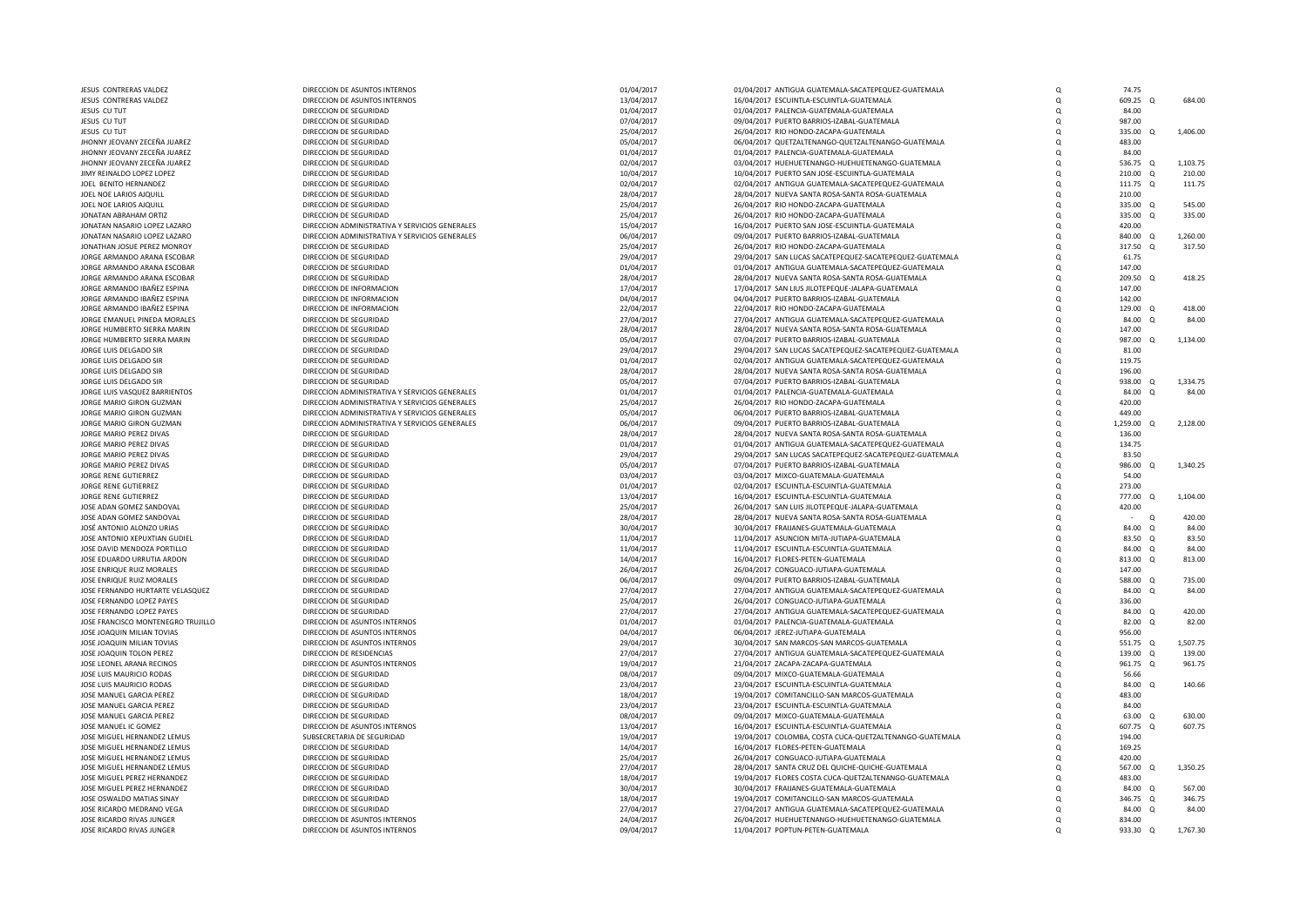| | | | | | | | |
|---|---|---|---|---|---|---|---|
| JESUS CONTRERAS VALDEZ | DIRECCION DE ASUNTOS INTERNOS | 01/04/2017 | 01/04/2017 ANTIGUA GUATEMALA-SACATEPEQUEZ-GUATEMALA | Q | 74.75 | | |
| JESUS CONTRERAS VALDEZ | DIRECCION DE ASUNTOS INTERNOS | 13/04/2017 | 16/04/2017 ESCUINTLA-ESCUINTLA-GUATEMALA | Q | 609.25 | Q | 684.00 |
| JESUS CU TUT | DIRECCION DE SEGURIDAD | 01/04/2017 | 01/04/2017 PALENCIA-GUATEMALA-GUATEMALA | Q | 84.00 | | |
| JESUS CU TUT | DIRECCION DE SEGURIDAD | 07/04/2017 | 09/04/2017 PUERTO BARRIOS-IZABAL-GUATEMALA | Q | 987.00 | | |
| JESUS CU TUT | DIRECCION DE SEGURIDAD | 25/04/2017 | 26/04/2017 RIO HONDO-ZACAPA-GUATEMALA | Q | 335.00 | Q | 1,406.00 |
| JHONNY JEOVANY ZECEÑA JUAREZ | DIRECCION DE SEGURIDAD | 05/04/2017 | 06/04/2017 QUETZALTENANGO-QUETZALTENANGO-GUATEMALA | Q | 483.00 | | |
| JHONNY JEOVANY ZECEÑA JUAREZ | DIRECCION DE SEGURIDAD | 01/04/2017 | 01/04/2017 PALENCIA-GUATEMALA-GUATEMALA | Q | 84.00 | | |
| JHONNY JEOVANY ZECEÑA JUAREZ | DIRECCION DE SEGURIDAD | 02/04/2017 | 03/04/2017 HUEHUETENANGO-HUEHUETENANGO-GUATEMALA | Q | 536.75 | Q | 1,103.75 |
| JIMY REINALDO LOPEZ LOPEZ | DIRECCION DE SEGURIDAD | 10/04/2017 | 10/04/2017 PUERTO SAN JOSE-ESCUINTLA-GUATEMALA | Q | 210.00 | Q | 210.00 |
| JOEL BENITO HERNANDEZ | DIRECCION DE SEGURIDAD | 02/04/2017 | 02/04/2017 ANTIGUA GUATEMALA-SACATEPEQUEZ-GUATEMALA | Q | 111.75 | Q | 111.75 |
| JOEL NOE LARIOS AJQUILL | DIRECCION DE SEGURIDAD | 28/04/2017 | 28/04/2017 NUEVA SANTA ROSA-SANTA ROSA-GUATEMALA | Q | 210.00 | | |
| JOEL NOE LARIOS AJQUILL | DIRECCION DE SEGURIDAD | 25/04/2017 | 26/04/2017 RIO HONDO-ZACAPA-GUATEMALA | Q | 335.00 | Q | 545.00 |
| JONATAN ABRAHAM ORTIZ | DIRECCION DE SEGURIDAD | 25/04/2017 | 26/04/2017 RIO HONDO-ZACAPA-GUATEMALA | Q | 335.00 | Q | 335.00 |
| JONATAN NASARIO LOPEZ LAZARO | DIRECCION ADMINISTRATIVA Y SERVICIOS GENERALES | 15/04/2017 | 16/04/2017 PUERTO SAN JOSE-ESCUINTLA-GUATEMALA | Q | 420.00 | | |
| JONATAN NASARIO LOPEZ LAZARO | DIRECCION ADMINISTRATIVA Y SERVICIOS GENERALES | 06/04/2017 | 09/04/2017 PUERTO BARRIOS-IZABAL-GUATEMALA | Q | 840.00 | Q | 1,260.00 |
| JONATHAN JOSUE PEREZ MONROY | DIRECCION DE SEGURIDAD | 25/04/2017 | 26/04/2017 RIO HONDO-ZACAPA-GUATEMALA | Q | 317.50 | Q | 317.50 |
| JORGE ARMANDO ARANA ESCOBAR | DIRECCION DE SEGURIDAD | 29/04/2017 | 29/04/2017 SAN LUCAS SACATEPEQUEZ-SACATEPEQUEZ-GUATEMALA | Q | 61.75 | | |
| JORGE ARMANDO ARANA ESCOBAR | DIRECCION DE SEGURIDAD | 01/04/2017 | 01/04/2017 ANTIGUA GUATEMALA-SACATEPEQUEZ-GUATEMALA | Q | 147.00 | | |
| JORGE ARMANDO ARANA ESCOBAR | DIRECCION DE SEGURIDAD | 28/04/2017 | 28/04/2017 NUEVA SANTA ROSA-SANTA ROSA-GUATEMALA | Q | 209.50 | Q | 418.25 |
| JORGE ARMANDO IBAÑEZ ESPINA | DIRECCION DE INFORMACION | 17/04/2017 | 17/04/2017 SAN LIUS JILOTEPEQUE-JALAPA-GUATEMALA | Q | 147.00 | | |
| JORGE ARMANDO IBAÑEZ ESPINA | DIRECCION DE INFORMACION | 04/04/2017 | 04/04/2017 PUERTO BARRIOS-IZABAL-GUATEMALA | Q | 142.00 | | |
| JORGE ARMANDO IBAÑEZ ESPINA | DIRECCION DE INFORMACION | 22/04/2017 | 22/04/2017 RIO HONDO-ZACAPA-GUATEMALA | Q | 129.00 | Q | 418.00 |
| JORGE EMANUEL PINEDA MORALES | DIRECCION DE SEGURIDAD | 27/04/2017 | 27/04/2017 ANTIGUA GUATEMALA-SACATEPEQUEZ-GUATEMALA | Q | 84.00 | Q | 84.00 |
| JORGE HUMBERTO SIERRA MARIN | DIRECCION DE SEGURIDAD | 28/04/2017 | 28/04/2017 NUEVA SANTA ROSA-SANTA ROSA-GUATEMALA | Q | 147.00 | | |
| JORGE HUMBERTO SIERRA MARIN | DIRECCION DE SEGURIDAD | 05/04/2017 | 07/04/2017 PUERTO BARRIOS-IZABAL-GUATEMALA | Q | 987.00 | Q | 1,134.00 |
| JORGE LUIS DELGADO SIR | DIRECCION DE SEGURIDAD | 29/04/2017 | 29/04/2017 SAN LUCAS SACATEPEQUEZ-SACATEPEQUEZ-GUATEMALA | Q | 81.00 | | |
| JORGE LUIS DELGADO SIR | DIRECCION DE SEGURIDAD | 01/04/2017 | 02/04/2017 ANTIGUA GUATEMALA-SACATEPEQUEZ-GUATEMALA | Q | 119.75 | | |
| JORGE LUIS DELGADO SIR | DIRECCION DE SEGURIDAD | 28/04/2017 | 28/04/2017 NUEVA SANTA ROSA-SANTA ROSA-GUATEMALA | Q | 196.00 | | |
| JORGE LUIS DELGADO SIR | DIRECCION DE SEGURIDAD | 05/04/2017 | 07/04/2017 PUERTO BARRIOS-IZABAL-GUATEMALA | Q | 938.00 | Q | 1,334.75 |
| JORGE LUIS VASQUEZ BARRIENTOS | DIRECCION ADMINISTRATIVA Y SERVICIOS GENERALES | 01/04/2017 | 01/04/2017 PALENCIA-GUATEMALA-GUATEMALA | Q | 84.00 | Q | 84.00 |
| JORGE MARIO GIRON GUZMAN | DIRECCION ADMINISTRATIVA Y SERVICIOS GENERALES | 25/04/2017 | 26/04/2017 RIO HONDO-ZACAPA-GUATEMALA | Q | 420.00 | | |
| JORGE MARIO GIRON GUZMAN | DIRECCION ADMINISTRATIVA Y SERVICIOS GENERALES | 05/04/2017 | 06/04/2017 PUERTO BARRIOS-IZABAL-GUATEMALA | Q | 449.00 | | |
| JORGE MARIO GIRON GUZMAN | DIRECCION ADMINISTRATIVA Y SERVICIOS GENERALES | 06/04/2017 | 09/04/2017 PUERTO BARRIOS-IZABAL-GUATEMALA | Q | 1,259.00 | Q | 2,128.00 |
| JORGE MARIO PEREZ DIVAS | DIRECCION DE SEGURIDAD | 28/04/2017 | 28/04/2017 NUEVA SANTA ROSA-SANTA ROSA-GUATEMALA | Q | 136.00 | | |
| JORGE MARIO PEREZ DIVAS | DIRECCION DE SEGURIDAD | 01/04/2017 | 01/04/2017 ANTIGUA GUATEMALA-SACATEPEQUEZ-GUATEMALA | Q | 134.75 | | |
| JORGE MARIO PEREZ DIVAS | DIRECCION DE SEGURIDAD | 29/04/2017 | 29/04/2017 SAN LUCAS SACATEPEQUEZ-SACATEPEQUEZ-GUATEMALA | Q | 83.50 | | |
| JORGE MARIO PEREZ DIVAS | DIRECCION DE SEGURIDAD | 05/04/2017 | 07/04/2017 PUERTO BARRIOS-IZABAL-GUATEMALA | Q | 986.00 | Q | 1,340.25 |
| JORGE RENE GUTIERREZ | DIRECCION DE SEGURIDAD | 03/04/2017 | 03/04/2017 MIXCO-GUATEMALA-GUATEMALA | Q | 54.00 | | |
| JORGE RENE GUTIERREZ | DIRECCION DE SEGURIDAD | 01/04/2017 | 02/04/2017 ESCUINTLA-ESCUINTLA-GUATEMALA | Q | 273.00 | | |
| JORGE RENE GUTIERREZ | DIRECCION DE SEGURIDAD | 13/04/2017 | 16/04/2017 ESCUINTLA-ESCUINTLA-GUATEMALA | Q | 777.00 | Q | 1,104.00 |
| JOSE ADAN GOMEZ SANDOVAL | DIRECCION DE SEGURIDAD | 25/04/2017 | 26/04/2017 SAN LUIS JILOTEPEQUE-JALAPA-GUATEMALA | Q | 420.00 | | |
| JOSE ADAN GOMEZ SANDOVAL | DIRECCION DE SEGURIDAD | 28/04/2017 | 28/04/2017 NUEVA SANTA ROSA-SANTA ROSA-GUATEMALA | Q | - | Q | 420.00 |
| JOSÉ ANTONIO ALONZO URIAS | DIRECCION DE SEGURIDAD | 30/04/2017 | 30/04/2017 FRAIJANES-GUATEMALA-GUATEMALA | Q | 84.00 | Q | 84.00 |
| JOSE ANTONIO XEPUXTIAN GUDIEL | DIRECCION DE SEGURIDAD | 11/04/2017 | 11/04/2017 ASUNCION MITA-JUTIAPA-GUATEMALA | Q | 83.50 | Q | 83.50 |
| JOSE DAVID MENDOZA PORTILLO | DIRECCION DE SEGURIDAD | 11/04/2017 | 11/04/2017 ESCUINTLA-ESCUINTLA-GUATEMALA | Q | 84.00 | Q | 84.00 |
| JOSE EDUARDO URRUTIA ARDON | DIRECCION DE SEGURIDAD | 14/04/2017 | 16/04/2017 FLORES-PETEN-GUATEMALA | Q | 813.00 | Q | 813.00 |
| JOSE ENRIQUE RUIZ MORALES | DIRECCION DE SEGURIDAD | 26/04/2017 | 26/04/2017 CONGUACO-JUTIAPA-GUATEMALA | Q | 147.00 | | |
| JOSE ENRIQUE RUIZ MORALES | DIRECCION DE SEGURIDAD | 06/04/2017 | 09/04/2017 PUERTO BARRIOS-IZABAL-GUATEMALA | Q | 588.00 | Q | 735.00 |
| JOSE FERNANDO HURTARTE VELASQUEZ | DIRECCION DE SEGURIDAD | 27/04/2017 | 27/04/2017 ANTIGUA GUATEMALA-SACATEPEQUEZ-GUATEMALA | Q | 84.00 | Q | 84.00 |
| JOSE FERNANDO LOPEZ PAYES | DIRECCION DE SEGURIDAD | 25/04/2017 | 26/04/2017 CONGUACO-JUTIAPA-GUATEMALA | Q | 336.00 | | |
| JOSE FERNANDO LOPEZ PAYES | DIRECCION DE SEGURIDAD | 27/04/2017 | 27/04/2017 ANTIGUA GUATEMALA-SACATEPEQUEZ-GUATEMALA | Q | 84.00 | Q | 420.00 |
| JOSE FRANCISCO MONTENEGRO TRUJILLO | DIRECCION DE ASUNTOS INTERNOS | 01/04/2017 | 01/04/2017 PALENCIA-GUATEMALA-GUATEMALA | Q | 82.00 | Q | 82.00 |
| JOSE JOAQUIN MILIAN TOVIAS | DIRECCION DE ASUNTOS INTERNOS | 04/04/2017 | 06/04/2017 JEREZ-JUTIAPA-GUATEMALA | Q | 956.00 | | |
| JOSE JOAQUIN MILIAN TOVIAS | DIRECCION DE ASUNTOS INTERNOS | 29/04/2017 | 30/04/2017 SAN MARCOS-SAN MARCOS-GUATEMALA | Q | 551.75 | Q | 1,507.75 |
| JOSE JOAQUIN TOLON PEREZ | DIRECCION DE RESIDENCIAS | 27/04/2017 | 27/04/2017 ANTIGUA GUATEMALA-SACATEPEQUEZ-GUATEMALA | Q | 139.00 | Q | 139.00 |
| JOSE LEONEL ARANA RECINOS | DIRECCION DE ASUNTOS INTERNOS | 19/04/2017 | 21/04/2017 ZACAPA-ZACAPA-GUATEMALA | Q | 961.75 | Q | 961.75 |
| JOSE LUIS MAURICIO RODAS | DIRECCION DE SEGURIDAD | 08/04/2017 | 09/04/2017 MIXCO-GUATEMALA-GUATEMALA | Q | 56.66 | | |
| JOSE LUIS MAURICIO RODAS | DIRECCION DE SEGURIDAD | 23/04/2017 | 23/04/2017 ESCUINTLA-ESCUINTLA-GUATEMALA | Q | 84.00 | Q | 140.66 |
| JOSE MANUEL GARCIA PEREZ | DIRECCION DE SEGURIDAD | 18/04/2017 | 19/04/2017 COMITANCILLO-SAN MARCOS-GUATEMALA | Q | 483.00 | | |
| JOSE MANUEL GARCIA PEREZ | DIRECCION DE SEGURIDAD | 23/04/2017 | 23/04/2017 ESCUINTLA-ESCUINTLA-GUATEMALA | Q | 84.00 | | |
| JOSE MANUEL GARCIA PEREZ | DIRECCION DE SEGURIDAD | 08/04/2017 | 09/04/2017 MIXCO-GUATEMALA-GUATEMALA | Q | 63.00 | Q | 630.00 |
| JOSE MANUEL IC GOMEZ | DIRECCION DE ASUNTOS INTERNOS | 13/04/2017 | 16/04/2017 ESCUINTLA-ESCUINTLA-GUATEMALA | Q | 607.75 | Q | 607.75 |
| JOSE MIGUEL HERNANDEZ LEMUS | SUBSECRETARIA DE SEGURIDAD | 19/04/2017 | 19/04/2017 COLOMBA, COSTA CUCA-QUETZALTENANGO-GUATEMALA | Q | 194.00 | | |
| JOSE MIGUEL HERNANDEZ LEMUS | DIRECCION DE SEGURIDAD | 14/04/2017 | 16/04/2017 FLORES-PETEN-GUATEMALA | Q | 169.25 | | |
| JOSE MIGUEL HERNANDEZ LEMUS | DIRECCION DE SEGURIDAD | 25/04/2017 | 26/04/2017 CONGUACO-JUTIAPA-GUATEMALA | Q | 420.00 | | |
| JOSE MIGUEL HERNANDEZ LEMUS | DIRECCION DE SEGURIDAD | 27/04/2017 | 28/04/2017 SANTA CRUZ DEL QUICHE-QUICHE-GUATEMALA | Q | 567.00 | Q | 1,350.25 |
| JOSE MIGUEL PEREZ HERNANDEZ | DIRECCION DE SEGURIDAD | 18/04/2017 | 19/04/2017 FLORES COSTA CUCA-QUETZALTENANGO-GUATEMALA | Q | 483.00 | | |
| JOSE MIGUEL PEREZ HERNANDEZ | DIRECCION DE SEGURIDAD | 30/04/2017 | 30/04/2017 FRAIJANES-GUATEMALA-GUATEMALA | Q | 84.00 | Q | 567.00 |
| JOSE OSWALDO MATIAS SINAY | DIRECCION DE SEGURIDAD | 18/04/2017 | 19/04/2017 COMITANCILLO-SAN MARCOS-GUATEMALA | Q | 346.75 | Q | 346.75 |
| JOSE RICARDO MEDRANO VEGA | DIRECCION DE SEGURIDAD | 27/04/2017 | 27/04/2017 ANTIGUA GUATEMALA-SACATEPEQUEZ-GUATEMALA | Q | 84.00 | Q | 84.00 |
| JOSE RICARDO RIVAS JUNGER | DIRECCION DE ASUNTOS INTERNOS | 24/04/2017 | 26/04/2017 HUEHUETENANGO-HUEHUETENANGO-GUATEMALA | Q | 834.00 | | |
| JOSE RICARDO RIVAS JUNGER | DIRECCION DE ASUNTOS INTERNOS | 09/04/2017 | 11/04/2017 POPTUN-PETEN-GUATEMALA | Q | 933.30 | Q | 1,767.30 |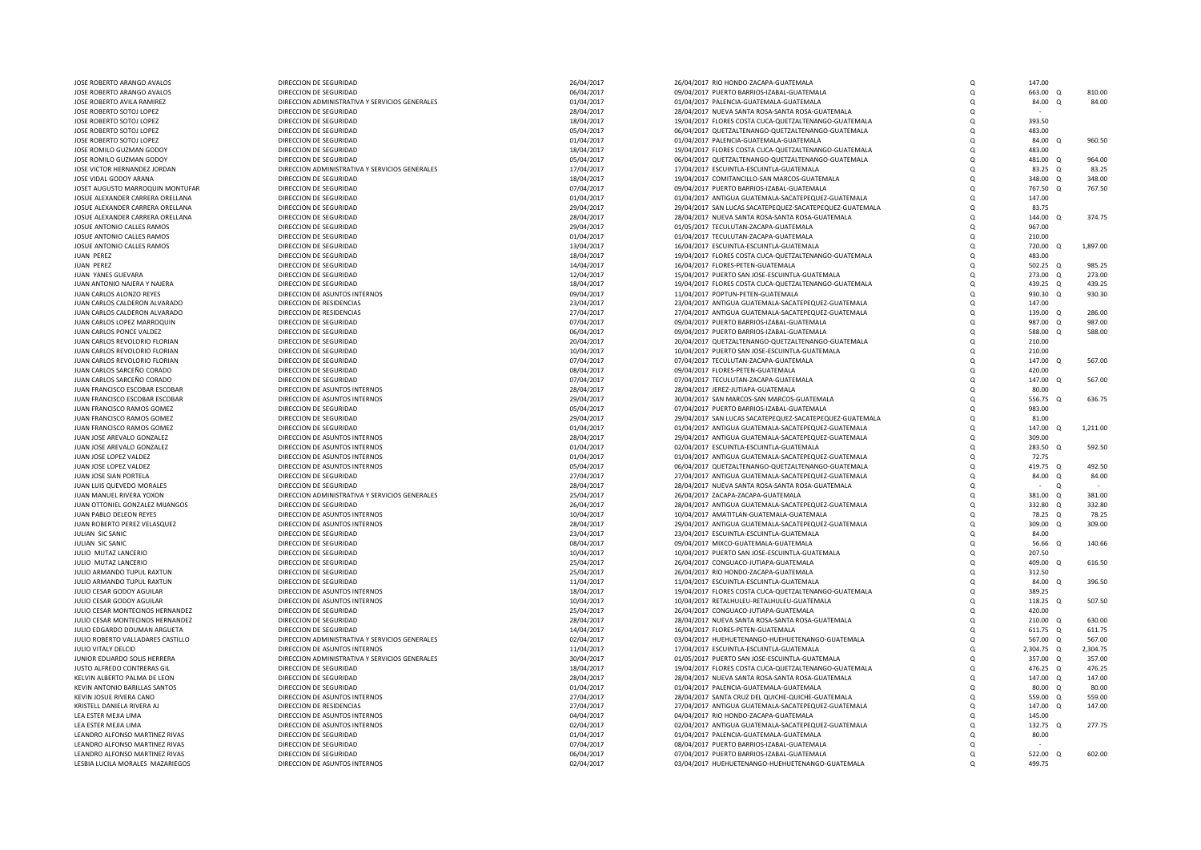| | | | | | | | | |
|---|---|---|---|---|---|---|---|---|
| JOSE ROBERTO ARANGO AVALOS | DIRECCION DE SEGURIDAD | 26/04/2017 | 26/04/2017 RIO HONDO-ZACAPA-GUATEMALA | Q | 147.00 | | | |
| JOSE ROBERTO ARANGO AVALOS | DIRECCION DE SEGURIDAD | 06/04/2017 | 09/04/2017 PUERTO BARRIOS-IZABAL-GUATEMALA | Q | 663.00 | Q | 810.00 |
| JOSE ROBERTO AVILA RAMIREZ | DIRECCION ADMINISTRATIVA Y SERVICIOS GENERALES | 01/04/2017 | 01/04/2017 PALENCIA-GUATEMALA-GUATEMALA | Q | 84.00 | Q | 84.00 |
| JOSE ROBERTO SOTOJ LOPEZ | DIRECCION DE SEGURIDAD | 28/04/2017 | 28/04/2017 NUEVA SANTA ROSA-SANTA ROSA-GUATEMALA | Q | - | | |
| JOSE ROBERTO SOTOJ LOPEZ | DIRECCION DE SEGURIDAD | 18/04/2017 | 19/04/2017 FLORES COSTA CUCA-QUETZALTENANGO-GUATEMALA | Q | 393.50 | | |
| JOSE ROBERTO SOTOJ LOPEZ | DIRECCION DE SEGURIDAD | 05/04/2017 | 06/04/2017 QUETZALTENANGO-QUETZALTENANGO-GUATEMALA | Q | 483.00 | | |
| JOSE ROBERTO SOTOJ LOPEZ | DIRECCION DE SEGURIDAD | 01/04/2017 | 01/04/2017 PALENCIA-GUATEMALA-GUATEMALA | Q | 84.00 | Q | 960.50 |
| JOSE ROMILO GUZMAN GODOY | DIRECCION DE SEGURIDAD | 18/04/2017 | 19/04/2017 FLORES COSTA CUCA-QUETZALTENANGO-GUATEMALA | Q | 483.00 | | |
| JOSE ROMILO GUZMAN GODOY | DIRECCION DE SEGURIDAD | 05/04/2017 | 06/04/2017 QUETZALTENANGO-QUETZALTENANGO-GUATEMALA | Q | 481.00 | Q | 964.00 |
| JOSE VICTOR HERNANDEZ JORDAN | DIRECCION ADMINISTRATIVA Y SERVICIOS GENERALES | 17/04/2017 | 17/04/2017 ESCUINTLA-ESCUINTLA-GUATEMALA | Q | 83.25 | Q | 83.25 |
| JOSE VIDAL GODOY ARANA | DIRECCION DE SEGURIDAD | 18/04/2017 | 19/04/2017 COMITANCILLO-SAN MARCOS-GUATEMALA | Q | 348.00 | Q | 348.00 |
| JOSET AUGUSTO MARROQUIN MONTUFAR | DIRECCION DE SEGURIDAD | 07/04/2017 | 09/04/2017 PUERTO BARRIOS-IZABAL-GUATEMALA | Q | 767.50 | Q | 767.50 |
| JOSUE ALEXANDER CARRERA ORELLANA | DIRECCION DE SEGURIDAD | 01/04/2017 | 01/04/2017 ANTIGUA GUATEMALA-SACATEPEQUEZ-GUATEMALA | Q | 147.00 | | |
| JOSUE ALEXANDER CARRERA ORELLANA | DIRECCION DE SEGURIDAD | 29/04/2017 | 29/04/2017 SAN LUCAS SACATEPEQUEZ-SACATEPEQUEZ-GUATEMALA | Q | 83.75 | | |
| JOSUE ALEXANDER CARRERA ORELLANA | DIRECCION DE SEGURIDAD | 28/04/2017 | 28/04/2017 NUEVA SANTA ROSA-SANTA ROSA-GUATEMALA | Q | 144.00 | Q | 374.75 |
| JOSUE ANTONIO CALLES RAMOS | DIRECCION DE SEGURIDAD | 29/04/2017 | 01/05/2017 TECULUTAN-ZACAPA-GUATEMALA | Q | 967.00 | | |
| JOSUE ANTONIO CALLES RAMOS | DIRECCION DE SEGURIDAD | 01/04/2017 | 01/04/2017 TECULUTAN-ZACAPA-GUATEMALA | Q | 210.00 | | |
| JOSUE ANTONIO CALLES RAMOS | DIRECCION DE SEGURIDAD | 13/04/2017 | 16/04/2017 ESCUINTLA-ESCUINTLA-GUATEMALA | Q | 720.00 | Q | 1,897.00 |
| JUAN PEREZ | DIRECCION DE SEGURIDAD | 18/04/2017 | 19/04/2017 FLORES COSTA CUCA-QUETZALTENANGO-GUATEMALA | Q | 483.00 | | |
| JUAN PEREZ | DIRECCION DE SEGURIDAD | 14/04/2017 | 16/04/2017 FLORES-PETEN-GUATEMALA | Q | 502.25 | Q | 985.25 |
| JUAN YANES GUEVARA | DIRECCION DE SEGURIDAD | 12/04/2017 | 15/04/2017 PUERTO SAN JOSE-ESCUINTLA-GUATEMALA | Q | 273.00 | Q | 273.00 |
| JUAN ANTONIO NAJERA Y NAJERA | DIRECCION DE SEGURIDAD | 18/04/2017 | 19/04/2017 FLORES COSTA CUCA-QUETZALTENANGO-GUATEMALA | Q | 439.25 | Q | 439.25 |
| JUAN CARLOS ALONZO REYES | DIRECCION DE ASUNTOS INTERNOS | 09/04/2017 | 11/04/2017 POPTUN-PETEN-GUATEMALA | Q | 930.30 | Q | 930.30 |
| JUAN CARLOS CALDERON ALVARADO | DIRECCION DE RESIDENCIAS | 23/04/2017 | 23/04/2017 ANTIGUA GUATEMALA-SACATEPEQUEZ-GUATEMALA | Q | 147.00 | | |
| JUAN CARLOS CALDERON ALVARADO | DIRECCION DE RESIDENCIAS | 27/04/2017 | 27/04/2017 ANTIGUA GUATEMALA-SACATEPEQUEZ-GUATEMALA | Q | 139.00 | Q | 286.00 |
| JUAN CARLOS LOPEZ MARROQUIN | DIRECCION DE SEGURIDAD | 07/04/2017 | 09/04/2017 PUERTO BARRIOS-IZABAL-GUATEMALA | Q | 987.00 | Q | 987.00 |
| JUAN CARLOS PONCE VALDEZ | DIRECCION DE SEGURIDAD | 06/04/2017 | 09/04/2017 PUERTO BARRIOS-IZABAL-GUATEMALA | Q | 588.00 | Q | 588.00 |
| JUAN CARLOS REVOLORIO FLORIAN | DIRECCION DE SEGURIDAD | 20/04/2017 | 20/04/2017 QUETZALTENANGO-QUETZALTENANGO-GUATEMALA | Q | 210.00 | | |
| JUAN CARLOS REVOLORIO FLORIAN | DIRECCION DE SEGURIDAD | 10/04/2017 | 10/04/2017 PUERTO SAN JOSE-ESCUINTLA-GUATEMALA | Q | 210.00 | | |
| JUAN CARLOS REVOLORIO FLORIAN | DIRECCION DE SEGURIDAD | 07/04/2017 | 07/04/2017 TECULUTAN-ZACAPA-GUATEMALA | Q | 147.00 | Q | 567.00 |
| JUAN CARLOS SARCEÑO CORADO | DIRECCION DE SEGURIDAD | 08/04/2017 | 09/04/2017 FLORES-PETEN-GUATEMALA | Q | 420.00 | | |
| JUAN CARLOS SARCEÑO CORADO | DIRECCION DE SEGURIDAD | 07/04/2017 | 07/04/2017 TECULUTAN-ZACAPA-GUATEMALA | Q | 147.00 | Q | 567.00 |
| JUAN FRANCISCO ESCOBAR ESCOBAR | DIRECCION DE ASUNTOS INTERNOS | 28/04/2017 | 28/04/2017 JEREZ-JUTIAPA-GUATEMALA | Q | 80.00 | | |
| JUAN FRANCISCO ESCOBAR ESCOBAR | DIRECCION DE ASUNTOS INTERNOS | 29/04/2017 | 30/04/2017 SAN MARCOS-SAN MARCOS-GUATEMALA | Q | 556.75 | Q | 636.75 |
| JUAN FRANCISCO RAMOS GOMEZ | DIRECCION DE SEGURIDAD | 05/04/2017 | 07/04/2017 PUERTO BARRIOS-IZABAL-GUATEMALA | Q | 983.00 | | |
| JUAN FRANCISCO RAMOS GOMEZ | DIRECCION DE SEGURIDAD | 29/04/2017 | 29/04/2017 SAN LUCAS SACATEPEQUEZ-SACATEPEQUEZ-GUATEMALA | Q | 81.00 | | |
| JUAN FRANCISCO RAMOS GOMEZ | DIRECCION DE SEGURIDAD | 01/04/2017 | 01/04/2017 ANTIGUA GUATEMALA-SACATEPEQUEZ-GUATEMALA | Q | 147.00 | Q | 1,211.00 |
| JUAN JOSE AREVALO GONZALEZ | DIRECCION DE ASUNTOS INTERNOS | 28/04/2017 | 29/04/2017 ANTIGUA GUATEMALA-SACATEPEQUEZ-GUATEMALA | Q | 309.00 | | |
| JUAN JOSE AREVALO GONZALEZ | DIRECCION DE ASUNTOS INTERNOS | 01/04/2017 | 02/04/2017 ESCUINTLA-ESCUINTLA-GUATEMALA | Q | 283.50 | Q | 592.50 |
| JUAN JOSE LOPEZ VALDEZ | DIRECCION DE ASUNTOS INTERNOS | 01/04/2017 | 01/04/2017 ANTIGUA GUATEMALA-SACATEPEQUEZ-GUATEMALA | Q | 72.75 | | |
| JUAN JOSE LOPEZ VALDEZ | DIRECCION DE ASUNTOS INTERNOS | 05/04/2017 | 06/04/2017 QUETZALTENANGO-QUETZALTENANGO-GUATEMALA | Q | 419.75 | Q | 492.50 |
| JUAN JOSE SIAN PORTELA | DIRECCION DE SEGURIDAD | 27/04/2017 | 27/04/2017 ANTIGUA GUATEMALA-SACATEPEQUEZ-GUATEMALA | Q | 84.00 | Q | 84.00 |
| JUAN LUIS QUEVEDO MORALES | DIRECCION DE SEGURIDAD | 28/04/2017 | 28/04/2017 NUEVA SANTA ROSA-SANTA ROSA-GUATEMALA | Q | - | Q | - |
| JUAN MANUEL RIVERA YOXON | DIRECCION ADMINISTRATIVA Y SERVICIOS GENERALES | 25/04/2017 | 26/04/2017 ZACAPA-ZACAPA-GUATEMALA | Q | 381.00 | Q | 381.00 |
| JUAN OTTONIEL GONZALEZ MIJANGOS | DIRECCION DE SEGURIDAD | 26/04/2017 | 28/04/2017 ANTIGUA GUATEMALA-SACATEPEQUEZ-GUATEMALA | Q | 332.80 | Q | 332.80 |
| JUAN PABLO DELEON REYES | DIRECCION DE ASUNTOS INTERNOS | 10/04/2017 | 10/04/2017 AMATITLAN-GUATEMALA-GUATEMALA | Q | 78.25 | Q | 78.25 |
| JUAN ROBERTO PEREZ VELASQUEZ | DIRECCION DE ASUNTOS INTERNOS | 28/04/2017 | 29/04/2017 ANTIGUA GUATEMALA-SACATEPEQUEZ-GUATEMALA | Q | 309.00 | Q | 309.00 |
| JULIAN SIC SANIC | DIRECCION DE SEGURIDAD | 23/04/2017 | 23/04/2017 ESCUINTLA-ESCUINTLA-GUATEMALA | Q | 84.00 | | |
| JULIAN SIC SANIC | DIRECCION DE SEGURIDAD | 08/04/2017 | 09/04/2017 MIXCO-GUATEMALA-GUATEMALA | Q | 56.66 | Q | 140.66 |
| JULIO MUTAZ LANCERIO | DIRECCION DE SEGURIDAD | 10/04/2017 | 10/04/2017 PUERTO SAN JOSE-ESCUINTLA-GUATEMALA | Q | 207.50 | | |
| JULIO MUTAZ LANCERIO | DIRECCION DE SEGURIDAD | 25/04/2017 | 26/04/2017 CONGUACO-JUTIAPA-GUATEMALA | Q | 409.00 | Q | 616.50 |
| JULIO ARMANDO TUPUL RAXTUN | DIRECCION DE SEGURIDAD | 25/04/2017 | 26/04/2017 RIO HONDO-ZACAPA-GUATEMALA | Q | 312.50 | | |
| JULIO ARMANDO TUPUL RAXTUN | DIRECCION DE SEGURIDAD | 11/04/2017 | 11/04/2017 ESCUINTLA-ESCUINTLA-GUATEMALA | Q | 84.00 | Q | 396.50 |
| JULIO CESAR GODOY AGUILAR | DIRECCION DE ASUNTOS INTERNOS | 18/04/2017 | 19/04/2017 FLORES COSTA CUCA-QUETZALTENANGO-GUATEMALA | Q | 389.25 | | |
| JULIO CESAR GODOY AGUILAR | DIRECCION DE ASUNTOS INTERNOS | 10/04/2017 | 10/04/2017 RETALHULEU-RETALHULEU-GUATEMALA | Q | 118.25 | Q | 507.50 |
| JULIO CESAR MONTECINOS HERNANDEZ | DIRECCION DE SEGURIDAD | 25/04/2017 | 26/04/2017 CONGUACO-JUTIAPA-GUATEMALA | Q | 420.00 | | |
| JULIO CESAR MONTECINOS HERNANDEZ | DIRECCION DE SEGURIDAD | 28/04/2017 | 28/04/2017 NUEVA SANTA ROSA-SANTA ROSA-GUATEMALA | Q | 210.00 | Q | 630.00 |
| JULIO EDGARDO DOUMAN ARGUETA | DIRECCION DE SEGURIDAD | 14/04/2017 | 16/04/2017 FLORES-PETEN-GUATEMALA | Q | 611.75 | Q | 611.75 |
| JULIO ROBERTO VALLADARES CASTILLO | DIRECCION ADMINISTRATIVA Y SERVICIOS GENERALES | 02/04/2017 | 03/04/2017 HUEHUETENANGO-HUEHUETENANGO-GUATEMALA | Q | 567.00 | Q | 567.00 |
| JULIO VITALY DELCID | DIRECCION DE ASUNTOS INTERNOS | 11/04/2017 | 17/04/2017 ESCUINTLA-ESCUINTLA-GUATEMALA | Q | 2,304.75 | Q | 2,304.75 |
| JUNIOR EDUARDO SOLIS HERRERA | DIRECCION ADMINISTRATIVA Y SERVICIOS GENERALES | 30/04/2017 | 01/05/2017 PUERTO SAN JOSE-ESCUINTLA-GUATEMALA | Q | 357.00 | Q | 357.00 |
| JUSTO ALFREDO CONTRERAS GIL | DIRECCION DE SEGURIDAD | 18/04/2017 | 19/04/2017 FLORES COSTA CUCA-QUETZALTENANGO-GUATEMALA | Q | 476.25 | Q | 476.25 |
| KELVIN ALBERTO PALMA DE LEON | DIRECCION DE SEGURIDAD | 28/04/2017 | 28/04/2017 NUEVA SANTA ROSA-SANTA ROSA-GUATEMALA | Q | 147.00 | Q | 147.00 |
| KEVIN ANTONIO BARILLAS SANTOS | DIRECCION DE SEGURIDAD | 01/04/2017 | 01/04/2017 PALENCIA-GUATEMALA-GUATEMALA | Q | 80.00 | Q | 80.00 |
| KEVIN JOSUE RIVERA CANO | DIRECCION DE ASUNTOS INTERNOS | 27/04/2017 | 28/04/2017 SANTA CRUZ DEL QUICHE-QUICHE-GUATEMALA | Q | 559.00 | Q | 559.00 |
| KRISTELL DANIELA RIVERA AJ | DIRECCION DE RESIDENCIAS | 27/04/2017 | 27/04/2017 ANTIGUA GUATEMALA-SACATEPEQUEZ-GUATEMALA | Q | 147.00 | Q | 147.00 |
| LEA ESTER MEJIA LIMA | DIRECCION DE ASUNTOS INTERNOS | 04/04/2017 | 04/04/2017 RIO HONDO-ZACAPA-GUATEMALA | Q | 145.00 | | |
| LEA ESTER MEJIA LIMA | DIRECCION DE ASUNTOS INTERNOS | 02/04/2017 | 02/04/2017 ANTIGUA GUATEMALA-SACATEPEQUEZ-GUATEMALA | Q | 132.75 | Q | 277.75 |
| LEANDRO ALFONSO MARTINEZ RIVAS | DIRECCION DE SEGURIDAD | 01/04/2017 | 01/04/2017 PALENCIA-GUATEMALA-GUATEMALA | Q | 80.00 | | |
| LEANDRO ALFONSO MARTINEZ RIVAS | DIRECCION DE SEGURIDAD | 07/04/2017 | 08/04/2017 PUERTO BARRIOS-IZABAL-GUATEMALA | Q | - | | |
| LEANDRO ALFONSO MARTINEZ RIVAS | DIRECCION DE SEGURIDAD | 06/04/2017 | 07/04/2017 PUERTO BARRIOS-IZABAL-GUATEMALA | Q | 522.00 | Q | 602.00 |
| LESBIA LUCILA MORALES MAZARIEGOS | DIRECCION DE ASUNTOS INTERNOS | 02/04/2017 | 03/04/2017 HUEHUETENANGO-HUEHUETENANGO-GUATEMALA | Q | 499.75 | | |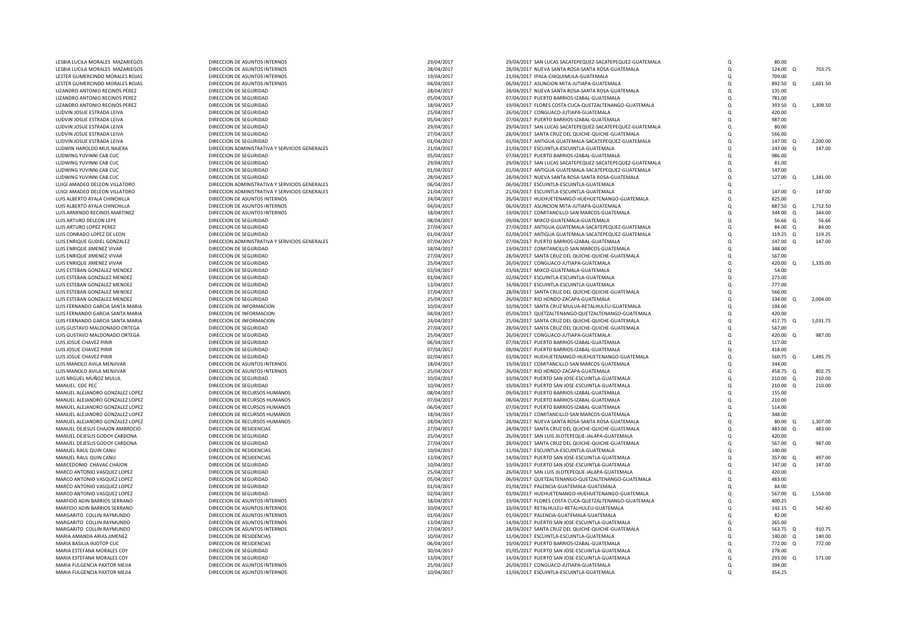| | | | | | | | |
|---|---|---|---|---|---|---|---|
| LESBIA LUCILA MORALES MAZARIEGOS | DIRECCION DE ASUNTOS INTERNOS | 29/04/2017 | 29/04/2017 SAN LUCAS SACATEPEQUEZ-SACATEPEQUEZ-GUATEMALA | Q | 80.00 | | |
| LESBIA LUCILA MORALES MAZARIEGOS | DIRECCION DE ASUNTOS INTERNOS | 28/04/2017 | 28/04/2017 NUEVA SANTA ROSA-SANTA ROSA-GUATEMALA | Q | 124.00 | Q | 703.75 |
| LESTER GUMERCINDO MORALES ROJAS | DIRECCION DE ASUNTOS INTERNOS | 19/04/2017 | 21/04/2017 IPALA-CHIQUIMULA-GUATEMALA | Q | 709.00 | | |
| LESTER GUMERCINDO MORALES ROJAS | DIRECCION DE ASUNTOS INTERNOS | 04/04/2017 | 06/04/2017 ASUNCION MITA-JUTIAPA-GUATEMALA | Q | 892.50 | Q | 1,601.50 |
| LIZANDRO ANTONIO RECINOS PEREZ | DIRECCION DE SEGURIDAD | 28/04/2017 | 28/04/2017 NUEVA SANTA ROSA-SANTA ROSA-GUATEMALA | Q | 135.00 | | |
| LIZANDRO ANTONIO RECINOS PEREZ | DIRECCION DE SEGURIDAD | 05/04/2017 | 07/04/2017 PUERTO BARRIOS-IZABAL-GUATEMALA | Q | 781.00 | | |
| LIZANDRO ANTONIO RECINOS PEREZ | DIRECCION DE SEGURIDAD | 18/04/2017 | 19/04/2017 FLORES COSTA CUCA-QUETZALTENANGO-GUATEMALA | Q | 393.50 | Q | 1,309.50 |
| LUDVIN JOSUE ESTRADA LEIVA | DIRECCION DE SEGURIDAD | 25/04/2017 | 26/04/2017 CONGUACO-JUTIAPA-GUATEMALA | Q | 420.00 | | |
| LUDVIN JOSUE ESTRADA LEIVA | DIRECCION DE SEGURIDAD | 05/04/2017 | 07/04/2017 PUERTO BARRIOS-IZABAL-GUATEMALA | Q | 987.00 | | |
| LUDVIN JOSUE ESTRADA LEIVA | DIRECCION DE SEGURIDAD | 29/04/2017 | 29/04/2017 SAN LUCAS SACATEPEQUEZ-SACATEPEQUEZ-GUATEMALA | Q | 80.00 | | |
| LUDVIN JOSUE ESTRADA LEIVA | DIRECCION DE SEGURIDAD | 27/04/2017 | 28/04/2017 SANTA CRUZ DEL QUICHE-QUICHE-GUATEMALA | Q | 566.00 | | |
| LUDVIN JOSUE ESTRADA LEIVA | DIRECCION DE SEGURIDAD | 01/04/2017 | 01/04/2017 ANTIGUA GUATEMALA-SACATEPEQUEZ-GUATEMALA | Q | 147.00 | Q | 2,200.00 |
| LUDWIN HAROLDO MUS NAJERA | DIRECCION ADMINISTRATIVA Y SERVICIOS GENERALES | 21/04/2017 | 21/04/2017 ESCUINTLA-ESCUINTLA-GUATEMALA | Q | 147.00 | Q | 147.00 |
| LUDWING YUVINNI CAB CUC | DIRECCION DE SEGURIDAD | 05/04/2017 | 07/04/2017 PUERTO BARRIOS-IZABAL-GUATEMALA | Q | 986.00 | | |
| LUDWING YUVINNI CAB CUC | DIRECCION DE SEGURIDAD | 29/04/2017 | 29/04/2017 SAN LUCAS SACATEPEQUEZ-SACATEPEQUEZ-GUATEMALA | Q | 81.00 | | |
| LUDWING YUVINNI CAB CUC | DIRECCION DE SEGURIDAD | 01/04/2017 | 01/04/2017 ANTIGUA GUATEMALA-SACATEPEQUEZ-GUATEMALA | Q | 147.00 | | |
| LUDWING YUVINNI CAB CUC | DIRECCION DE SEGURIDAD | 28/04/2017 | 28/04/2017 NUEVA SANTA ROSA-SANTA ROSA-GUATEMALA | Q | 127.00 | Q | 1,341.00 |
| LUIGI AMADEO DELEON VILLATORO | DIRECCION ADMINISTRATIVA Y SERVICIOS GENERALES | 06/04/2017 | 06/04/2017 ESCUINTLA-ESCUINTLA-GUATEMALA | Q | - | | |
| LUIGI AMADEO DELEON VILLATORO | DIRECCION ADMINISTRATIVA Y SERVICIOS GENERALES | 21/04/2017 | 21/04/2017 ESCUINTLA-ESCUINTLA-GUATEMALA | Q | 147.00 | Q | 147.00 |
| LUIS ALBERTO AYALA CHINCHILLA | DIRECCION DE ASUNTOS INTERNOS | 24/04/2017 | 26/04/2017 HUEHUETENANGO-HUEHUETENANGO-GUATEMALA | Q | 825.00 | | |
| LUIS ALBERTO AYALA CHINCHILLA | DIRECCION DE ASUNTOS INTERNOS | 04/04/2017 | 06/04/2017 ASUNCION MITA-JUTIAPA-GUATEMALA | Q | 887.50 | Q | 1,712.50 |
| LUIS ARMINDO RECINOS MARTINEZ | DIRECCION DE ASUNTOS INTERNOS | 18/04/2017 | 19/04/2017 COMITANCILLO-SAN MARCOS-GUATEMALA | Q | 344.00 | Q | 344.00 |
| LUIS ARTURO DELEON LEPE | DIRECCION DE SEGURIDAD | 08/04/2017 | 09/04/2017 MIXCO-GUATEMALA-GUATEMALA | Q | 56.66 | Q | 56.66 |
| LUIS ARTURO LOPEZ PEREZ | DIRECCION DE SEGURIDAD | 27/04/2017 | 27/04/2017 ANTIGUA GUATEMALA-SACATEPEQUEZ-GUATEMALA | Q | 84.00 | Q | 84.00 |
| LUIS CONRADO LOPEZ DE LEON | DIRECCION DE SEGURIDAD | 01/04/2017 | 02/04/2017 ANTIGUA GUATEMALA-SACATEPEQUEZ-GUATEMALA | Q | 119.25 | Q | 119.25 |
| LUIS ENRIQUE GUDIEL GONZALEZ | DIRECCION ADMINISTRATIVA Y SERVICIOS GENERALES | 07/04/2017 | 07/04/2017 PUERTO BARRIOS-IZABAL-GUATEMALA | Q | 147.00 | Q | 147.00 |
| LUIS ENRIQUE JIMENEZ VIVAR | DIRECCION DE SEGURIDAD | 18/04/2017 | 19/04/2017 COMITANCILLO-SAN MARCOS-GUATEMALA | Q | 348.00 | | |
| LUIS ENRIQUE JIMENEZ VIVAR | DIRECCION DE SEGURIDAD | 27/04/2017 | 28/04/2017 SANTA CRUZ DEL QUICHE-QUICHE-GUATEMALA | Q | 567.00 | | |
| LUIS ENRIQUE JIMENEZ VIVAR | DIRECCION DE SEGURIDAD | 25/04/2017 | 26/04/2017 CONGUACO-JUTIAPA-GUATEMALA | Q | 420.00 | Q | 1,335.00 |
| LUIS ESTEBAN GONZALEZ MENDEZ | DIRECCION DE SEGURIDAD | 03/04/2017 | 03/04/2017 MIXCO-GUATEMALA-GUATEMALA | Q | 54.00 | | |
| LUIS ESTEBAN GONZALEZ MENDEZ | DIRECCION DE SEGURIDAD | 01/04/2017 | 02/04/2017 ESCUINTLA-ESCUINTLA-GUATEMALA | Q | 273.00 | | |
| LUIS ESTEBAN GONZALEZ MENDEZ | DIRECCION DE SEGURIDAD | 13/04/2017 | 16/04/2017 ESCUINTLA-ESCUINTLA-GUATEMALA | Q | 777.00 | | |
| LUIS ESTEBAN GONZALEZ MENDEZ | DIRECCION DE SEGURIDAD | 27/04/2017 | 28/04/2017 SANTA CRUZ DEL QUICHE-QUICHE-GUATEMALA | Q | 566.00 | | |
| LUIS ESTEBAN GONZALEZ MENDEZ | DIRECCION DE SEGURIDAD | 25/04/2017 | 26/04/2017 RIO HONDO-ZACAPA-GUATEMALA | Q | 334.00 | Q | 2,004.00 |
| LUIS FERNANDO GARCIA SANTA MARIA | DIRECCION DE INFORMACION | 10/04/2017 | 10/04/2017 SANTA CRUZ MULUA-RETALHULEU-GUATEMALA | Q | 194.00 | | |
| LUIS FERNANDO GARCIA SANTA MARIA | DIRECCION DE INFORMACION | 04/04/2017 | 05/04/2017 QUETZALTENANGO-QUETZALTENANGO-GUATEMALA | Q | 420.00 | | |
| LUIS FERNANDO GARCIA SANTA MARIA | DIRECCION DE INFORMACION | 24/04/2017 | 25/04/2017 SANTA CRUZ DEL QUICHE-QUICHE-GUATEMALA | Q | 417.75 | Q | 1,031.75 |
| LUIS GUSTAVO MALDONADO ORTEGA | DIRECCION DE SEGURIDAD | 27/04/2017 | 28/04/2017 SANTA CRUZ DEL QUICHE-QUICHE-GUATEMALA | Q | 567.00 | | |
| LUIS GUSTAVO MALDONADO ORTEGA | DIRECCION DE SEGURIDAD | 25/04/2017 | 26/04/2017 CONGUACO-JUTIAPA-GUATEMALA | Q | 420.00 | Q | 987.00 |
| LUIS JOSUE CHAVEZ PIRIR | DIRECCION DE SEGURIDAD | 06/04/2017 | 07/04/2017 PUERTO BARRIOS-IZABAL-GUATEMALA | Q | 517.00 | | |
| LUIS JOSUE CHAVEZ PIRIR | DIRECCION DE SEGURIDAD | 07/04/2017 | 08/04/2017 PUERTO BARRIOS-IZABAL-GUATEMALA | Q | 418.00 | | |
| LUIS JOSUE CHAVEZ PIRIR | DIRECCION DE SEGURIDAD | 02/04/2017 | 03/04/2017 HUEHUETENANGO-HUEHUETENANGO-GUATEMALA | Q | 560.75 | Q | 1,495.75 |
| LUIS MANOLO AVILA MENJIVAR | DIRECCION DE ASUNTOS INTERNOS | 18/04/2017 | 19/04/2017 COMITANCILLO-SAN MARCOS-GUATEMALA | Q | 344.00 | | |
| LUIS MANOLO AVILA MENJIVAR | DIRECCION DE ASUNTOS INTERNOS | 25/04/2017 | 26/04/2017 RIO HONDO-ZACAPA-GUATEMALA | Q | 458.75 | Q | 802.75 |
| LUIS MIGUEL MUÑOZ MULUL | DIRECCION DE SEGURIDAD | 10/04/2017 | 10/04/2017 PUERTO SAN JOSE-ESCUINTLA-GUATEMALA | Q | 210.00 | Q | 210.00 |
| MANUEL COC PEC | DIRECCION DE SEGURIDAD | 10/04/2017 | 10/04/2017 PUERTO SAN JOSE-ESCUINTLA-GUATEMALA | Q | 210.00 | Q | 210.00 |
| MANUEL ALEJANDRO GONZALEZ LOPEZ | DIRECCION DE RECURSOS HUMANOS | 08/04/2017 | 09/04/2017 PUERTO BARRIOS-IZABAL-GUATEMALA | Q | 155.00 | | |
| MANUEL ALEJANDRO GONZALEZ LOPEZ | DIRECCION DE RECURSOS HUMANOS | 07/04/2017 | 08/04/2017 PUERTO BARRIOS-IZABAL-GUATEMALA | Q | 210.00 | | |
| MANUEL ALEJANDRO GONZALEZ LOPEZ | DIRECCION DE RECURSOS HUMANOS | 06/04/2017 | 07/04/2017 PUERTO BARRIOS-IZABAL-GUATEMALA | Q | 514.00 | | |
| MANUEL ALEJANDRO GONZALEZ LOPEZ | DIRECCION DE RECURSOS HUMANOS | 18/04/2017 | 19/04/2017 COMITANCILLO-SAN MARCOS-GUATEMALA | Q | 348.00 | | |
| MANUEL ALEJANDRO GONZALEZ LOPEZ | DIRECCION DE RECURSOS HUMANOS | 28/04/2017 | 28/04/2017 NUEVA SANTA ROSA-SANTA ROSA-GUATEMALA | Q | 80.00 | Q | 1,307.00 |
| MANUEL DEJESUS CHAJON AMBROCIO | DIRECCION DE RESIDENCIAS | 27/04/2017 | 28/04/2017 SANTA CRUZ DEL QUICHE-QUICHE-GUATEMALA | Q | 483.00 | Q | 483.00 |
| MANUEL DEJESUS GODOY CARDONA | DIRECCION DE SEGURIDAD | 25/04/2017 | 26/04/2017 SAN LUIS JILOTEPEQUE-JALAPA-GUATEMALA | Q | 420.00 | | |
| MANUEL DEJESUS GODOY CARDONA | DIRECCION DE SEGURIDAD | 27/04/2017 | 28/04/2017 SANTA CRUZ DEL QUICHE-QUICHE-GUATEMALA | Q | 567.00 | Q | 987.00 |
| MANUEL RAUL QUIN CANU | DIRECCION DE RESIDENCIAS | 10/04/2017 | 11/04/2017 ESCUINTLA-ESCUINTLA-GUATEMALA | Q | 140.00 | | |
| MANUEL RAUL QUIN CANU | DIRECCION DE RESIDENCIAS | 13/04/2017 | 14/04/2017 PUERTO SAN JOSE-ESCUINTLA-GUATEMALA | Q | 357.00 | Q | 497.00 |
| MARCEDONIO CHAVAC CHAJON | DIRECCION DE SEGURIDAD | 10/04/2017 | 10/04/2017 PUERTO SAN JOSE-ESCUINTLA-GUATEMALA | Q | 147.00 | Q | 147.00 |
| MARCO ANTONIO VASQUEZ LOPEZ | DIRECCION DE SEGURIDAD | 25/04/2017 | 26/04/2017 SAN LUIS JILOTEPEQUE-JALAPA-GUATEMALA | Q | 420.00 | | |
| MARCO ANTONIO VASQUEZ LOPEZ | DIRECCION DE SEGURIDAD | 05/04/2017 | 06/04/2017 QUETZALTENANGO-QUETZALTENANGO-GUATEMALA | Q | 483.00 | | |
| MARCO ANTONIO VASQUEZ LOPEZ | DIRECCION DE SEGURIDAD | 01/04/2017 | 01/04/2017 PALENCIA-GUATEMALA-GUATEMALA | Q | 84.00 | | |
| MARCO ANTONIO VASQUEZ LOPEZ | DIRECCION DE SEGURIDAD | 02/04/2017 | 03/04/2017 HUEHUETENANGO-HUEHUETENANGO-GUATEMALA | Q | 567.00 | Q | 1,554.00 |
| MARFIDO ADIN BARRIOS SERRANO | DIRECCION DE ASUNTOS INTERNOS | 18/04/2017 | 19/04/2017 FLORES COSTA CUCA-QUETZALTENANGO-GUATEMALA | Q | 400.25 | | |
| MARFIDO ADIN BARRIOS SERRANO | DIRECCION DE ASUNTOS INTERNOS | 10/04/2017 | 10/04/2017 RETALHULEU-RETALHULEU-GUATEMALA | Q | 142.15 | Q | 542.40 |
| MARGARITO COLLIN RAYMUNDO | DIRECCION DE ASUNTOS INTERNOS | 01/04/2017 | 01/04/2017 PALENCIA-GUATEMALA-GUATEMALA | Q | 82.00 | | |
| MARGARITO COLLIN RAYMUNDO | DIRECCION DE ASUNTOS INTERNOS | 13/04/2017 | 14/04/2017 PUERTO SAN JOSE-ESCUINTLA-GUATEMALA | Q | 265.00 | | |
| MARGARITO COLLIN RAYMUNDO | DIRECCION DE ASUNTOS INTERNOS | 27/04/2017 | 28/04/2017 SANTA CRUZ DEL QUICHE-QUICHE-GUATEMALA | Q | 563.75 | Q | 910.75 |
| MARIA AMANDA ARIAS JIMENEZ | DIRECCION DE RESIDENCIAS | 10/04/2017 | 11/04/2017 ESCUINTLA-ESCUINTLA-GUATEMALA | Q | 140.00 | Q | 140.00 |
| MARIA BASILIA IXJOTOP CUC | DIRECCION DE RESIDENCIAS | 06/04/2017 | 10/04/2017 PUERTO BARRIOS-IZABAL-GUATEMALA | Q | 772.00 | Q | 772.00 |
| MARIA ESTEFANA MORALES COY | DIRECCION DE SEGURIDAD | 30/04/2017 | 01/05/2017 PUERTO SAN JOSE-ESCUINTLA-GUATEMALA | Q | 278.00 | | |
| MARIA ESTEFANA MORALES COY | DIRECCION DE SEGURIDAD | 13/04/2017 | 14/04/2017 PUERTO SAN JOSE-ESCUINTLA-GUATEMALA | Q | 293.00 | Q | 571.00 |
| MARIA FULGENCIA PAXTOR MEJIA | DIRECCION DE ASUNTOS INTERNOS | 25/04/2017 | 26/04/2017 CONGUACO-JUTIAPA-GUATEMALA | Q | 394.00 | | |
| MARIA FULGENCIA PAXTOR MEJIA | DIRECCION DE ASUNTOS INTERNOS | 10/04/2017 | 11/04/2017 ESCUINTLA-ESCUINTLA-GUATEMALA | Q | 354.25 | | |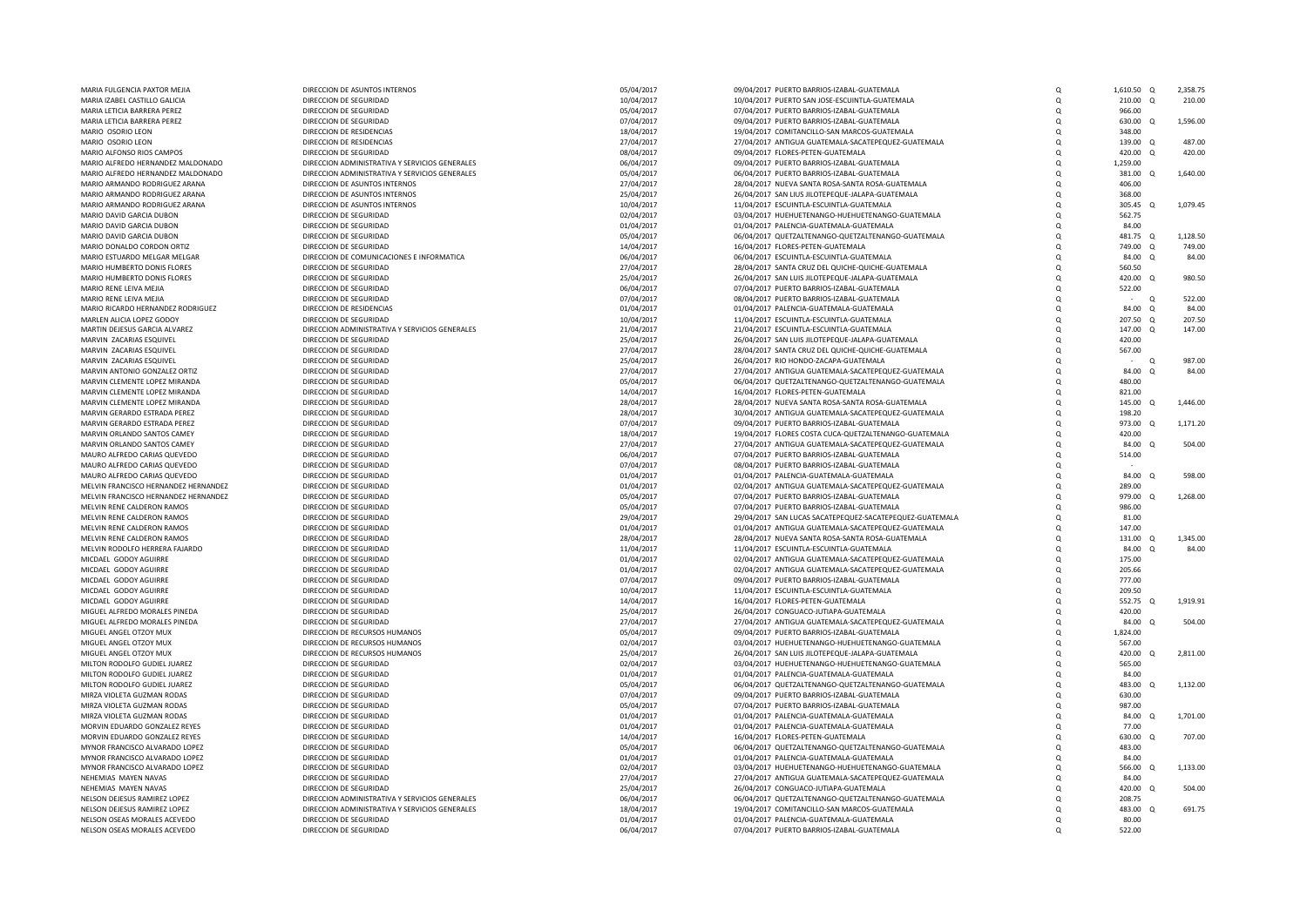| | | | | | | | | |
|---|---|---|---|---|---|---|---|---|
| MARIA FULGENCIA PAXTOR MEJIA | DIRECCION DE ASUNTOS INTERNOS | 05/04/2017 | 09/04/2017 PUERTO BARRIOS-IZABAL-GUATEMALA | Q | 1,610.50 | Q | 2,358.75 |
| MARIA IZABEL CASTILLO GALICIA | DIRECCION DE SEGURIDAD | 10/04/2017 | 10/04/2017 PUERTO SAN JOSE-ESCUINTLA-GUATEMALA | Q | 210.00 | Q | 210.00 |
| MARIA LETICIA BARRERA PEREZ | DIRECCION DE SEGURIDAD | 05/04/2017 | 07/04/2017 PUERTO BARRIOS-IZABAL-GUATEMALA | Q | 966.00 | | |
| MARIA LETICIA BARRERA PEREZ | DIRECCION DE SEGURIDAD | 07/04/2017 | 09/04/2017 PUERTO BARRIOS-IZABAL-GUATEMALA | Q | 630.00 | Q | 1,596.00 |
| MARIO OSORIO LEON | DIRECCION DE RESIDENCIAS | 18/04/2017 | 19/04/2017 COMITANCILLO-SAN MARCOS-GUATEMALA | Q | 348.00 | | |
| MARIO OSORIO LEON | DIRECCION DE RESIDENCIAS | 27/04/2017 | 27/04/2017 ANTIGUA GUATEMALA-SACATEPEQUEZ-GUATEMALA | Q | 139.00 | Q | 487.00 |
| MARIO ALFONSO RIOS CAMPOS | DIRECCION DE SEGURIDAD | 08/04/2017 | 09/04/2017 FLORES-PETEN-GUATEMALA | Q | 420.00 | Q | 420.00 |
| MARIO ALFREDO HERNANDEZ MALDONADO | DIRECCION ADMINISTRATIVA Y SERVICIOS GENERALES | 06/04/2017 | 09/04/2017 PUERTO BARRIOS-IZABAL-GUATEMALA | Q | 1,259.00 | | |
| MARIO ALFREDO HERNANDEZ MALDONADO | DIRECCION ADMINISTRATIVA Y SERVICIOS GENERALES | 05/04/2017 | 06/04/2017 PUERTO BARRIOS-IZABAL-GUATEMALA | Q | 381.00 | Q | 1,640.00 |
| MARIO ARMANDO RODRIGUEZ ARANA | DIRECCION DE ASUNTOS INTERNOS | 27/04/2017 | 28/04/2017 NUEVA SANTA ROSA-SANTA ROSA-GUATEMALA | Q | 406.00 | | |
| MARIO ARMANDO RODRIGUEZ ARANA | DIRECCION DE ASUNTOS INTERNOS | 25/04/2017 | 26/04/2017 SAN LIUS JILOTEPEQUE-JALAPA-GUATEMALA | Q | 368.00 | | |
| MARIO ARMANDO RODRIGUEZ ARANA | DIRECCION DE ASUNTOS INTERNOS | 10/04/2017 | 11/04/2017 ESCUINTLA-ESCUINTLA-GUATEMALA | Q | 305.45 | Q | 1,079.45 |
| MARIO DAVID GARCIA DUBON | DIRECCION DE SEGURIDAD | 02/04/2017 | 03/04/2017 HUEHUETENANGO-HUEHUETENANGO-GUATEMALA | Q | 562.75 | | |
| MARIO DAVID GARCIA DUBON | DIRECCION DE SEGURIDAD | 01/04/2017 | 01/04/2017 PALENCIA-GUATEMALA-GUATEMALA | Q | 84.00 | | |
| MARIO DAVID GARCIA DUBON | DIRECCION DE SEGURIDAD | 05/04/2017 | 06/04/2017 QUETZALTENANGO-QUETZALTENANGO-GUATEMALA | Q | 481.75 | Q | 1,128.50 |
| MARIO DONALDO CORDON ORTIZ | DIRECCION DE SEGURIDAD | 14/04/2017 | 16/04/2017 FLORES-PETEN-GUATEMALA | Q | 749.00 | Q | 749.00 |
| MARIO ESTUARDO MELGAR MELGAR | DIRECCION DE COMUNICACIONES E INFORMATICA | 06/04/2017 | 06/04/2017 ESCUINTLA-ESCUINTLA-GUATEMALA | Q | 84.00 | Q | 84.00 |
| MARIO HUMBERTO DONIS FLORES | DIRECCION DE SEGURIDAD | 27/04/2017 | 28/04/2017 SANTA CRUZ DEL QUICHE-QUICHE-GUATEMALA | Q | 560.50 | | |
| MARIO HUMBERTO DONIS FLORES | DIRECCION DE SEGURIDAD | 25/04/2017 | 26/04/2017 SAN LUIS JILOTEPEQUE-JALAPA-GUATEMALA | Q | 420.00 | Q | 980.50 |
| MARIO RENE LEIVA MEJIA | DIRECCION DE SEGURIDAD | 06/04/2017 | 07/04/2017 PUERTO BARRIOS-IZABAL-GUATEMALA | Q | 522.00 | | |
| MARIO RENE LEIVA MEJIA | DIRECCION DE SEGURIDAD | 07/04/2017 | 08/04/2017 PUERTO BARRIOS-IZABAL-GUATEMALA | Q | - | Q | 522.00 |
| MARIO RICARDO HERNANDEZ RODRIGUEZ | DIRECCION DE RESIDENCIAS | 01/04/2017 | 01/04/2017 PALENCIA-GUATEMALA-GUATEMALA | Q | 84.00 | Q | 84.00 |
| MARLEN ALICIA LOPEZ GODOY | DIRECCION DE SEGURIDAD | 10/04/2017 | 11/04/2017 ESCUINTLA-ESCUINTLA-GUATEMALA | Q | 207.50 | Q | 207.50 |
| MARTIN DEJESUS GARCIA ALVAREZ | DIRECCION ADMINISTRATIVA Y SERVICIOS GENERALES | 21/04/2017 | 21/04/2017 ESCUINTLA-ESCUINTLA-GUATEMALA | Q | 147.00 | Q | 147.00 |
| MARVIN ZACARIAS ESQUIVEL | DIRECCION DE SEGURIDAD | 25/04/2017 | 26/04/2017 SAN LUIS JILOTEPEQUE-JALAPA-GUATEMALA | Q | 420.00 | | |
| MARVIN ZACARIAS ESQUIVEL | DIRECCION DE SEGURIDAD | 27/04/2017 | 28/04/2017 SANTA CRUZ DEL QUICHE-QUICHE-GUATEMALA | Q | 567.00 | | |
| MARVIN ZACARIAS ESQUIVEL | DIRECCION DE SEGURIDAD | 25/04/2017 | 26/04/2017 RIO HONDO-ZACAPA-GUATEMALA | Q | - | Q | 987.00 |
| MARVIN ANTONIO GONZALEZ ORTIZ | DIRECCION DE SEGURIDAD | 27/04/2017 | 27/04/2017 ANTIGUA GUATEMALA-SACATEPEQUEZ-GUATEMALA | Q | 84.00 | Q | 84.00 |
| MARVIN CLEMENTE LOPEZ MIRANDA | DIRECCION DE SEGURIDAD | 05/04/2017 | 06/04/2017 QUETZALTENANGO-QUETZALTENANGO-GUATEMALA | Q | 480.00 | | |
| MARVIN CLEMENTE LOPEZ MIRANDA | DIRECCION DE SEGURIDAD | 14/04/2017 | 16/04/2017 FLORES-PETEN-GUATEMALA | Q | 821.00 | | |
| MARVIN CLEMENTE LOPEZ MIRANDA | DIRECCION DE SEGURIDAD | 28/04/2017 | 28/04/2017 NUEVA SANTA ROSA-SANTA ROSA-GUATEMALA | Q | 145.00 | Q | 1,446.00 |
| MARVIN GERARDO ESTRADA PEREZ | DIRECCION DE SEGURIDAD | 28/04/2017 | 30/04/2017 ANTIGUA GUATEMALA-SACATEPEQUEZ-GUATEMALA | Q | 198.20 | | |
| MARVIN GERARDO ESTRADA PEREZ | DIRECCION DE SEGURIDAD | 07/04/2017 | 09/04/2017 PUERTO BARRIOS-IZABAL-GUATEMALA | Q | 973.00 | Q | 1,171.20 |
| MARVIN ORLANDO SANTOS CAMEY | DIRECCION DE SEGURIDAD | 18/04/2017 | 19/04/2017 FLORES COSTA CUCA-QUETZALTENANGO-GUATEMALA | Q | 420.00 | | |
| MARVIN ORLANDO SANTOS CAMEY | DIRECCION DE SEGURIDAD | 27/04/2017 | 27/04/2017 ANTIGUA GUATEMALA-SACATEPEQUEZ-GUATEMALA | Q | 84.00 | Q | 504.00 |
| MAURO ALFREDO CARIAS QUEVEDO | DIRECCION DE SEGURIDAD | 06/04/2017 | 07/04/2017 PUERTO BARRIOS-IZABAL-GUATEMALA | Q | 514.00 | | |
| MAURO ALFREDO CARIAS QUEVEDO | DIRECCION DE SEGURIDAD | 07/04/2017 | 08/04/2017 PUERTO BARRIOS-IZABAL-GUATEMALA | Q | - | | |
| MAURO ALFREDO CARIAS QUEVEDO | DIRECCION DE SEGURIDAD | 01/04/2017 | 01/04/2017 PALENCIA-GUATEMALA-GUATEMALA | Q | 84.00 | Q | 598.00 |
| MELVIN FRANCISCO HERNANDEZ HERNANDEZ | DIRECCION DE SEGURIDAD | 01/04/2017 | 02/04/2017 ANTIGUA GUATEMALA-SACATEPEQUEZ-GUATEMALA | Q | 289.00 | | |
| MELVIN FRANCISCO HERNANDEZ HERNANDEZ | DIRECCION DE SEGURIDAD | 05/04/2017 | 07/04/2017 PUERTO BARRIOS-IZABAL-GUATEMALA | Q | 979.00 | Q | 1,268.00 |
| MELVIN RENE CALDERON RAMOS | DIRECCION DE SEGURIDAD | 05/04/2017 | 07/04/2017 PUERTO BARRIOS-IZABAL-GUATEMALA | Q | 986.00 | | |
| MELVIN RENE CALDERON RAMOS | DIRECCION DE SEGURIDAD | 29/04/2017 | 29/04/2017 SAN LUCAS SACATEPEQUEZ-SACATEPEQUEZ-GUATEMALA | Q | 81.00 | | |
| MELVIN RENE CALDERON RAMOS | DIRECCION DE SEGURIDAD | 01/04/2017 | 01/04/2017 ANTIGUA GUATEMALA-SACATEPEQUEZ-GUATEMALA | Q | 147.00 | | |
| MELVIN RENE CALDERON RAMOS | DIRECCION DE SEGURIDAD | 28/04/2017 | 28/04/2017 NUEVA SANTA ROSA-SANTA ROSA-GUATEMALA | Q | 131.00 | Q | 1,345.00 |
| MELVIN RODOLFO HERRERA FAJARDO | DIRECCION DE SEGURIDAD | 11/04/2017 | 11/04/2017 ESCUINTLA-ESCUINTLA-GUATEMALA | Q | 84.00 | Q | 84.00 |
| MICDAEL GODOY AGUIRRE | DIRECCION DE SEGURIDAD | 01/04/2017 | 02/04/2017 ANTIGUA GUATEMALA-SACATEPEQUEZ-GUATEMALA | Q | 175.00 | | |
| MICDAEL GODOY AGUIRRE | DIRECCION DE SEGURIDAD | 01/04/2017 | 02/04/2017 ANTIGUA GUATEMALA-SACATEPEQUEZ-GUATEMALA | Q | 205.66 | | |
| MICDAEL GODOY AGUIRRE | DIRECCION DE SEGURIDAD | 07/04/2017 | 09/04/2017 PUERTO BARRIOS-IZABAL-GUATEMALA | Q | 777.00 | | |
| MICDAEL GODOY AGUIRRE | DIRECCION DE SEGURIDAD | 10/04/2017 | 11/04/2017 ESCUINTLA-ESCUINTLA-GUATEMALA | Q | 209.50 | | |
| MICDAEL GODOY AGUIRRE | DIRECCION DE SEGURIDAD | 14/04/2017 | 16/04/2017 FLORES-PETEN-GUATEMALA | Q | 552.75 | Q | 1,919.91 |
| MIGUEL ALFREDO MORALES PINEDA | DIRECCION DE SEGURIDAD | 25/04/2017 | 26/04/2017 CONGUACO-JUTIAPA-GUATEMALA | Q | 420.00 | | |
| MIGUEL ALFREDO MORALES PINEDA | DIRECCION DE SEGURIDAD | 27/04/2017 | 27/04/2017 ANTIGUA GUATEMALA-SACATEPEQUEZ-GUATEMALA | Q | 84.00 | Q | 504.00 |
| MIGUEL ANGEL OTZOY MUX | DIRECCION DE RECURSOS HUMANOS | 05/04/2017 | 09/04/2017 PUERTO BARRIOS-IZABAL-GUATEMALA | Q | 1,824.00 | | |
| MIGUEL ANGEL OTZOY MUX | DIRECCION DE RECURSOS HUMANOS | 02/04/2017 | 03/04/2017 HUEHUETENANGO-HUEHUETENANGO-GUATEMALA | Q | 567.00 | | |
| MIGUEL ANGEL OTZOY MUX | DIRECCION DE RECURSOS HUMANOS | 25/04/2017 | 26/04/2017 SAN LUIS JILOTEPEQUE-JALAPA-GUATEMALA | Q | 420.00 | Q | 2,811.00 |
| MILTON RODOLFO GUDIEL JUAREZ | DIRECCION DE SEGURIDAD | 02/04/2017 | 03/04/2017 HUEHUETENANGO-HUEHUETENANGO-GUATEMALA | Q | 565.00 | | |
| MILTON RODOLFO GUDIEL JUAREZ | DIRECCION DE SEGURIDAD | 01/04/2017 | 01/04/2017 PALENCIA-GUATEMALA-GUATEMALA | Q | 84.00 | | |
| MILTON RODOLFO GUDIEL JUAREZ | DIRECCION DE SEGURIDAD | 05/04/2017 | 06/04/2017 QUETZALTENANGO-QUETZALTENANGO-GUATEMALA | Q | 483.00 | Q | 1,132.00 |
| MIRZA VIOLETA GUZMAN RODAS | DIRECCION DE SEGURIDAD | 07/04/2017 | 09/04/2017 PUERTO BARRIOS-IZABAL-GUATEMALA | Q | 630.00 | | |
| MIRZA VIOLETA GUZMAN RODAS | DIRECCION DE SEGURIDAD | 05/04/2017 | 07/04/2017 PUERTO BARRIOS-IZABAL-GUATEMALA | Q | 987.00 | | |
| MIRZA VIOLETA GUZMAN RODAS | DIRECCION DE SEGURIDAD | 01/04/2017 | 01/04/2017 PALENCIA-GUATEMALA-GUATEMALA | Q | 84.00 | Q | 1,701.00 |
| MORVIN EDUARDO GONZALEZ REYES | DIRECCION DE SEGURIDAD | 01/04/2017 | 01/04/2017 PALENCIA-GUATEMALA-GUATEMALA | Q | 77.00 | | |
| MORVIN EDUARDO GONZALEZ REYES | DIRECCION DE SEGURIDAD | 14/04/2017 | 16/04/2017 FLORES-PETEN-GUATEMALA | Q | 630.00 | Q | 707.00 |
| MYNOR FRANCISCO ALVARADO LOPEZ | DIRECCION DE SEGURIDAD | 05/04/2017 | 06/04/2017 QUETZALTENANGO-QUETZALTENANGO-GUATEMALA | Q | 483.00 | | |
| MYNOR FRANCISCO ALVARADO LOPEZ | DIRECCION DE SEGURIDAD | 01/04/2017 | 01/04/2017 PALENCIA-GUATEMALA-GUATEMALA | Q | 84.00 | | |
| MYNOR FRANCISCO ALVARADO LOPEZ | DIRECCION DE SEGURIDAD | 02/04/2017 | 03/04/2017 HUEHUETENANGO-HUEHUETENANGO-GUATEMALA | Q | 566.00 | Q | 1,133.00 |
| NEHEMIAS MAYEN NAVAS | DIRECCION DE SEGURIDAD | 27/04/2017 | 27/04/2017 ANTIGUA GUATEMALA-SACATEPEQUEZ-GUATEMALA | Q | 84.00 | | |
| NEHEMIAS MAYEN NAVAS | DIRECCION DE SEGURIDAD | 25/04/2017 | 26/04/2017 CONGUACO-JUTIAPA-GUATEMALA | Q | 420.00 | Q | 504.00 |
| NELSON DEJESUS RAMIREZ LOPEZ | DIRECCION ADMINISTRATIVA Y SERVICIOS GENERALES | 06/04/2017 | 06/04/2017 QUETZALTENANGO-QUETZALTENANGO-GUATEMALA | Q | 208.75 | | |
| NELSON DEJESUS RAMIREZ LOPEZ | DIRECCION ADMINISTRATIVA Y SERVICIOS GENERALES | 18/04/2017 | 19/04/2017 COMITANCILLO-SAN MARCOS-GUATEMALA | Q | 483.00 | Q | 691.75 |
| NELSON OSEAS MORALES ACEVEDO | DIRECCION DE SEGURIDAD | 01/04/2017 | 01/04/2017 PALENCIA-GUATEMALA-GUATEMALA | Q | 80.00 | | |
| NELSON OSEAS MORALES ACEVEDO | DIRECCION DE SEGURIDAD | 06/04/2017 | 07/04/2017 PUERTO BARRIOS-IZABAL-GUATEMALA | Q | 522.00 | | |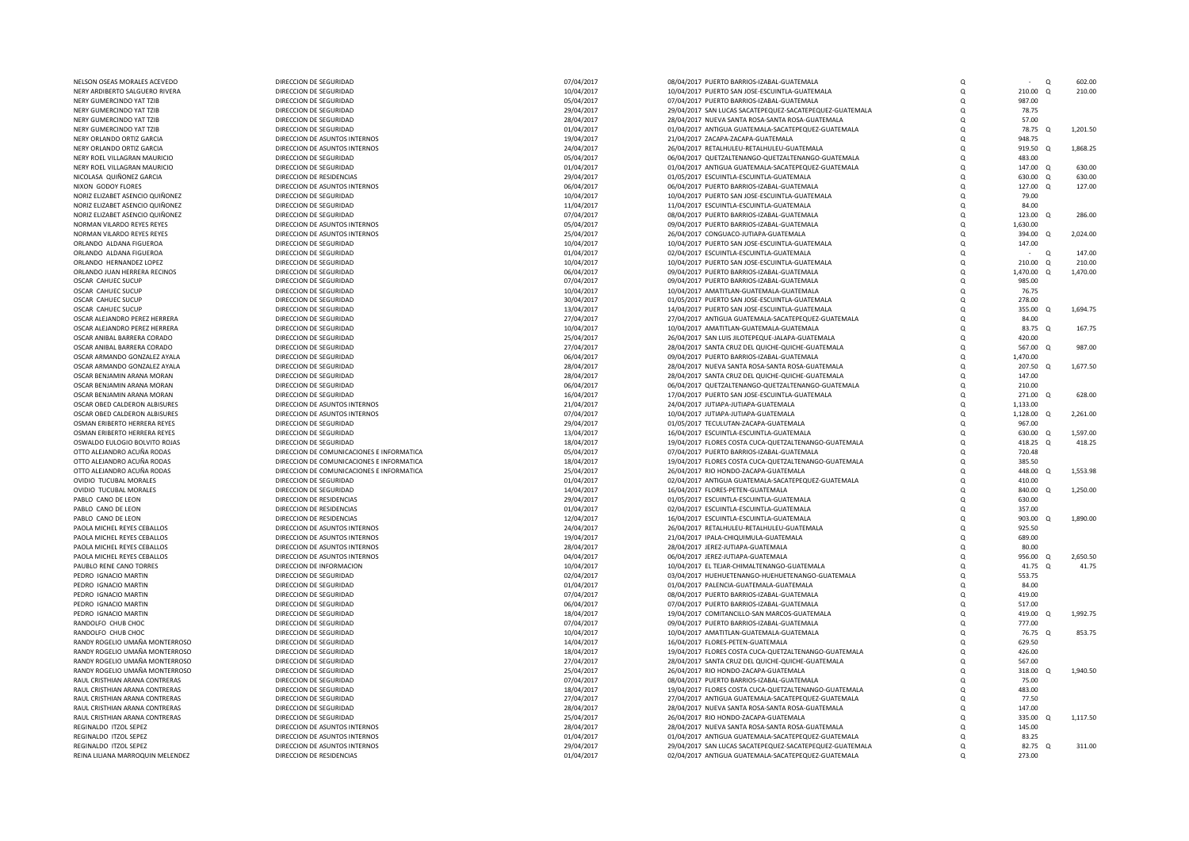| | | | | | | | | |
|---|---|---|---|---|---|---|---|---|
| NELSON OSEAS MORALES ACEVEDO | DIRECCION DE SEGURIDAD | 07/04/2017 | 08/04/2017 | PUERTO BARRIOS-IZABAL-GUATEMALA | Q | - | Q | 602.00 |
| NERY ARDIBERTO SALGUERO RIVERA | DIRECCION DE SEGURIDAD | 10/04/2017 | 10/04/2017 | PUERTO SAN JOSE-ESCUINTLA-GUATEMALA | Q | 210.00 | Q | 210.00 |
| NERY GUMERCINDO YAT TZIB | DIRECCION DE SEGURIDAD | 05/04/2017 | 07/04/2017 | PUERTO BARRIOS-IZABAL-GUATEMALA | Q | 987.00 | | |
| NERY GUMERCINDO YAT TZIB | DIRECCION DE SEGURIDAD | 29/04/2017 | 29/04/2017 | SAN LUCAS SACATEPEQUEZ-SACATEPEQUEZ-GUATEMALA | Q | 78.75 | | |
| NERY GUMERCINDO YAT TZIB | DIRECCION DE SEGURIDAD | 28/04/2017 | 28/04/2017 | NUEVA SANTA ROSA-SANTA ROSA-GUATEMALA | Q | 57.00 | | |
| NERY GUMERCINDO YAT TZIB | DIRECCION DE SEGURIDAD | 01/04/2017 | 01/04/2017 | ANTIGUA GUATEMALA-SACATEPEQUEZ-GUATEMALA | Q | 78.75 | Q | 1,201.50 |
| NERY ORLANDO ORTIZ GARCIA | DIRECCION DE ASUNTOS INTERNOS | 19/04/2017 | 21/04/2017 | ZACAPA-ZACAPA-GUATEMALA | Q | 948.75 | | |
| NERY ORLANDO ORTIZ GARCIA | DIRECCION DE ASUNTOS INTERNOS | 24/04/2017 | 26/04/2017 | RETALHULEU-RETALHULEU-GUATEMALA | Q | 919.50 | Q | 1,868.25 |
| NERY ROEL VILLAGRAN MAURICIO | DIRECCION DE SEGURIDAD | 05/04/2017 | 06/04/2017 | QUETZALTENANGO-QUETZALTENANGO-GUATEMALA | Q | 483.00 | | |
| NERY ROEL VILLAGRAN MAURICIO | DIRECCION DE SEGURIDAD | 01/04/2017 | 01/04/2017 | ANTIGUA GUATEMALA-SACATEPEQUEZ-GUATEMALA | Q | 147.00 | Q | 630.00 |
| NICOLASA QUIÑONEZ GARCIA | DIRECCION DE RESIDENCIAS | 29/04/2017 | 01/05/2017 | ESCUINTLA-ESCUINTLA-GUATEMALA | Q | 630.00 | Q | 630.00 |
| NIXON GODOY FLORES | DIRECCION DE ASUNTOS INTERNOS | 06/04/2017 | 06/04/2017 | PUERTO BARRIOS-IZABAL-GUATEMALA | Q | 127.00 | Q | 127.00 |
| NORIZ ELIZABET ASENCIO QUIÑONEZ | DIRECCION DE SEGURIDAD | 10/04/2017 | 10/04/2017 | PUERTO SAN JOSE-ESCUINTLA-GUATEMALA | Q | 79.00 | | |
| NORIZ ELIZABET ASENCIO QUIÑONEZ | DIRECCION DE SEGURIDAD | 11/04/2017 | 11/04/2017 | ESCUINTLA-ESCUINTLA-GUATEMALA | Q | 84.00 | | |
| NORIZ ELIZABET ASENCIO QUIÑONEZ | DIRECCION DE SEGURIDAD | 07/04/2017 | 08/04/2017 | PUERTO BARRIOS-IZABAL-GUATEMALA | Q | 123.00 | Q | 286.00 |
| NORMAN VILARDO REYES REYES | DIRECCION DE ASUNTOS INTERNOS | 05/04/2017 | 09/04/2017 | PUERTO BARRIOS-IZABAL-GUATEMALA | Q | 1,630.00 | | |
| NORMAN VILARDO REYES REYES | DIRECCION DE ASUNTOS INTERNOS | 25/04/2017 | 26/04/2017 | CONGUACO-JUTIAPA-GUATEMALA | Q | 394.00 | Q | 2,024.00 |
| ORLANDO ALDANA FIGUEROA | DIRECCION DE SEGURIDAD | 10/04/2017 | 10/04/2017 | PUERTO SAN JOSE-ESCUINTLA-GUATEMALA | Q | 147.00 | | |
| ORLANDO ALDANA FIGUEROA | DIRECCION DE SEGURIDAD | 01/04/2017 | 02/04/2017 | ESCUINTLA-ESCUINTLA-GUATEMALA | Q | - | Q | 147.00 |
| ORLANDO HERNANDEZ LOPEZ | DIRECCION DE SEGURIDAD | 10/04/2017 | 10/04/2017 | PUERTO SAN JOSE-ESCUINTLA-GUATEMALA | Q | 210.00 | Q | 210.00 |
| ORLANDO JUAN HERRERA RECINOS | DIRECCION DE SEGURIDAD | 06/04/2017 | 09/04/2017 | PUERTO BARRIOS-IZABAL-GUATEMALA | Q | 1,470.00 | Q | 1,470.00 |
| OSCAR CAHUEC SUCUP | DIRECCION DE SEGURIDAD | 07/04/2017 | 09/04/2017 | PUERTO BARRIOS-IZABAL-GUATEMALA | Q | 985.00 | | |
| OSCAR CAHUEC SUCUP | DIRECCION DE SEGURIDAD | 10/04/2017 | 10/04/2017 | AMATITLAN-GUATEMALA-GUATEMALA | Q | 76.75 | | |
| OSCAR CAHUEC SUCUP | DIRECCION DE SEGURIDAD | 30/04/2017 | 01/05/2017 | PUERTO SAN JOSE-ESCUINTLA-GUATEMALA | Q | 278.00 | | |
| OSCAR CAHUEC SUCUP | DIRECCION DE SEGURIDAD | 13/04/2017 | 14/04/2017 | PUERTO SAN JOSE-ESCUINTLA-GUATEMALA | Q | 355.00 | Q | 1,694.75 |
| OSCAR ALEJANDRO PEREZ HERRERA | DIRECCION DE SEGURIDAD | 27/04/2017 | 27/04/2017 | ANTIGUA GUATEMALA-SACATEPEQUEZ-GUATEMALA | Q | 84.00 | | |
| OSCAR ALEJANDRO PEREZ HERRERA | DIRECCION DE SEGURIDAD | 10/04/2017 | 10/04/2017 | AMATITLAN-GUATEMALA-GUATEMALA | Q | 83.75 | Q | 167.75 |
| OSCAR ANIBAL BARRERA CORADO | DIRECCION DE SEGURIDAD | 25/04/2017 | 26/04/2017 | SAN LUIS JILOTEPEQUE-JALAPA-GUATEMALA | Q | 420.00 | | |
| OSCAR ANIBAL BARRERA CORADO | DIRECCION DE SEGURIDAD | 27/04/2017 | 28/04/2017 | SANTA CRUZ DEL QUICHE-QUICHE-GUATEMALA | Q | 567.00 | Q | 987.00 |
| OSCAR ARMANDO GONZALEZ AYALA | DIRECCION DE SEGURIDAD | 06/04/2017 | 09/04/2017 | PUERTO BARRIOS-IZABAL-GUATEMALA | Q | 1,470.00 | | |
| OSCAR ARMANDO GONZALEZ AYALA | DIRECCION DE SEGURIDAD | 28/04/2017 | 28/04/2017 | NUEVA SANTA ROSA-SANTA ROSA-GUATEMALA | Q | 207.50 | Q | 1,677.50 |
| OSCAR BENJAMIN ARANA MORAN | DIRECCION DE SEGURIDAD | 28/04/2017 | 28/04/2017 | SANTA CRUZ DEL QUICHE-QUICHE-GUATEMALA | Q | 147.00 | | |
| OSCAR BENJAMIN ARANA MORAN | DIRECCION DE SEGURIDAD | 06/04/2017 | 06/04/2017 | QUETZALTENANGO-QUETZALTENANGO-GUATEMALA | Q | 210.00 | | |
| OSCAR BENJAMIN ARANA MORAN | DIRECCION DE SEGURIDAD | 16/04/2017 | 17/04/2017 | PUERTO SAN JOSE-ESCUINTLA-GUATEMALA | Q | 271.00 | Q | 628.00 |
| OSCAR OBED CALDERON ALBISURES | DIRECCION DE ASUNTOS INTERNOS | 21/04/2017 | 24/04/2017 | JUTIAPA-JUTIAPA-GUATEMALA | Q | 1,133.00 | | |
| OSCAR OBED CALDERON ALBISURES | DIRECCION DE ASUNTOS INTERNOS | 07/04/2017 | 10/04/2017 | JUTIAPA-JUTIAPA-GUATEMALA | Q | 1,128.00 | Q | 2,261.00 |
| OSMAN ERIBERTO HERRERA REYES | DIRECCION DE SEGURIDAD | 29/04/2017 | 01/05/2017 | TECULUTAN-ZACAPA-GUATEMALA | Q | 967.00 | | |
| OSMAN ERIBERTO HERRERA REYES | DIRECCION DE SEGURIDAD | 13/04/2017 | 16/04/2017 | ESCUINTLA-ESCUINTLA-GUATEMALA | Q | 630.00 | Q | 1,597.00 |
| OSWALDO EULOGIO BOLVITO ROJAS | DIRECCION DE SEGURIDAD | 18/04/2017 | 19/04/2017 | FLORES COSTA CUCA-QUETZALTENANGO-GUATEMALA | Q | 418.25 | Q | 418.25 |
| OTTO ALEJANDRO ACUÑA RODAS | DIRECCION DE COMUNICACIONES E INFORMATICA | 05/04/2017 | 07/04/2017 | PUERTO BARRIOS-IZABAL-GUATEMALA | Q | 720.48 | | |
| OTTO ALEJANDRO ACUÑA RODAS | DIRECCION DE COMUNICACIONES E INFORMATICA | 18/04/2017 | 19/04/2017 | FLORES COSTA CUCA-QUETZALTENANGO-GUATEMALA | Q | 385.50 | | |
| OTTO ALEJANDRO ACUÑA RODAS | DIRECCION DE COMUNICACIONES E INFORMATICA | 25/04/2017 | 26/04/2017 | RIO HONDO-ZACAPA-GUATEMALA | Q | 448.00 | Q | 1,553.98 |
| OVIDIO TUCUBAL MORALES | DIRECCION DE SEGURIDAD | 01/04/2017 | 02/04/2017 | ANTIGUA GUATEMALA-SACATEPEQUEZ-GUATEMALA | Q | 410.00 | | |
| OVIDIO TUCUBAL MORALES | DIRECCION DE SEGURIDAD | 14/04/2017 | 16/04/2017 | FLORES-PETEN-GUATEMALA | Q | 840.00 | Q | 1,250.00 |
| PABLO CANO DE LEON | DIRECCION DE RESIDENCIAS | 29/04/2017 | 01/05/2017 | ESCUINTLA-ESCUINTLA-GUATEMALA | Q | 630.00 | | |
| PABLO CANO DE LEON | DIRECCION DE RESIDENCIAS | 01/04/2017 | 02/04/2017 | ESCUINTLA-ESCUINTLA-GUATEMALA | Q | 357.00 | | |
| PABLO CANO DE LEON | DIRECCION DE RESIDENCIAS | 12/04/2017 | 16/04/2017 | ESCUINTLA-ESCUINTLA-GUATEMALA | Q | 903.00 | Q | 1,890.00 |
| PAOLA MICHEL REYES CEBALLOS | DIRECCION DE ASUNTOS INTERNOS | 24/04/2017 | 26/04/2017 | RETALHULEU-RETALHULEU-GUATEMALA | Q | 925.50 | | |
| PAOLA MICHEL REYES CEBALLOS | DIRECCION DE ASUNTOS INTERNOS | 19/04/2017 | 21/04/2017 | IPALA-CHIQUIMULA-GUATEMALA | Q | 689.00 | | |
| PAOLA MICHEL REYES CEBALLOS | DIRECCION DE ASUNTOS INTERNOS | 28/04/2017 | 28/04/2017 | JEREZ-JUTIAPA-GUATEMALA | Q | 80.00 | | |
| PAOLA MICHEL REYES CEBALLOS | DIRECCION DE ASUNTOS INTERNOS | 04/04/2017 | 06/04/2017 | JEREZ-JUTIAPA-GUATEMALA | Q | 956.00 | Q | 2,650.50 |
| PAUBLO RENE CANO TORRES | DIRECCION DE INFORMACION | 10/04/2017 | 10/04/2017 | EL TEJAR-CHIMALTENANGO-GUATEMALA | Q | 41.75 | Q | 41.75 |
| PEDRO IGNACIO MARTIN | DIRECCION DE SEGURIDAD | 02/04/2017 | 03/04/2017 | HUEHUETENANGO-HUEHUETENANGO-GUATEMALA | Q | 553.75 | | |
| PEDRO IGNACIO MARTIN | DIRECCION DE SEGURIDAD | 01/04/2017 | 01/04/2017 | PALENCIA-GUATEMALA-GUATEMALA | Q | 84.00 | | |
| PEDRO IGNACIO MARTIN | DIRECCION DE SEGURIDAD | 07/04/2017 | 08/04/2017 | PUERTO BARRIOS-IZABAL-GUATEMALA | Q | 419.00 | | |
| PEDRO IGNACIO MARTIN | DIRECCION DE SEGURIDAD | 06/04/2017 | 07/04/2017 | PUERTO BARRIOS-IZABAL-GUATEMALA | Q | 517.00 | | |
| PEDRO IGNACIO MARTIN | DIRECCION DE SEGURIDAD | 18/04/2017 | 19/04/2017 | COMITANCILLO-SAN MARCOS-GUATEMALA | Q | 419.00 | Q | 1,992.75 |
| RANDOLFO CHUB CHOC | DIRECCION DE SEGURIDAD | 07/04/2017 | 09/04/2017 | PUERTO BARRIOS-IZABAL-GUATEMALA | Q | 777.00 | | |
| RANDOLFO CHUB CHOC | DIRECCION DE SEGURIDAD | 10/04/2017 | 10/04/2017 | AMATITLAN-GUATEMALA-GUATEMALA | Q | 76.75 | Q | 853.75 |
| RANDY ROGELIO UMAÑA MONTERROSO | DIRECCION DE SEGURIDAD | 14/04/2017 | 16/04/2017 | FLORES-PETEN-GUATEMALA | Q | 629.50 | | |
| RANDY ROGELIO UMAÑA MONTERROSO | DIRECCION DE SEGURIDAD | 18/04/2017 | 19/04/2017 | FLORES COSTA CUCA-QUETZALTENANGO-GUATEMALA | Q | 426.00 | | |
| RANDY ROGELIO UMAÑA MONTERROSO | DIRECCION DE SEGURIDAD | 27/04/2017 | 28/04/2017 | SANTA CRUZ DEL QUICHE-QUICHE-GUATEMALA | Q | 567.00 | | |
| RANDY ROGELIO UMAÑA MONTERROSO | DIRECCION DE SEGURIDAD | 25/04/2017 | 26/04/2017 | RIO HONDO-ZACAPA-GUATEMALA | Q | 318.00 | Q | 1,940.50 |
| RAUL CRISTHIAN ARANA CONTRERAS | DIRECCION DE SEGURIDAD | 07/04/2017 | 08/04/2017 | PUERTO BARRIOS-IZABAL-GUATEMALA | Q | 75.00 | | |
| RAUL CRISTHIAN ARANA CONTRERAS | DIRECCION DE SEGURIDAD | 18/04/2017 | 19/04/2017 | FLORES COSTA CUCA-QUETZALTENANGO-GUATEMALA | Q | 483.00 | | |
| RAUL CRISTHIAN ARANA CONTRERAS | DIRECCION DE SEGURIDAD | 27/04/2017 | 27/04/2017 | ANTIGUA GUATEMALA-SACATEPEQUEZ-GUATEMALA | Q | 77.50 | | |
| RAUL CRISTHIAN ARANA CONTRERAS | DIRECCION DE SEGURIDAD | 28/04/2017 | 28/04/2017 | NUEVA SANTA ROSA-SANTA ROSA-GUATEMALA | Q | 147.00 | | |
| RAUL CRISTHIAN ARANA CONTRERAS | DIRECCION DE SEGURIDAD | 25/04/2017 | 26/04/2017 | RIO HONDO-ZACAPA-GUATEMALA | Q | 335.00 | Q | 1,117.50 |
| REGINALDO ITZOL SEPEZ | DIRECCION DE ASUNTOS INTERNOS | 28/04/2017 | 28/04/2017 | NUEVA SANTA ROSA-SANTA ROSA-GUATEMALA | Q | 145.00 | | |
| REGINALDO ITZOL SEPEZ | DIRECCION DE ASUNTOS INTERNOS | 01/04/2017 | 01/04/2017 | ANTIGUA GUATEMALA-SACATEPEQUEZ-GUATEMALA | Q | 83.25 | | |
| REGINALDO ITZOL SEPEZ | DIRECCION DE ASUNTOS INTERNOS | 29/04/2017 | 29/04/2017 | SAN LUCAS SACATEPEQUEZ-SACATEPEQUEZ-GUATEMALA | Q | 82.75 | Q | 311.00 |
| REINA LILIANA MARROQUIN MELENDEZ | DIRECCION DE RESIDENCIAS | 01/04/2017 | 02/04/2017 | ANTIGUA GUATEMALA-SACATEPEQUEZ-GUATEMALA | Q | 273.00 | | |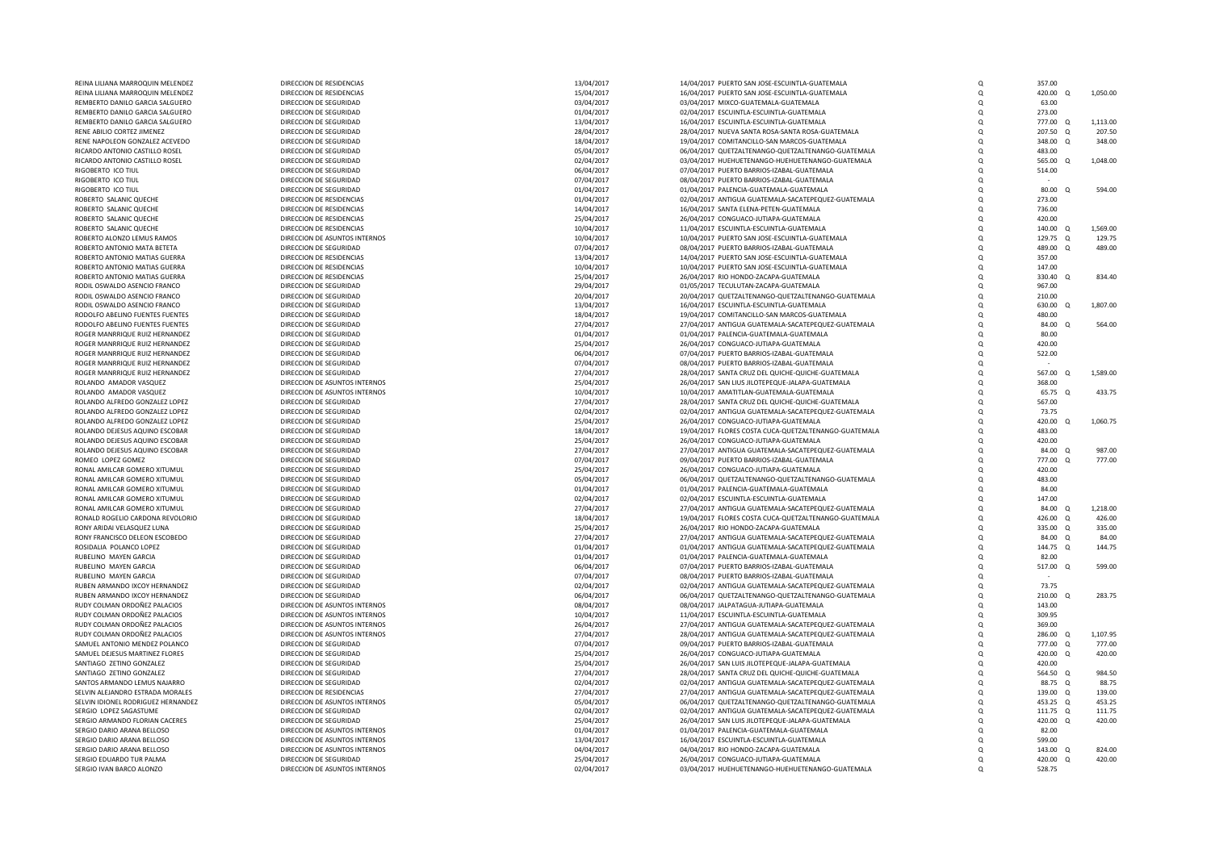| | | | | | | | | |
|---|---|---|---|---|---|---|---|---|
| REINA LILIANA MARROQUIN MELENDEZ | DIRECCION DE RESIDENCIAS | 13/04/2017 | 14/04/2017 | PUERTO SAN JOSE-ESCUINTLA-GUATEMALA | Q | 357.00 | | |
| REINA LILIANA MARROQUIN MELENDEZ | DIRECCION DE RESIDENCIAS | 15/04/2017 | 16/04/2017 | PUERTO SAN JOSE-ESCUINTLA-GUATEMALA | Q | 420.00 | Q | 1,050.00 |
| REMBERTO DANILO GARCIA SALGUERO | DIRECCION DE SEGURIDAD | 03/04/2017 | 03/04/2017 | MIXCO-GUATEMALA-GUATEMALA | Q | 63.00 | | |
| REMBERTO DANILO GARCIA SALGUERO | DIRECCION DE SEGURIDAD | 01/04/2017 | 02/04/2017 | ESCUINTLA-ESCUINTLA-GUATEMALA | Q | 273.00 | | |
| REMBERTO DANILO GARCIA SALGUERO | DIRECCION DE SEGURIDAD | 13/04/2017 | 16/04/2017 | ESCUINTLA-ESCUINTLA-GUATEMALA | Q | 777.00 | Q | 1,113.00 |
| RENE ABILIO CORTEZ JIMENEZ | DIRECCION DE SEGURIDAD | 28/04/2017 | 28/04/2017 | NUEVA SANTA ROSA-SANTA ROSA-GUATEMALA | Q | 207.50 | Q | 207.50 |
| RENE NAPOLEON GONZALEZ ACEVEDO | DIRECCION DE SEGURIDAD | 18/04/2017 | 19/04/2017 | COMITANCILLO-SAN MARCOS-GUATEMALA | Q | 348.00 | Q | 348.00 |
| RICARDO ANTONIO CASTILLO ROSEL | DIRECCION DE SEGURIDAD | 05/04/2017 | 06/04/2017 | QUETZALTENANGO-QUETZALTENANGO-GUATEMALA | Q | 483.00 | | |
| RICARDO ANTONIO CASTILLO ROSEL | DIRECCION DE SEGURIDAD | 02/04/2017 | 03/04/2017 | HUEHUETENANGO-HUEHUETENANGO-GUATEMALA | Q | 565.00 | Q | 1,048.00 |
| RIGOBERTO ICO TIUL | DIRECCION DE SEGURIDAD | 06/04/2017 | 07/04/2017 | PUERTO BARRIOS-IZABAL-GUATEMALA | Q | 514.00 | | |
| RIGOBERTO ICO TIUL | DIRECCION DE SEGURIDAD | 07/04/2017 | 08/04/2017 | PUERTO BARRIOS-IZABAL-GUATEMALA | Q | - | | |
| RIGOBERTO ICO TIUL | DIRECCION DE SEGURIDAD | 01/04/2017 | 01/04/2017 | PALENCIA-GUATEMALA-GUATEMALA | Q | 80.00 | Q | 594.00 |
| ROBERTO SALANIC QUECHE | DIRECCION DE RESIDENCIAS | 01/04/2017 | 02/04/2017 | ANTIGUA GUATEMALA-SACATEPEQUEZ-GUATEMALA | Q | 273.00 | | |
| ROBERTO SALANIC QUECHE | DIRECCION DE RESIDENCIAS | 14/04/2017 | 16/04/2017 | SANTA ELENA-PETEN-GUATEMALA | Q | 736.00 | | |
| ROBERTO SALANIC QUECHE | DIRECCION DE RESIDENCIAS | 25/04/2017 | 26/04/2017 | CONGUACO-JUTIAPA-GUATEMALA | Q | 420.00 | | |
| ROBERTO SALANIC QUECHE | DIRECCION DE RESIDENCIAS | 10/04/2017 | 11/04/2017 | ESCUINTLA-ESCUINTLA-GUATEMALA | Q | 140.00 | Q | 1,569.00 |
| ROBERTO ALONZO LEMUS RAMOS | DIRECCION DE ASUNTOS INTERNOS | 10/04/2017 | 10/04/2017 | PUERTO SAN JOSE-ESCUINTLA-GUATEMALA | Q | 129.75 | Q | 129.75 |
| ROBERTO ANTONIO MATA BETETA | DIRECCION DE SEGURIDAD | 07/04/2017 | 08/04/2017 | PUERTO BARRIOS-IZABAL-GUATEMALA | Q | 489.00 | Q | 489.00 |
| ROBERTO ANTONIO MATIAS GUERRA | DIRECCION DE RESIDENCIAS | 13/04/2017 | 14/04/2017 | PUERTO SAN JOSE-ESCUINTLA-GUATEMALA | Q | 357.00 | | |
| ROBERTO ANTONIO MATIAS GUERRA | DIRECCION DE RESIDENCIAS | 10/04/2017 | 10/04/2017 | PUERTO SAN JOSE-ESCUINTLA-GUATEMALA | Q | 147.00 | | |
| ROBERTO ANTONIO MATIAS GUERRA | DIRECCION DE RESIDENCIAS | 25/04/2017 | 26/04/2017 | RIO HONDO-ZACAPA-GUATEMALA | Q | 330.40 | Q | 834.40 |
| RODIL OSWALDO ASENCIO FRANCO | DIRECCION DE SEGURIDAD | 29/04/2017 | 01/05/2017 | TECULUTAN-ZACAPA-GUATEMALA | Q | 967.00 | | |
| RODIL OSWALDO ASENCIO FRANCO | DIRECCION DE SEGURIDAD | 20/04/2017 | 20/04/2017 | QUETZALTENANGO-QUETZALTENANGO-GUATEMALA | Q | 210.00 | | |
| RODIL OSWALDO ASENCIO FRANCO | DIRECCION DE SEGURIDAD | 13/04/2017 | 16/04/2017 | ESCUINTLA-ESCUINTLA-GUATEMALA | Q | 630.00 | Q | 1,807.00 |
| RODOLFO ABELINO FUENTES FUENTES | DIRECCION DE SEGURIDAD | 18/04/2017 | 19/04/2017 | COMITANCILLO-SAN MARCOS-GUATEMALA | Q | 480.00 | | |
| RODOLFO ABELINO FUENTES FUENTES | DIRECCION DE SEGURIDAD | 27/04/2017 | 27/04/2017 | ANTIGUA GUATEMALA-SACATEPEQUEZ-GUATEMALA | Q | 84.00 | Q | 564.00 |
| ROGER MANRRIQUE RUIZ HERNANDEZ | DIRECCION DE SEGURIDAD | 01/04/2017 | 01/04/2017 | PALENCIA-GUATEMALA-GUATEMALA | Q | 80.00 | | |
| ROGER MANRRIQUE RUIZ HERNANDEZ | DIRECCION DE SEGURIDAD | 25/04/2017 | 26/04/2017 | CONGUACO-JUTIAPA-GUATEMALA | Q | 420.00 | | |
| ROGER MANRRIQUE RUIZ HERNANDEZ | DIRECCION DE SEGURIDAD | 06/04/2017 | 07/04/2017 | PUERTO BARRIOS-IZABAL-GUATEMALA | Q | 522.00 | | |
| ROGER MANRRIQUE RUIZ HERNANDEZ | DIRECCION DE SEGURIDAD | 07/04/2017 | 08/04/2017 | PUERTO BARRIOS-IZABAL-GUATEMALA | Q | - | | |
| ROGER MANRRIQUE RUIZ HERNANDEZ | DIRECCION DE SEGURIDAD | 27/04/2017 | 28/04/2017 | SANTA CRUZ DEL QUICHE-QUICHE-GUATEMALA | Q | 567.00 | Q | 1,589.00 |
| ROLANDO AMADOR VASQUEZ | DIRECCION DE ASUNTOS INTERNOS | 25/04/2017 | 26/04/2017 | SAN LIUS JILOTEPEQUE-JALAPA-GUATEMALA | Q | 368.00 | | |
| ROLANDO AMADOR VASQUEZ | DIRECCION DE ASUNTOS INTERNOS | 10/04/2017 | 10/04/2017 | AMATITLAN-GUATEMALA-GUATEMALA | Q | 65.75 | Q | 433.75 |
| ROLANDO ALFREDO GONZALEZ LOPEZ | DIRECCION DE SEGURIDAD | 27/04/2017 | 28/04/2017 | SANTA CRUZ DEL QUICHE-QUICHE-GUATEMALA | Q | 567.00 | | |
| ROLANDO ALFREDO GONZALEZ LOPEZ | DIRECCION DE SEGURIDAD | 02/04/2017 | 02/04/2017 | ANTIGUA GUATEMALA-SACATEPEQUEZ-GUATEMALA | Q | 73.75 | | |
| ROLANDO ALFREDO GONZALEZ LOPEZ | DIRECCION DE SEGURIDAD | 25/04/2017 | 26/04/2017 | CONGUACO-JUTIAPA-GUATEMALA | Q | 420.00 | Q | 1,060.75 |
| ROLANDO DEJESUS AQUINO ESCOBAR | DIRECCION DE SEGURIDAD | 18/04/2017 | 19/04/2017 | FLORES COSTA CUCA-QUETZALTENANGO-GUATEMALA | Q | 483.00 | | |
| ROLANDO DEJESUS AQUINO ESCOBAR | DIRECCION DE SEGURIDAD | 25/04/2017 | 26/04/2017 | CONGUACO-JUTIAPA-GUATEMALA | Q | 420.00 | | |
| ROLANDO DEJESUS AQUINO ESCOBAR | DIRECCION DE SEGURIDAD | 27/04/2017 | 27/04/2017 | ANTIGUA GUATEMALA-SACATEPEQUEZ-GUATEMALA | Q | 84.00 | Q | 987.00 |
| ROMEO LOPEZ GOMEZ | DIRECCION DE SEGURIDAD | 07/04/2017 | 09/04/2017 | PUERTO BARRIOS-IZABAL-GUATEMALA | Q | 777.00 | Q | 777.00 |
| RONAL AMILCAR GOMERO XITUMUL | DIRECCION DE SEGURIDAD | 25/04/2017 | 26/04/2017 | CONGUACO-JUTIAPA-GUATEMALA | Q | 420.00 | | |
| RONAL AMILCAR GOMERO XITUMUL | DIRECCION DE SEGURIDAD | 05/04/2017 | 06/04/2017 | QUETZALTENANGO-QUETZALTENANGO-GUATEMALA | Q | 483.00 | | |
| RONAL AMILCAR GOMERO XITUMUL | DIRECCION DE SEGURIDAD | 01/04/2017 | 01/04/2017 | PALENCIA-GUATEMALA-GUATEMALA | Q | 84.00 | | |
| RONAL AMILCAR GOMERO XITUMUL | DIRECCION DE SEGURIDAD | 02/04/2017 | 02/04/2017 | ESCUINTLA-ESCUINTLA-GUATEMALA | Q | 147.00 | | |
| RONAL AMILCAR GOMERO XITUMUL | DIRECCION DE SEGURIDAD | 27/04/2017 | 27/04/2017 | ANTIGUA GUATEMALA-SACATEPEQUEZ-GUATEMALA | Q | 84.00 | Q | 1,218.00 |
| RONALD ROGELIO CARDONA REVOLORIO | DIRECCION DE SEGURIDAD | 18/04/2017 | 19/04/2017 | FLORES COSTA CUCA-QUETZALTENANGO-GUATEMALA | Q | 426.00 | Q | 426.00 |
| RONY ARIDAI VELASQUEZ LUNA | DIRECCION DE SEGURIDAD | 25/04/2017 | 26/04/2017 | RIO HONDO-ZACAPA-GUATEMALA | Q | 335.00 | Q | 335.00 |
| RONY FRANCISCO DELEON ESCOBEDO | DIRECCION DE SEGURIDAD | 27/04/2017 | 27/04/2017 | ANTIGUA GUATEMALA-SACATEPEQUEZ-GUATEMALA | Q | 84.00 | Q | 84.00 |
| ROSIDALIA POLANCO LOPEZ | DIRECCION DE SEGURIDAD | 01/04/2017 | 01/04/2017 | ANTIGUA GUATEMALA-SACATEPEQUEZ-GUATEMALA | Q | 144.75 | Q | 144.75 |
| RUBELINO MAYEN GARCIA | DIRECCION DE SEGURIDAD | 01/04/2017 | 01/04/2017 | PALENCIA-GUATEMALA-GUATEMALA | Q | 82.00 | | |
| RUBELINO MAYEN GARCIA | DIRECCION DE SEGURIDAD | 06/04/2017 | 07/04/2017 | PUERTO BARRIOS-IZABAL-GUATEMALA | Q | 517.00 | Q | 599.00 |
| RUBELINO MAYEN GARCIA | DIRECCION DE SEGURIDAD | 07/04/2017 | 08/04/2017 | PUERTO BARRIOS-IZABAL-GUATEMALA | Q | - | | |
| RUBEN ARMANDO IXCOY HERNANDEZ | DIRECCION DE SEGURIDAD | 02/04/2017 | 02/04/2017 | ANTIGUA GUATEMALA-SACATEPEQUEZ-GUATEMALA | Q | 73.75 | | |
| RUBEN ARMANDO IXCOY HERNANDEZ | DIRECCION DE SEGURIDAD | 06/04/2017 | 06/04/2017 | QUETZALTENANGO-QUETZALTENANGO-GUATEMALA | Q | 210.00 | Q | 283.75 |
| RUDY COLMAN ORDOÑEZ PALACIOS | DIRECCION DE ASUNTOS INTERNOS | 08/04/2017 | 08/04/2017 | JALPATAGUA-JUTIAPA-GUATEMALA | Q | 143.00 | | |
| RUDY COLMAN ORDOÑEZ PALACIOS | DIRECCION DE ASUNTOS INTERNOS | 10/04/2017 | 11/04/2017 | ESCUINTLA-ESCUINTLA-GUATEMALA | Q | 309.95 | | |
| RUDY COLMAN ORDOÑEZ PALACIOS | DIRECCION DE ASUNTOS INTERNOS | 26/04/2017 | 27/04/2017 | ANTIGUA GUATEMALA-SACATEPEQUEZ-GUATEMALA | Q | 369.00 | | |
| RUDY COLMAN ORDOÑEZ PALACIOS | DIRECCION DE ASUNTOS INTERNOS | 27/04/2017 | 28/04/2017 | ANTIGUA GUATEMALA-SACATEPEQUEZ-GUATEMALA | Q | 286.00 | Q | 1,107.95 |
| SAMUEL ANTONIO MENDEZ POLANCO | DIRECCION DE SEGURIDAD | 07/04/2017 | 09/04/2017 | PUERTO BARRIOS-IZABAL-GUATEMALA | Q | 777.00 | Q | 777.00 |
| SAMUEL DEJESUS MARTINEZ FLORES | DIRECCION DE SEGURIDAD | 25/04/2017 | 26/04/2017 | CONGUACO-JUTIAPA-GUATEMALA | Q | 420.00 | Q | 420.00 |
| SANTIAGO ZETINO GONZALEZ | DIRECCION DE SEGURIDAD | 25/04/2017 | 26/04/2017 | SAN LUIS JILOTEPEQUE-JALAPA-GUATEMALA | Q | 420.00 | | |
| SANTIAGO ZETINO GONZALEZ | DIRECCION DE SEGURIDAD | 27/04/2017 | 28/04/2017 | SANTA CRUZ DEL QUICHE-QUICHE-GUATEMALA | Q | 564.50 | Q | 984.50 |
| SANTOS ARMANDO LEMUS NAJARRO | DIRECCION DE SEGURIDAD | 02/04/2017 | 02/04/2017 | ANTIGUA GUATEMALA-SACATEPEQUEZ-GUATEMALA | Q | 88.75 | Q | 88.75 |
| SELVIN ALEJANDRO ESTRADA MORALES | DIRECCION DE RESIDENCIAS | 27/04/2017 | 27/04/2017 | ANTIGUA GUATEMALA-SACATEPEQUEZ-GUATEMALA | Q | 139.00 | Q | 139.00 |
| SELVIN IDIONEL RODRIGUEZ HERNANDEZ | DIRECCION DE ASUNTOS INTERNOS | 05/04/2017 | 06/04/2017 | QUETZALTENANGO-QUETZALTENANGO-GUATEMALA | Q | 453.25 | Q | 453.25 |
| SERGIO LOPEZ SAGASTUME | DIRECCION DE SEGURIDAD | 02/04/2017 | 02/04/2017 | ANTIGUA GUATEMALA-SACATEPEQUEZ-GUATEMALA | Q | 111.75 | Q | 111.75 |
| SERGIO ARMANDO FLORIAN CACERES | DIRECCION DE SEGURIDAD | 25/04/2017 | 26/04/2017 | SAN LUIS JILOTEPEQUE-JALAPA-GUATEMALA | Q | 420.00 | Q | 420.00 |
| SERGIO DARIO ARANA BELLOSO | DIRECCION DE ASUNTOS INTERNOS | 01/04/2017 | 01/04/2017 | PALENCIA-GUATEMALA-GUATEMALA | Q | 82.00 | | |
| SERGIO DARIO ARANA BELLOSO | DIRECCION DE ASUNTOS INTERNOS | 13/04/2017 | 16/04/2017 | ESCUINTLA-ESCUINTLA-GUATEMALA | Q | 599.00 | | |
| SERGIO DARIO ARANA BELLOSO | DIRECCION DE ASUNTOS INTERNOS | 04/04/2017 | 04/04/2017 | RIO HONDO-ZACAPA-GUATEMALA | Q | 143.00 | Q | 824.00 |
| SERGIO EDUARDO TUR PALMA | DIRECCION DE SEGURIDAD | 25/04/2017 | 26/04/2017 | CONGUACO-JUTIAPA-GUATEMALA | Q | 420.00 | Q | 420.00 |
| SERGIO IVAN BARCO ALONZO | DIRECCION DE ASUNTOS INTERNOS | 02/04/2017 | 03/04/2017 | HUEHUETENANGO-HUEHUETENANGO-GUATEMALA | Q | 528.75 | | |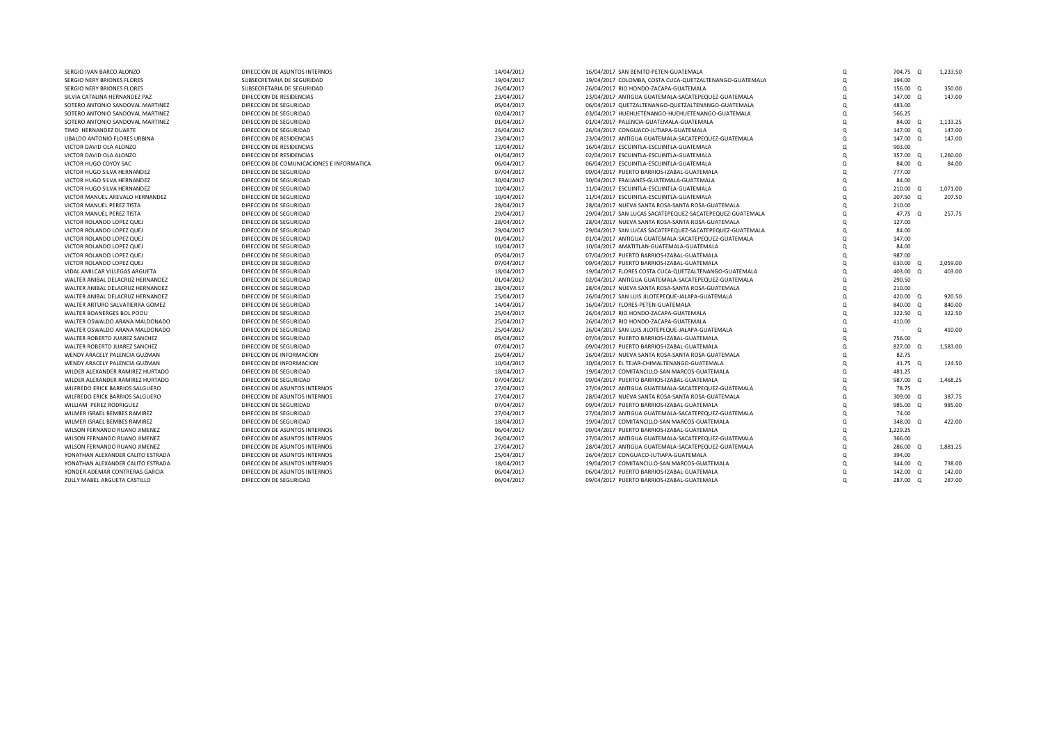| | | | | | | | | |
|---|---|---|---|---|---|---|---|---|
| SERGIO IVAN BARCO ALONZO | DIRECCION DE ASUNTOS INTERNOS | 14/04/2017 | 16/04/2017 SAN BENITO-PETEN-GUATEMALA | Q | 704.75 | Q | 1,233.50 |
| SERGIO NERY BRIONES FLORES | SUBSECRETARIA DE SEGURIDAD | 19/04/2017 | 19/04/2017 COLOMBA, COSTA CUCA-QUETZALTENANGO-GUATEMALA | Q | 194.00 | | |
| SERGIO NERY BRIONES FLORES | SUBSECRETARIA DE SEGURIDAD | 26/04/2017 | 26/04/2017 RIO HONDO-ZACAPA-GUATEMALA | Q | 156.00 | Q | 350.00 |
| SILVIA CATALINA HERNANDEZ PAZ | DIRECCION DE RESIDENCIAS | 23/04/2017 | 23/04/2017 ANTIGUA GUATEMALA-SACATEPEQUEZ-GUATEMALA | Q | 147.00 | Q | 147.00 |
| SOTERO ANTONIO SANDOVAL MARTINEZ | DIRECCION DE SEGURIDAD | 05/04/2017 | 06/04/2017 QUETZALTENANGO-QUETZALTENANGO-GUATEMALA | Q | 483.00 | | |
| SOTERO ANTONIO SANDOVAL MARTINEZ | DIRECCION DE SEGURIDAD | 02/04/2017 | 03/04/2017 HUEHUETENANGO-HUEHUETENANGO-GUATEMALA | Q | 566.25 | | |
| SOTERO ANTONIO SANDOVAL MARTINEZ | DIRECCION DE SEGURIDAD | 01/04/2017 | 01/04/2017 PALENCIA-GUATEMALA-GUATEMALA | Q | 84.00 | Q | 1,133.25 |
| TIMO HERNANDEZ DUARTE | DIRECCION DE SEGURIDAD | 26/04/2017 | 26/04/2017 CONGUACO-JUTIAPA-GUATEMALA | Q | 147.00 | Q | 147.00 |
| UBALDO ANTONIO FLORES URBINA | DIRECCION DE RESIDENCIAS | 23/04/2017 | 23/04/2017 ANTIGUA GUATEMALA-SACATEPEQUEZ-GUATEMALA | Q | 147.00 | Q | 147.00 |
| VICTOR DAVID OLA ALONZO | DIRECCION DE RESIDENCIAS | 12/04/2017 | 16/04/2017 ESCUINTLA-ESCUINTLA-GUATEMALA | Q | 903.00 | | |
| VICTOR DAVID OLA ALONZO | DIRECCION DE RESIDENCIAS | 01/04/2017 | 02/04/2017 ESCUINTLA-ESCUINTLA-GUATEMALA | Q | 357.00 | Q | 1,260.00 |
| VICTOR HUGO COYOY SAC | DIRECCION DE COMUNICACIONES E INFORMATICA | 06/04/2017 | 06/04/2017 ESCUINTLA-ESCUINTLA-GUATEMALA | Q | 84.00 | Q | 84.00 |
| VICTOR HUGO SILVA HERNANDEZ | DIRECCION DE SEGURIDAD | 07/04/2017 | 09/04/2017 PUERTO BARRIOS-IZABAL-GUATEMALA | Q | 777.00 | | |
| VICTOR HUGO SILVA HERNANDEZ | DIRECCION DE SEGURIDAD | 30/04/2017 | 30/04/2017 FRAIJANES-GUATEMALA-GUATEMALA | Q | 84.00 | | |
| VICTOR HUGO SILVA HERNANDEZ | DIRECCION DE SEGURIDAD | 10/04/2017 | 11/04/2017 ESCUINTLA-ESCUINTLA-GUATEMALA | Q | 210.00 | Q | 1,071.00 |
| VICTOR MANUEL AREVALO HERNANDEZ | DIRECCION DE SEGURIDAD | 10/04/2017 | 11/04/2017 ESCUINTLA-ESCUINTLA-GUATEMALA | Q | 207.50 | Q | 207.50 |
| VICTOR MANUEL PEREZ TISTA | DIRECCION DE SEGURIDAD | 28/04/2017 | 28/04/2017 NUEVA SANTA ROSA-SANTA ROSA-GUATEMALA | Q | 210.00 | | |
| VICTOR MANUEL PEREZ TISTA | DIRECCION DE SEGURIDAD | 29/04/2017 | 29/04/2017 SAN LUCAS SACATEPEQUEZ-SACATEPEQUEZ-GUATEMALA | Q | 47.75 | Q | 257.75 |
| VICTOR ROLANDO LOPEZ QUEJ | DIRECCION DE SEGURIDAD | 28/04/2017 | 28/04/2017 NUEVA SANTA ROSA-SANTA ROSA-GUATEMALA | Q | 127.00 | | |
| VICTOR ROLANDO LOPEZ QUEJ | DIRECCION DE SEGURIDAD | 29/04/2017 | 29/04/2017 SAN LUCAS SACATEPEQUEZ-SACATEPEQUEZ-GUATEMALA | Q | 84.00 | | |
| VICTOR ROLANDO LOPEZ QUEJ | DIRECCION DE SEGURIDAD | 01/04/2017 | 01/04/2017 ANTIGUA GUATEMALA-SACATEPEQUEZ-GUATEMALA | Q | 147.00 | | |
| VICTOR ROLANDO LOPEZ QUEJ | DIRECCION DE SEGURIDAD | 10/04/2017 | 10/04/2017 AMATITLAN-GUATEMALA-GUATEMALA | Q | 84.00 | | |
| VICTOR ROLANDO LOPEZ QUEJ | DIRECCION DE SEGURIDAD | 05/04/2017 | 07/04/2017 PUERTO BARRIOS-IZABAL-GUATEMALA | Q | 987.00 | | |
| VICTOR ROLANDO LOPEZ QUEJ | DIRECCION DE SEGURIDAD | 07/04/2017 | 09/04/2017 PUERTO BARRIOS-IZABAL-GUATEMALA | Q | 630.00 | Q | 2,059.00 |
| VIDAL AMILCAR VILLEGAS ARGUETA | DIRECCION DE SEGURIDAD | 18/04/2017 | 19/04/2017 FLORES COSTA CUCA-QUETZALTENANGO-GUATEMALA | Q | 403.00 | Q | 403.00 |
| WALTER ANIBAL DELACRUZ HERNANDEZ | DIRECCION DE SEGURIDAD | 01/04/2017 | 02/04/2017 ANTIGUA GUATEMALA-SACATEPEQUEZ-GUATEMALA | Q | 290.50 | | |
| WALTER ANIBAL DELACRUZ HERNANDEZ | DIRECCION DE SEGURIDAD | 28/04/2017 | 28/04/2017 NUEVA SANTA ROSA-SANTA ROSA-GUATEMALA | Q | 210.00 | | |
| WALTER ANIBAL DELACRUZ HERNANDEZ | DIRECCION DE SEGURIDAD | 25/04/2017 | 26/04/2017 SAN LUIS JILOTEPEQUE-JALAPA-GUATEMALA | Q | 420.00 | Q | 920.50 |
| WALTER ARTURO SALVATIERRA GOMEZ | DIRECCION DE SEGURIDAD | 14/04/2017 | 16/04/2017 FLORES-PETEN-GUATEMALA | Q | 840.00 | Q | 840.00 |
| WALTER BOANERGES BOL POOU | DIRECCION DE SEGURIDAD | 25/04/2017 | 26/04/2017 RIO HONDO-ZACAPA-GUATEMALA | Q | 322.50 | Q | 322.50 |
| WALTER OSWALDO ARANA MALDONADO | DIRECCION DE SEGURIDAD | 25/04/2017 | 26/04/2017 RIO HONDO-ZACAPA-GUATEMALA | Q | 410.00 | | |
| WALTER OSWALDO ARANA MALDONADO | DIRECCION DE SEGURIDAD | 25/04/2017 | 26/04/2017 SAN LUIS JILOTEPEQUE-JALAPA-GUATEMALA | Q | - | Q | 410.00 |
| WALTER ROBERTO JUAREZ SANCHEZ | DIRECCION DE SEGURIDAD | 05/04/2017 | 07/04/2017 PUERTO BARRIOS-IZABAL-GUATEMALA | Q | 756.00 | | |
| WALTER ROBERTO JUAREZ SANCHEZ | DIRECCION DE SEGURIDAD | 07/04/2017 | 09/04/2017 PUERTO BARRIOS-IZABAL-GUATEMALA | Q | 827.00 | Q | 1,583.00 |
| WENDY ARACELY PALENCIA GUZMAN | DIRECCION DE INFORMACION | 26/04/2017 | 26/04/2017 NUEVA SANTA ROSA-SANTA ROSA-GUATEMALA | Q | 82.75 | | |
| WENDY ARACELY PALENCIA GUZMAN | DIRECCION DE INFORMACION | 10/04/2017 | 10/04/2017 EL TEJAR-CHIMALTENANGO-GUATEMALA | Q | 41.75 | Q | 124.50 |
| WILDER ALEXANDER RAMIREZ HURTADO | DIRECCION DE SEGURIDAD | 18/04/2017 | 19/04/2017 COMITANCILLO-SAN MARCOS-GUATEMALA | Q | 481.25 | | |
| WILDER ALEXANDER RAMIREZ HURTADO | DIRECCION DE SEGURIDAD | 07/04/2017 | 09/04/2017 PUERTO BARRIOS-IZABAL-GUATEMALA | Q | 987.00 | Q | 1,468.25 |
| WILFREDO ERICK BARRIOS SALGUERO | DIRECCION DE ASUNTOS INTERNOS | 27/04/2017 | 27/04/2017 ANTIGUA GUATEMALA-SACATEPEQUEZ-GUATEMALA | Q | 78.75 | | |
| WILFREDO ERICK BARRIOS SALGUERO | DIRECCION DE ASUNTOS INTERNOS | 27/04/2017 | 28/04/2017 NUEVA SANTA ROSA-SANTA ROSA-GUATEMALA | Q | 309.00 | Q | 387.75 |
| WILLIAM PEREZ RODRIGUEZ | DIRECCION DE SEGURIDAD | 07/04/2017 | 09/04/2017 PUERTO BARRIOS-IZABAL-GUATEMALA | Q | 985.00 | Q | 985.00 |
| WILMER ISRAEL BEMBES RAMIREZ | DIRECCION DE SEGURIDAD | 27/04/2017 | 27/04/2017 ANTIGUA GUATEMALA-SACATEPEQUEZ-GUATEMALA | Q | 74.00 | | |
| WILMER ISRAEL BEMBES RAMIREZ | DIRECCION DE SEGURIDAD | 18/04/2017 | 19/04/2017 COMITANCILLO-SAN MARCOS-GUATEMALA | Q | 348.00 | Q | 422.00 |
| WILSON FERNANDO RUANO JIMENEZ | DIRECCION DE ASUNTOS INTERNOS | 06/04/2017 | 09/04/2017 PUERTO BARRIOS-IZABAL-GUATEMALA | Q | 1,229.25 | | |
| WILSON FERNANDO RUANO JIMENEZ | DIRECCION DE ASUNTOS INTERNOS | 26/04/2017 | 27/04/2017 ANTIGUA GUATEMALA-SACATEPEQUEZ-GUATEMALA | Q | 366.00 | | |
| WILSON FERNANDO RUANO JIMENEZ | DIRECCION DE ASUNTOS INTERNOS | 27/04/2017 | 28/04/2017 ANTIGUA GUATEMALA-SACATEPEQUEZ-GUATEMALA | Q | 286.00 | Q | 1,881.25 |
| YONATHAN ALEXANDER CALITO ESTRADA | DIRECCION DE ASUNTOS INTERNOS | 25/04/2017 | 26/04/2017 CONGUACO-JUTIAPA-GUATEMALA | Q | 394.00 | | |
| YONATHAN ALEXANDER CALITO ESTRADA | DIRECCION DE ASUNTOS INTERNOS | 18/04/2017 | 19/04/2017 COMITANCILLO-SAN MARCOS-GUATEMALA | Q | 344.00 | Q | 738.00 |
| YONDER ADEMAR CONTRERAS GARCIA | DIRECCION DE ASUNTOS INTERNOS | 06/04/2017 | 06/04/2017 PUERTO BARRIOS-IZABAL-GUATEMALA | Q | 142.00 | Q | 142.00 |
| ZULLY MABEL ARGUETA CASTILLO | DIRECCION DE SEGURIDAD | 06/04/2017 | 09/04/2017 PUERTO BARRIOS-IZABAL-GUATEMALA | Q | 287.00 | Q | 287.00 |